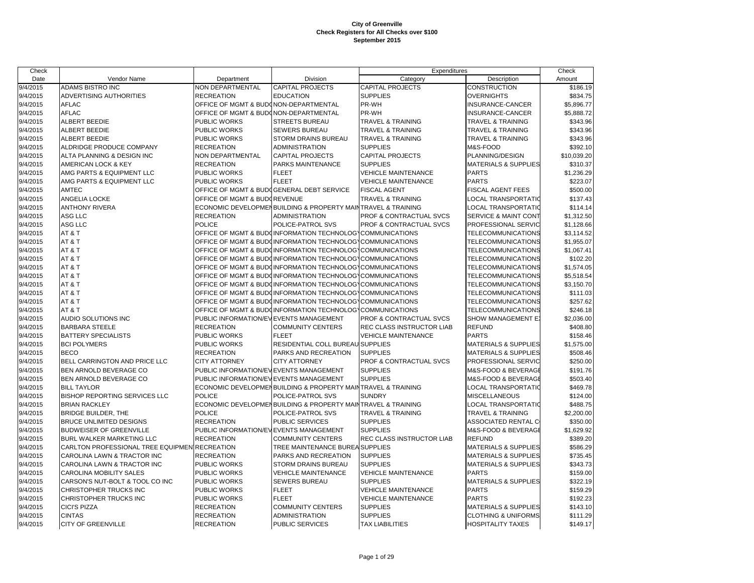# City of Greenville
## Check Registers for All Checks over $100
## September 2015

| Check Date | Vendor Name | Department | Division | Expenditures Category | Expenditures Description | Check Amount |
|---|---|---|---|---|---|---|
| 9/4/2015 | ADAMS BISTRO INC | NON DEPARTMENTAL | CAPITAL PROJECTS | CAPITAL PROJECTS | CONSTRUCTION | $186.19 |
| 9/4/2015 | ADVERTISING AUTHORITIES | RECREATION | EDUCATION | SUPPLIES | OVERNIGHTS | $834.75 |
| 9/4/2015 | AFLAC | OFFICE OF MGMT & BUDG | NON-DEPARTMENTAL | PR-WH | INSURANCE-CANCER | $5,896.77 |
| 9/4/2015 | AFLAC | OFFICE OF MGMT & BUDG | NON-DEPARTMENTAL | PR-WH | INSURANCE-CANCER | $5,888.72 |
| 9/4/2015 | ALBERT BEEDIE | PUBLIC WORKS | STREETS BUREAU | TRAVEL & TRAINING | TRAVEL & TRAINING | $343.96 |
| 9/4/2015 | ALBERT BEEDIE | PUBLIC WORKS | SEWERS BUREAU | TRAVEL & TRAINING | TRAVEL & TRAINING | $343.96 |
| 9/4/2015 | ALBERT BEEDIE | PUBLIC WORKS | STORM DRAINS BUREAU | TRAVEL & TRAINING | TRAVEL & TRAINING | $343.96 |
| 9/4/2015 | ALDRIDGE PRODUCE COMPANY | RECREATION | ADMINISTRATION | SUPPLIES | M&S-FOOD | $392.10 |
| 9/4/2015 | ALTA PLANNING & DESIGN INC | NON DEPARTMENTAL | CAPITAL PROJECTS | CAPITAL PROJECTS | PLANNING/DESIGN | $10,039.20 |
| 9/4/2015 | AMERICAN LOCK & KEY | RECREATION | PARKS MAINTENANCE | SUPPLIES | MATERIALS & SUPPLIES | $310.37 |
| 9/4/2015 | AMG PARTS & EQUIPMENT LLC | PUBLIC WORKS | FLEET | VEHICLE MAINTENANCE | PARTS | $1,236.29 |
| 9/4/2015 | AMG PARTS & EQUIPMENT LLC | PUBLIC WORKS | FLEET | VEHICLE MAINTENANCE | PARTS | $223.07 |
| 9/4/2015 | AMTEC | OFFICE OF MGMT & BUDG | GENERAL DEBT SERVICE | FISCAL AGENT | FISCAL AGENT FEES | $500.00 |
| 9/4/2015 | ANGELIA LOCKE | OFFICE OF MGMT & BUDG | REVENUE | TRAVEL & TRAINING | LOCAL TRANSPORTATIO | $137.43 |
| 9/4/2015 | ANTHONY RIVERA | ECONOMIC DEVELOPMEN | BUILDING & PROPERTY MAIN | TRAVEL & TRAINING | LOCAL TRANSPORTATIO | $114.14 |
| 9/4/2015 | ASG LLC | RECREATION | ADMINISTRATION | PROF & CONTRACTUAL SVCS | SERVICE & MAINT CONT | $1,312.50 |
| 9/4/2015 | ASG LLC | POLICE | POLICE-PATROL SVS | PROF & CONTRACTUAL SVCS | PROFESSIONAL SERVIC | $1,128.66 |
| 9/4/2015 | AT & T | OFFICE OF MGMT & BUDG | INFORMATION TECHNOLOGY | COMMUNICATIONS | TELECOMMUNICATIONS | $3,114.52 |
| 9/4/2015 | AT & T | OFFICE OF MGMT & BUDG | INFORMATION TECHNOLOGY | COMMUNICATIONS | TELECOMMUNICATIONS | $1,955.07 |
| 9/4/2015 | AT & T | OFFICE OF MGMT & BUDG | INFORMATION TECHNOLOGY | COMMUNICATIONS | TELECOMMUNICATIONS | $1,067.41 |
| 9/4/2015 | AT & T | OFFICE OF MGMT & BUDG | INFORMATION TECHNOLOGY | COMMUNICATIONS | TELECOMMUNICATIONS | $102.20 |
| 9/4/2015 | AT & T | OFFICE OF MGMT & BUDG | INFORMATION TECHNOLOGY | COMMUNICATIONS | TELECOMMUNICATIONS | $1,574.05 |
| 9/4/2015 | AT & T | OFFICE OF MGMT & BUDG | INFORMATION TECHNOLOGY | COMMUNICATIONS | TELECOMMUNICATIONS | $5,518.54 |
| 9/4/2015 | AT & T | OFFICE OF MGMT & BUDG | INFORMATION TECHNOLOGY | COMMUNICATIONS | TELECOMMUNICATIONS | $3,150.70 |
| 9/4/2015 | AT & T | OFFICE OF MGMT & BUDG | INFORMATION TECHNOLOGY | COMMUNICATIONS | TELECOMMUNICATIONS | $111.03 |
| 9/4/2015 | AT & T | OFFICE OF MGMT & BUDG | INFORMATION TECHNOLOGY | COMMUNICATIONS | TELECOMMUNICATIONS | $257.62 |
| 9/4/2015 | AT & T | OFFICE OF MGMT & BUDG | INFORMATION TECHNOLOGY | COMMUNICATIONS | TELECOMMUNICATIONS | $246.18 |
| 9/4/2015 | AUDIO SOLUTIONS INC | PUBLIC INFORMATION/EV | EVENTS MANAGEMENT | PROF & CONTRACTUAL SVCS | SHOW MANAGEMENT E | $2,036.00 |
| 9/4/2015 | BARBARA STEELE | RECREATION | COMMUNITY CENTERS | REC CLASS INSTRUCTOR LIAB | REFUND | $408.80 |
| 9/4/2015 | BATTERY SPECIALISTS | PUBLIC WORKS | FLEET | VEHICLE MAINTENANCE | PARTS | $158.46 |
| 9/4/2015 | BCI POLYMERS | PUBLIC WORKS | RESIDENTIAL COLL BUREAU | SUPPLIES | MATERIALS & SUPPLIES | $1,575.00 |
| 9/4/2015 | BECO | RECREATION | PARKS AND RECREATION | SUPPLIES | MATERIALS & SUPPLIES | $508.46 |
| 9/4/2015 | BELL CARRINGTON AND PRICE LLC | CITY ATTORNEY | CITY ATTORNEY | PROF & CONTRACTUAL SVCS | PROFESSIONAL SERVIC | $250.00 |
| 9/4/2015 | BEN ARNOLD BEVERAGE CO | PUBLIC INFORMATION/EV | EVENTS MANAGEMENT | SUPPLIES | M&S-FOOD & BEVERAGE | $191.76 |
| 9/4/2015 | BEN ARNOLD BEVERAGE CO | PUBLIC INFORMATION/EV | EVENTS MANAGEMENT | SUPPLIES | M&S-FOOD & BEVERAGE | $503.40 |
| 9/4/2015 | BILL TAYLOR | ECONOMIC DEVELOPMEN | BUILDING & PROPERTY MAIN | TRAVEL & TRAINING | LOCAL TRANSPORTATIO | $469.78 |
| 9/4/2015 | BISHOP REPORTING SERVICES LLC | POLICE | POLICE-PATROL SVS | SUNDRY | MISCELLANEOUS | $124.00 |
| 9/4/2015 | BRIAN RACKLEY | ECONOMIC DEVELOPMEN | BUILDING & PROPERTY MAIN | TRAVEL & TRAINING | LOCAL TRANSPORTATIO | $488.75 |
| 9/4/2015 | BRIDGE BUILDER, THE | POLICE | POLICE-PATROL SVS | TRAVEL & TRAINING | TRAVEL & TRAINING | $2,200.00 |
| 9/4/2015 | BRUCE UNLIMITED DESIGNS | RECREATION | PUBLIC SERVICES | SUPPLIES | ASSOCIATED RENTAL C | $350.00 |
| 9/4/2015 | BUDWEISER OF GREENVILLE | PUBLIC INFORMATION/EV | EVENTS MANAGEMENT | SUPPLIES | M&S-FOOD & BEVERAGE | $1,629.92 |
| 9/4/2015 | BURL WALKER MARKETING LLC | RECREATION | COMMUNITY CENTERS | REC CLASS INSTRUCTOR LIAB | REFUND | $389.20 |
| 9/4/2015 | CARLTON PROFESSIONAL TREE EQUIPMEN | RECREATION | TREE MAINTENANCE BUREA | SUPPLIES | MATERIALS & SUPPLIES | $586.29 |
| 9/4/2015 | CAROLINA LAWN & TRACTOR INC | RECREATION | PARKS AND RECREATION | SUPPLIES | MATERIALS & SUPPLIES | $735.45 |
| 9/4/2015 | CAROLINA LAWN & TRACTOR INC | PUBLIC WORKS | STORM DRAINS BUREAU | SUPPLIES | MATERIALS & SUPPLIES | $343.73 |
| 9/4/2015 | CAROLINA MOBILITY SALES | PUBLIC WORKS | VEHICLE MAINTENANCE | VEHICLE MAINTENANCE | PARTS | $159.00 |
| 9/4/2015 | CARSON'S NUT-BOLT & TOOL CO INC | PUBLIC WORKS | SEWERS BUREAU | SUPPLIES | MATERIALS & SUPPLIES | $322.19 |
| 9/4/2015 | CHRISTOPHER TRUCKS INC | PUBLIC WORKS | FLEET | VEHICLE MAINTENANCE | PARTS | $159.29 |
| 9/4/2015 | CHRISTOPHER TRUCKS INC | PUBLIC WORKS | FLEET | VEHICLE MAINTENANCE | PARTS | $192.23 |
| 9/4/2015 | CICI'S PIZZA | RECREATION | COMMUNITY CENTERS | SUPPLIES | MATERIALS & SUPPLIES | $143.10 |
| 9/4/2015 | CINTAS | RECREATION | ADMINISTRATION | SUPPLIES | CLOTHING & UNIFORMS | $111.29 |
| 9/4/2015 | CITY OF GREENVILLE | RECREATION | PUBLIC SERVICES | TAX LIABILITIES | HOSPITALITY TAXES | $149.17 |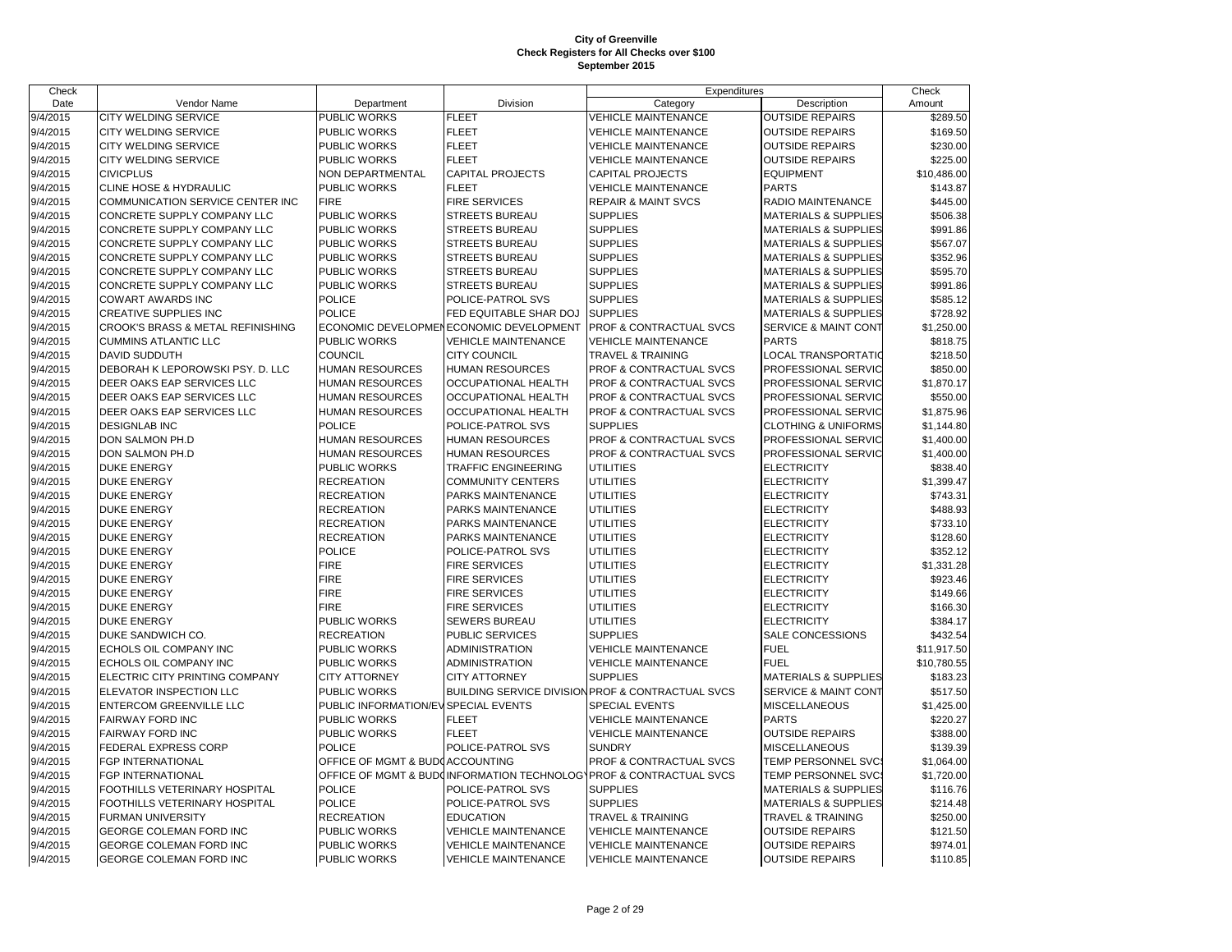# City of Greenville
## Check Registers for All Checks over $100
### September 2015

| Check Date | Vendor Name | Department | Division | Expenditures Category | Description | Check Amount |
|---|---|---|---|---|---|---|
| 9/4/2015 | CITY WELDING SERVICE | PUBLIC WORKS | FLEET | VEHICLE MAINTENANCE | OUTSIDE REPAIRS | $289.50 |
| 9/4/2015 | CITY WELDING SERVICE | PUBLIC WORKS | FLEET | VEHICLE MAINTENANCE | OUTSIDE REPAIRS | $169.50 |
| 9/4/2015 | CITY WELDING SERVICE | PUBLIC WORKS | FLEET | VEHICLE MAINTENANCE | OUTSIDE REPAIRS | $230.00 |
| 9/4/2015 | CITY WELDING SERVICE | PUBLIC WORKS | FLEET | VEHICLE MAINTENANCE | OUTSIDE REPAIRS | $225.00 |
| 9/4/2015 | CIVICPLUS | NON DEPARTMENTAL | CAPITAL PROJECTS | CAPITAL PROJECTS | EQUIPMENT | $10,486.00 |
| 9/4/2015 | CLINE HOSE & HYDRAULIC | PUBLIC WORKS | FLEET | VEHICLE MAINTENANCE | PARTS | $143.87 |
| 9/4/2015 | COMMUNICATION SERVICE CENTER INC | FIRE | FIRE SERVICES | REPAIR & MAINT SVCS | RADIO MAINTENANCE | $445.00 |
| 9/4/2015 | CONCRETE SUPPLY COMPANY LLC | PUBLIC WORKS | STREETS BUREAU | SUPPLIES | MATERIALS & SUPPLIES | $506.38 |
| 9/4/2015 | CONCRETE SUPPLY COMPANY LLC | PUBLIC WORKS | STREETS BUREAU | SUPPLIES | MATERIALS & SUPPLIES | $991.86 |
| 9/4/2015 | CONCRETE SUPPLY COMPANY LLC | PUBLIC WORKS | STREETS BUREAU | SUPPLIES | MATERIALS & SUPPLIES | $567.07 |
| 9/4/2015 | CONCRETE SUPPLY COMPANY LLC | PUBLIC WORKS | STREETS BUREAU | SUPPLIES | MATERIALS & SUPPLIES | $352.96 |
| 9/4/2015 | CONCRETE SUPPLY COMPANY LLC | PUBLIC WORKS | STREETS BUREAU | SUPPLIES | MATERIALS & SUPPLIES | $595.70 |
| 9/4/2015 | CONCRETE SUPPLY COMPANY LLC | PUBLIC WORKS | STREETS BUREAU | SUPPLIES | MATERIALS & SUPPLIES | $991.86 |
| 9/4/2015 | COWART AWARDS INC | POLICE | POLICE-PATROL SVS | SUPPLIES | MATERIALS & SUPPLIES | $585.12 |
| 9/4/2015 | CREATIVE SUPPLIES INC | POLICE | FED EQUITABLE SHAR DOJ | SUPPLIES | MATERIALS & SUPPLIES | $728.92 |
| 9/4/2015 | CROOK'S BRASS & METAL REFINISHING | ECONOMIC DEVELOPMEN | ECONOMIC DEVELOPMENT | PROF & CONTRACTUAL SVCS | SERVICE & MAINT CONT | $1,250.00 |
| 9/4/2015 | CUMMINS ATLANTIC LLC | PUBLIC WORKS | VEHICLE MAINTENANCE | VEHICLE MAINTENANCE | PARTS | $818.75 |
| 9/4/2015 | DAVID SUDDUTH | COUNCIL | CITY COUNCIL | TRAVEL & TRAINING | LOCAL TRANSPORTATIO | $218.50 |
| 9/4/2015 | DEBORAH K LEPOROWSKI PSY. D. LLC | HUMAN RESOURCES | HUMAN RESOURCES | PROF & CONTRACTUAL SVCS | PROFESSIONAL SERVIC | $850.00 |
| 9/4/2015 | DEER OAKS EAP SERVICES LLC | HUMAN RESOURCES | OCCUPATIONAL HEALTH | PROF & CONTRACTUAL SVCS | PROFESSIONAL SERVIC | $1,870.17 |
| 9/4/2015 | DEER OAKS EAP SERVICES LLC | HUMAN RESOURCES | OCCUPATIONAL HEALTH | PROF & CONTRACTUAL SVCS | PROFESSIONAL SERVIC | $550.00 |
| 9/4/2015 | DEER OAKS EAP SERVICES LLC | HUMAN RESOURCES | OCCUPATIONAL HEALTH | PROF & CONTRACTUAL SVCS | PROFESSIONAL SERVIC | $1,875.96 |
| 9/4/2015 | DESIGNLAB INC | POLICE | POLICE-PATROL SVS | SUPPLIES | CLOTHING & UNIFORMS | $1,144.80 |
| 9/4/2015 | DON SALMON PH.D | HUMAN RESOURCES | HUMAN RESOURCES | PROF & CONTRACTUAL SVCS | PROFESSIONAL SERVIC | $1,400.00 |
| 9/4/2015 | DON SALMON PH.D | HUMAN RESOURCES | HUMAN RESOURCES | PROF & CONTRACTUAL SVCS | PROFESSIONAL SERVIC | $1,400.00 |
| 9/4/2015 | DUKE ENERGY | PUBLIC WORKS | TRAFFIC ENGINEERING | UTILITIES | ELECTRICITY | $838.40 |
| 9/4/2015 | DUKE ENERGY | RECREATION | COMMUNITY CENTERS | UTILITIES | ELECTRICITY | $1,399.47 |
| 9/4/2015 | DUKE ENERGY | RECREATION | PARKS MAINTENANCE | UTILITIES | ELECTRICITY | $743.31 |
| 9/4/2015 | DUKE ENERGY | RECREATION | PARKS MAINTENANCE | UTILITIES | ELECTRICITY | $488.93 |
| 9/4/2015 | DUKE ENERGY | RECREATION | PARKS MAINTENANCE | UTILITIES | ELECTRICITY | $733.10 |
| 9/4/2015 | DUKE ENERGY | RECREATION | PARKS MAINTENANCE | UTILITIES | ELECTRICITY | $128.60 |
| 9/4/2015 | DUKE ENERGY | POLICE | POLICE-PATROL SVS | UTILITIES | ELECTRICITY | $352.12 |
| 9/4/2015 | DUKE ENERGY | FIRE | FIRE SERVICES | UTILITIES | ELECTRICITY | $1,331.28 |
| 9/4/2015 | DUKE ENERGY | FIRE | FIRE SERVICES | UTILITIES | ELECTRICITY | $923.46 |
| 9/4/2015 | DUKE ENERGY | FIRE | FIRE SERVICES | UTILITIES | ELECTRICITY | $149.66 |
| 9/4/2015 | DUKE ENERGY | FIRE | FIRE SERVICES | UTILITIES | ELECTRICITY | $166.30 |
| 9/4/2015 | DUKE ENERGY | PUBLIC WORKS | SEWERS BUREAU | UTILITIES | ELECTRICITY | $384.17 |
| 9/4/2015 | DUKE SANDWICH CO. | RECREATION | PUBLIC SERVICES | SUPPLIES | SALE CONCESSIONS | $432.54 |
| 9/4/2015 | ECHOLS OIL COMPANY INC | PUBLIC WORKS | ADMINISTRATION | VEHICLE MAINTENANCE | FUEL | $11,917.50 |
| 9/4/2015 | ECHOLS OIL COMPANY INC | PUBLIC WORKS | ADMINISTRATION | VEHICLE MAINTENANCE | FUEL | $10,780.55 |
| 9/4/2015 | ELECTRIC CITY PRINTING COMPANY | CITY ATTORNEY | CITY ATTORNEY | SUPPLIES | MATERIALS & SUPPLIES | $183.23 |
| 9/4/2015 | ELEVATOR INSPECTION LLC | PUBLIC WORKS | BUILDING SERVICE DIVISION | PROF & CONTRACTUAL SVCS | SERVICE & MAINT CONT | $517.50 |
| 9/4/2015 | ENTERCOM GREENVILLE LLC | PUBLIC INFORMATION/EV | SPECIAL EVENTS | SPECIAL EVENTS | MISCELLANEOUS | $1,425.00 |
| 9/4/2015 | FAIRWAY FORD INC | PUBLIC WORKS | FLEET | VEHICLE MAINTENANCE | PARTS | $220.27 |
| 9/4/2015 | FAIRWAY FORD INC | PUBLIC WORKS | FLEET | VEHICLE MAINTENANCE | OUTSIDE REPAIRS | $388.00 |
| 9/4/2015 | FEDERAL EXPRESS CORP | POLICE | POLICE-PATROL SVS | SUNDRY | MISCELLANEOUS | $139.39 |
| 9/4/2015 | FGP INTERNATIONAL | OFFICE OF MGMT & BUD | ACCOUNTING | PROF & CONTRACTUAL SVCS | TEMP PERSONNEL SVC | $1,064.00 |
| 9/4/2015 | FGP INTERNATIONAL | OFFICE OF MGMT & BUD | INFORMATION TECHNOLOG | PROF & CONTRACTUAL SVCS | TEMP PERSONNEL SVC | $1,720.00 |
| 9/4/2015 | FOOTHILLS VETERINARY HOSPITAL | POLICE | POLICE-PATROL SVS | SUPPLIES | MATERIALS & SUPPLIES | $116.76 |
| 9/4/2015 | FOOTHILLS VETERINARY HOSPITAL | POLICE | POLICE-PATROL SVS | SUPPLIES | MATERIALS & SUPPLIES | $214.48 |
| 9/4/2015 | FURMAN UNIVERSITY | RECREATION | EDUCATION | TRAVEL & TRAINING | TRAVEL & TRAINING | $250.00 |
| 9/4/2015 | GEORGE COLEMAN FORD INC | PUBLIC WORKS | VEHICLE MAINTENANCE | VEHICLE MAINTENANCE | OUTSIDE REPAIRS | $121.50 |
| 9/4/2015 | GEORGE COLEMAN FORD INC | PUBLIC WORKS | VEHICLE MAINTENANCE | VEHICLE MAINTENANCE | OUTSIDE REPAIRS | $974.01 |
| 9/4/2015 | GEORGE COLEMAN FORD INC | PUBLIC WORKS | VEHICLE MAINTENANCE | VEHICLE MAINTENANCE | OUTSIDE REPAIRS | $110.85 |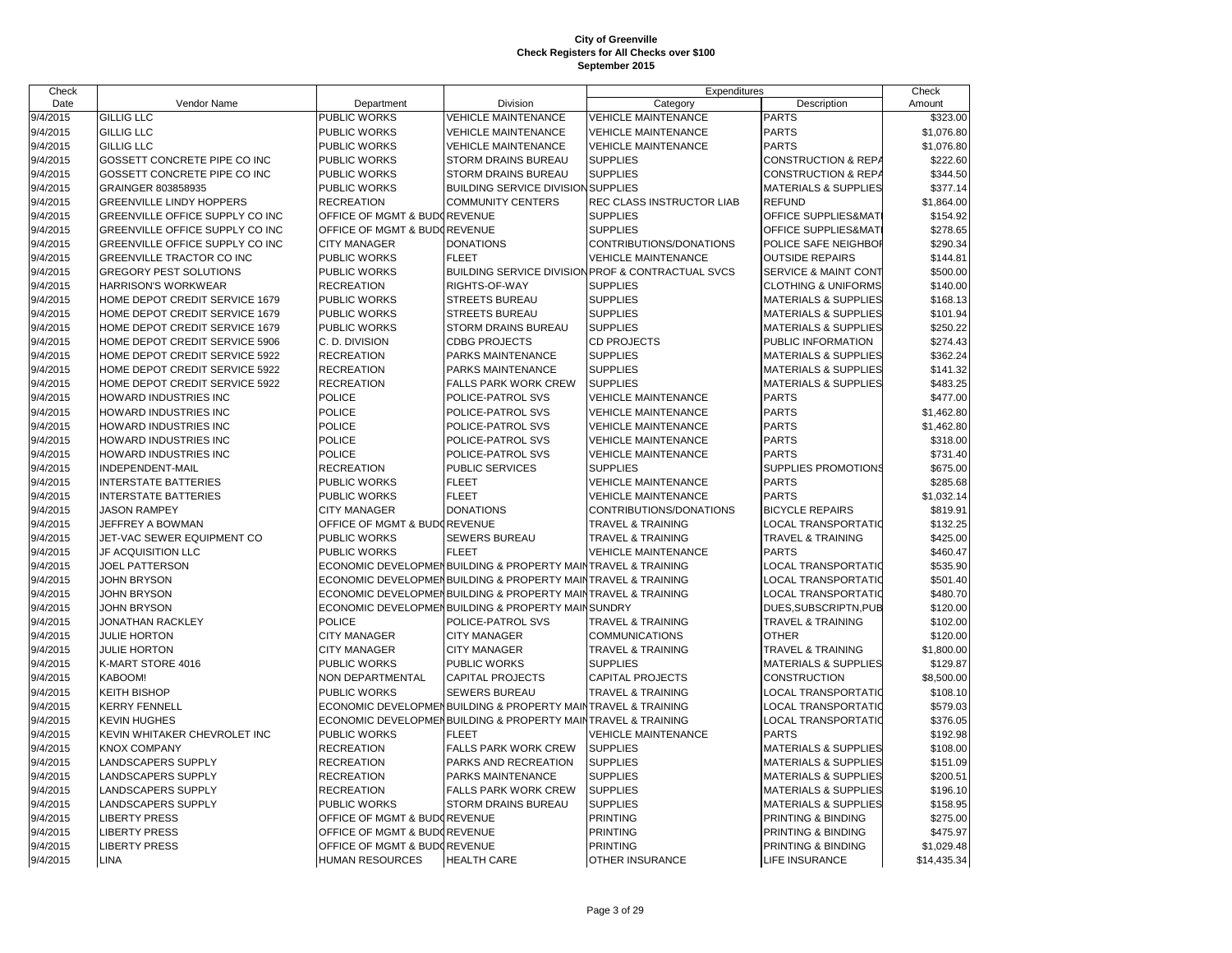# City of Greenville
## Check Registers for All Checks over $100
### September 2015

| Check Date | Vendor Name | Department | Division | Expenditures Category | Description | Check Amount |
|---|---|---|---|---|---|---|
| 9/4/2015 | GILLIG LLC | PUBLIC WORKS | VEHICLE MAINTENANCE | VEHICLE MAINTENANCE | PARTS | $323.00 |
| 9/4/2015 | GILLIG LLC | PUBLIC WORKS | VEHICLE MAINTENANCE | VEHICLE MAINTENANCE | PARTS | $1,076.80 |
| 9/4/2015 | GILLIG LLC | PUBLIC WORKS | VEHICLE MAINTENANCE | VEHICLE MAINTENANCE | PARTS | $1,076.80 |
| 9/4/2015 | GOSSETT CONCRETE PIPE CO INC | PUBLIC WORKS | STORM DRAINS BUREAU | SUPPLIES | CONSTRUCTION & REPA | $222.60 |
| 9/4/2015 | GOSSETT CONCRETE PIPE CO INC | PUBLIC WORKS | STORM DRAINS BUREAU | SUPPLIES | CONSTRUCTION & REPA | $344.50 |
| 9/4/2015 | GRAINGER 803858935 | PUBLIC WORKS | BUILDING SERVICE DIVISION | SUPPLIES | MATERIALS & SUPPLIES | $377.14 |
| 9/4/2015 | GREENVILLE LINDY HOPPERS | RECREATION | COMMUNITY CENTERS | REC CLASS INSTRUCTOR LIAB | REFUND | $1,864.00 |
| 9/4/2015 | GREENVILLE OFFICE SUPPLY CO INC | OFFICE OF MGMT & BUDG | REVENUE | SUPPLIES | OFFICE SUPPLIES&MATI | $154.92 |
| 9/4/2015 | GREENVILLE OFFICE SUPPLY CO INC | OFFICE OF MGMT & BUDG | REVENUE | SUPPLIES | OFFICE SUPPLIES&MATI | $278.65 |
| 9/4/2015 | GREENVILLE OFFICE SUPPLY CO INC | CITY MANAGER | DONATIONS | CONTRIBUTIONS/DONATIONS | POLICE SAFE NEIGHBOR | $290.34 |
| 9/4/2015 | GREENVILLE TRACTOR CO INC | PUBLIC WORKS | FLEET | VEHICLE MAINTENANCE | OUTSIDE REPAIRS | $144.81 |
| 9/4/2015 | GREGORY PEST SOLUTIONS | PUBLIC WORKS | BUILDING SERVICE DIVISION | PROF & CONTRACTUAL SVCS | SERVICE & MAINT CONT | $500.00 |
| 9/4/2015 | HARRISON'S WORKWEAR | RECREATION | RIGHTS-OF-WAY | SUPPLIES | CLOTHING & UNIFORMS | $140.00 |
| 9/4/2015 | HOME DEPOT CREDIT SERVICE 1679 | PUBLIC WORKS | STREETS BUREAU | SUPPLIES | MATERIALS & SUPPLIES | $168.13 |
| 9/4/2015 | HOME DEPOT CREDIT SERVICE 1679 | PUBLIC WORKS | STREETS BUREAU | SUPPLIES | MATERIALS & SUPPLIES | $101.94 |
| 9/4/2015 | HOME DEPOT CREDIT SERVICE 1679 | PUBLIC WORKS | STORM DRAINS BUREAU | SUPPLIES | MATERIALS & SUPPLIES | $250.22 |
| 9/4/2015 | HOME DEPOT CREDIT SERVICE 5906 | C. D. DIVISION | CDBG PROJECTS | CD PROJECTS | PUBLIC INFORMATION | $274.43 |
| 9/4/2015 | HOME DEPOT CREDIT SERVICE 5922 | RECREATION | PARKS MAINTENANCE | SUPPLIES | MATERIALS & SUPPLIES | $362.24 |
| 9/4/2015 | HOME DEPOT CREDIT SERVICE 5922 | RECREATION | PARKS MAINTENANCE | SUPPLIES | MATERIALS & SUPPLIES | $141.32 |
| 9/4/2015 | HOME DEPOT CREDIT SERVICE 5922 | RECREATION | FALLS PARK WORK CREW | SUPPLIES | MATERIALS & SUPPLIES | $483.25 |
| 9/4/2015 | HOWARD INDUSTRIES INC | POLICE | POLICE-PATROL SVS | VEHICLE MAINTENANCE | PARTS | $477.00 |
| 9/4/2015 | HOWARD INDUSTRIES INC | POLICE | POLICE-PATROL SVS | VEHICLE MAINTENANCE | PARTS | $1,462.80 |
| 9/4/2015 | HOWARD INDUSTRIES INC | POLICE | POLICE-PATROL SVS | VEHICLE MAINTENANCE | PARTS | $1,462.80 |
| 9/4/2015 | HOWARD INDUSTRIES INC | POLICE | POLICE-PATROL SVS | VEHICLE MAINTENANCE | PARTS | $318.00 |
| 9/4/2015 | HOWARD INDUSTRIES INC | POLICE | POLICE-PATROL SVS | VEHICLE MAINTENANCE | PARTS | $731.40 |
| 9/4/2015 | INDEPENDENT-MAIL | RECREATION | PUBLIC SERVICES | SUPPLIES | SUPPLIES PROMOTIONS | $675.00 |
| 9/4/2015 | INTERSTATE BATTERIES | PUBLIC WORKS | FLEET | VEHICLE MAINTENANCE | PARTS | $285.68 |
| 9/4/2015 | INTERSTATE BATTERIES | PUBLIC WORKS | FLEET | VEHICLE MAINTENANCE | PARTS | $1,032.14 |
| 9/4/2015 | JASON RAMPEY | CITY MANAGER | DONATIONS | CONTRIBUTIONS/DONATIONS | BICYCLE REPAIRS | $819.91 |
| 9/4/2015 | JEFFREY A BOWMAN | OFFICE OF MGMT & BUDG | REVENUE | TRAVEL & TRAINING | LOCAL TRANSPORTATIO | $132.25 |
| 9/4/2015 | JET-VAC SEWER EQUIPMENT CO | PUBLIC WORKS | SEWERS BUREAU | TRAVEL & TRAINING | TRAVEL & TRAINING | $425.00 |
| 9/4/2015 | JF ACQUISITION LLC | PUBLIC WORKS | FLEET | VEHICLE MAINTENANCE | PARTS | $460.47 |
| 9/4/2015 | JOEL PATTERSON | ECONOMIC DEVELOPMEN | BUILDING & PROPERTY MAIN | TRAVEL & TRAINING | LOCAL TRANSPORTATIO | $535.90 |
| 9/4/2015 | JOHN BRYSON | ECONOMIC DEVELOPMEN | BUILDING & PROPERTY MAIN | TRAVEL & TRAINING | LOCAL TRANSPORTATIO | $501.40 |
| 9/4/2015 | JOHN BRYSON | ECONOMIC DEVELOPMEN | BUILDING & PROPERTY MAIN | TRAVEL & TRAINING | LOCAL TRANSPORTATIO | $480.70 |
| 9/4/2015 | JOHN BRYSON | ECONOMIC DEVELOPMEN | BUILDING & PROPERTY MAIN | SUNDRY | DUES,SUBSCRIPTN,PUB | $120.00 |
| 9/4/2015 | JONATHAN RACKLEY | POLICE | POLICE-PATROL SVS | TRAVEL & TRAINING | TRAVEL & TRAINING | $102.00 |
| 9/4/2015 | JULIE HORTON | CITY MANAGER | CITY MANAGER | COMMUNICATIONS | OTHER | $120.00 |
| 9/4/2015 | JULIE HORTON | CITY MANAGER | CITY MANAGER | TRAVEL & TRAINING | TRAVEL & TRAINING | $1,800.00 |
| 9/4/2015 | K-MART STORE 4016 | PUBLIC WORKS | PUBLIC WORKS | SUPPLIES | MATERIALS & SUPPLIES | $129.87 |
| 9/4/2015 | KABOOM! | NON DEPARTMENTAL | CAPITAL PROJECTS | CAPITAL PROJECTS | CONSTRUCTION | $8,500.00 |
| 9/4/2015 | KEITH BISHOP | PUBLIC WORKS | SEWERS BUREAU | TRAVEL & TRAINING | LOCAL TRANSPORTATIO | $108.10 |
| 9/4/2015 | KERRY FENNELL | ECONOMIC DEVELOPMEN | BUILDING & PROPERTY MAIN | TRAVEL & TRAINING | LOCAL TRANSPORTATIO | $579.03 |
| 9/4/2015 | KEVIN HUGHES | ECONOMIC DEVELOPMEN | BUILDING & PROPERTY MAIN | TRAVEL & TRAINING | LOCAL TRANSPORTATIO | $376.05 |
| 9/4/2015 | KEVIN WHITAKER CHEVROLET INC | PUBLIC WORKS | FLEET | VEHICLE MAINTENANCE | PARTS | $192.98 |
| 9/4/2015 | KNOX COMPANY | RECREATION | FALLS PARK WORK CREW | SUPPLIES | MATERIALS & SUPPLIES | $108.00 |
| 9/4/2015 | LANDSCAPERS SUPPLY | RECREATION | PARKS AND RECREATION | SUPPLIES | MATERIALS & SUPPLIES | $151.09 |
| 9/4/2015 | LANDSCAPERS SUPPLY | RECREATION | PARKS MAINTENANCE | SUPPLIES | MATERIALS & SUPPLIES | $200.51 |
| 9/4/2015 | LANDSCAPERS SUPPLY | RECREATION | FALLS PARK WORK CREW | SUPPLIES | MATERIALS & SUPPLIES | $196.10 |
| 9/4/2015 | LANDSCAPERS SUPPLY | PUBLIC WORKS | STORM DRAINS BUREAU | SUPPLIES | MATERIALS & SUPPLIES | $158.95 |
| 9/4/2015 | LIBERTY PRESS | OFFICE OF MGMT & BUDG | REVENUE | PRINTING | PRINTING & BINDING | $275.00 |
| 9/4/2015 | LIBERTY PRESS | OFFICE OF MGMT & BUDG | REVENUE | PRINTING | PRINTING & BINDING | $475.97 |
| 9/4/2015 | LIBERTY PRESS | OFFICE OF MGMT & BUDG | REVENUE | PRINTING | PRINTING & BINDING | $1,029.48 |
| 9/4/2015 | LINA | HUMAN RESOURCES | HEALTH CARE | OTHER INSURANCE | LIFE INSURANCE | $14,435.34 |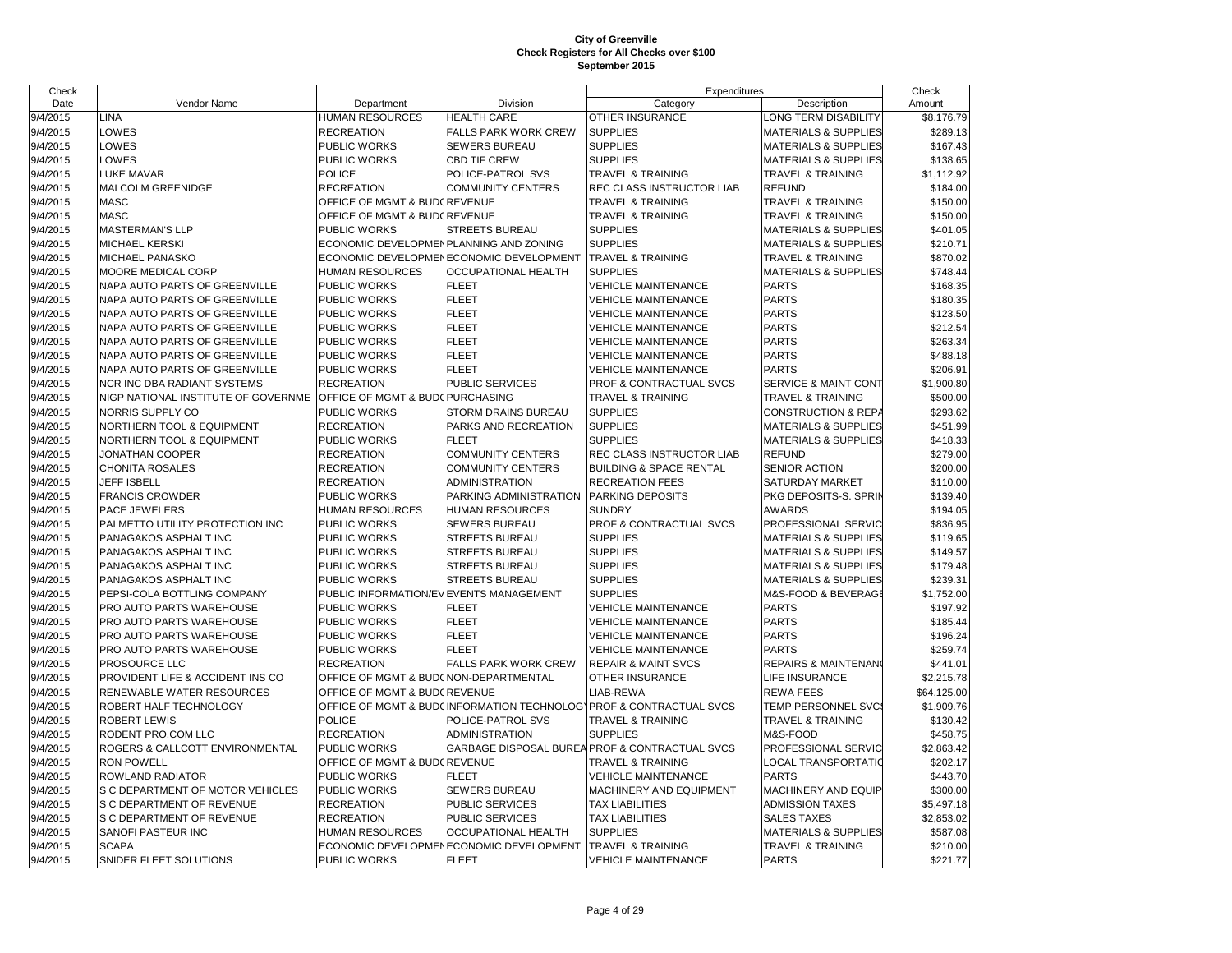# City of Greenville
## Check Registers for All Checks over $100
### September 2015

| Check Date | Vendor Name | Department | Division | Expenditures Category | Description | Check Amount |
|---|---|---|---|---|---|---|
| 9/4/2015 | LINA | HUMAN RESOURCES | HEALTH CARE | OTHER INSURANCE | LONG TERM DISABILITY | $8,176.79 |
| 9/4/2015 | LOWES | RECREATION | FALLS PARK WORK CREW | SUPPLIES | MATERIALS & SUPPLIES | $289.13 |
| 9/4/2015 | LOWES | PUBLIC WORKS | SEWERS BUREAU | SUPPLIES | MATERIALS & SUPPLIES | $167.43 |
| 9/4/2015 | LOWES | PUBLIC WORKS | CBD TIF CREW | SUPPLIES | MATERIALS & SUPPLIES | $138.65 |
| 9/4/2015 | LUKE MAVAR | POLICE | POLICE-PATROL SVS | TRAVEL & TRAINING | TRAVEL & TRAINING | $1,112.92 |
| 9/4/2015 | MALCOLM GREENIDGE | RECREATION | COMMUNITY CENTERS | REC CLASS INSTRUCTOR LIAB | REFUND | $184.00 |
| 9/4/2015 | MASC | OFFICE OF MGMT & BUDG | REVENUE | TRAVEL & TRAINING | TRAVEL & TRAINING | $150.00 |
| 9/4/2015 | MASC | OFFICE OF MGMT & BUDG | REVENUE | TRAVEL & TRAINING | TRAVEL & TRAINING | $150.00 |
| 9/4/2015 | MASTERMAN'S LLP | PUBLIC WORKS | STREETS BUREAU | SUPPLIES | MATERIALS & SUPPLIES | $401.05 |
| 9/4/2015 | MICHAEL KERSKI | ECONOMIC DEVELOPMENT | PLANNING AND ZONING | SUPPLIES | MATERIALS & SUPPLIES | $210.71 |
| 9/4/2015 | MICHAEL PANASKO | ECONOMIC DEVELOPMENT | ECONOMIC DEVELOPMENT | TRAVEL & TRAINING | TRAVEL & TRAINING | $870.02 |
| 9/4/2015 | MOORE MEDICAL CORP | HUMAN RESOURCES | OCCUPATIONAL HEALTH | SUPPLIES | MATERIALS & SUPPLIES | $748.44 |
| 9/4/2015 | NAPA AUTO PARTS OF GREENVILLE | PUBLIC WORKS | FLEET | VEHICLE MAINTENANCE | PARTS | $168.35 |
| 9/4/2015 | NAPA AUTO PARTS OF GREENVILLE | PUBLIC WORKS | FLEET | VEHICLE MAINTENANCE | PARTS | $180.35 |
| 9/4/2015 | NAPA AUTO PARTS OF GREENVILLE | PUBLIC WORKS | FLEET | VEHICLE MAINTENANCE | PARTS | $123.50 |
| 9/4/2015 | NAPA AUTO PARTS OF GREENVILLE | PUBLIC WORKS | FLEET | VEHICLE MAINTENANCE | PARTS | $212.54 |
| 9/4/2015 | NAPA AUTO PARTS OF GREENVILLE | PUBLIC WORKS | FLEET | VEHICLE MAINTENANCE | PARTS | $263.34 |
| 9/4/2015 | NAPA AUTO PARTS OF GREENVILLE | PUBLIC WORKS | FLEET | VEHICLE MAINTENANCE | PARTS | $488.18 |
| 9/4/2015 | NAPA AUTO PARTS OF GREENVILLE | PUBLIC WORKS | FLEET | VEHICLE MAINTENANCE | PARTS | $206.91 |
| 9/4/2015 | NCR INC DBA RADIANT SYSTEMS | RECREATION | PUBLIC SERVICES | PROF & CONTRACTUAL SVCS | SERVICE & MAINT CONT | $1,900.80 |
| 9/4/2015 | NIGP NATIONAL INSTITUTE OF GOVERNME | OFFICE OF MGMT & BUDG | PURCHASING | TRAVEL & TRAINING | TRAVEL & TRAINING | $500.00 |
| 9/4/2015 | NORRIS SUPPLY CO | PUBLIC WORKS | STORM DRAINS BUREAU | SUPPLIES | CONSTRUCTION & REPA | $293.62 |
| 9/4/2015 | NORTHERN TOOL & EQUIPMENT | RECREATION | PARKS AND RECREATION | SUPPLIES | MATERIALS & SUPPLIES | $451.99 |
| 9/4/2015 | NORTHERN TOOL & EQUIPMENT | PUBLIC WORKS | FLEET | SUPPLIES | MATERIALS & SUPPLIES | $418.33 |
| 9/4/2015 | JONATHAN COOPER | RECREATION | COMMUNITY CENTERS | REC CLASS INSTRUCTOR LIAB | REFUND | $279.00 |
| 9/4/2015 | CHONITA ROSALES | RECREATION | COMMUNITY CENTERS | BUILDING & SPACE RENTAL | SENIOR ACTION | $200.00 |
| 9/4/2015 | JEFF ISBELL | RECREATION | ADMINISTRATION | RECREATION FEES | SATURDAY MARKET | $110.00 |
| 9/4/2015 | FRANCIS CROWDER | PUBLIC WORKS | PARKING ADMINISTRATION | PARKING DEPOSITS | PKG DEPOSITS-S. SPRIN | $139.40 |
| 9/4/2015 | PACE JEWELERS | HUMAN RESOURCES | HUMAN RESOURCES | SUNDRY | AWARDS | $194.05 |
| 9/4/2015 | PALMETTO UTILITY PROTECTION INC | PUBLIC WORKS | SEWERS BUREAU | PROF & CONTRACTUAL SVCS | PROFESSIONAL SERVIC | $836.95 |
| 9/4/2015 | PANAGAKOS ASPHALT INC | PUBLIC WORKS | STREETS BUREAU | SUPPLIES | MATERIALS & SUPPLIES | $119.65 |
| 9/4/2015 | PANAGAKOS ASPHALT INC | PUBLIC WORKS | STREETS BUREAU | SUPPLIES | MATERIALS & SUPPLIES | $149.57 |
| 9/4/2015 | PANAGAKOS ASPHALT INC | PUBLIC WORKS | STREETS BUREAU | SUPPLIES | MATERIALS & SUPPLIES | $179.48 |
| 9/4/2015 | PANAGAKOS ASPHALT INC | PUBLIC WORKS | STREETS BUREAU | SUPPLIES | MATERIALS & SUPPLIES | $239.31 |
| 9/4/2015 | PEPSI-COLA BOTTLING COMPANY | PUBLIC INFORMATION/EV | EVENTS MANAGEMENT | SUPPLIES | M&S-FOOD & BEVERAGE | $1,752.00 |
| 9/4/2015 | PRO AUTO PARTS WAREHOUSE | PUBLIC WORKS | FLEET | VEHICLE MAINTENANCE | PARTS | $197.92 |
| 9/4/2015 | PRO AUTO PARTS WAREHOUSE | PUBLIC WORKS | FLEET | VEHICLE MAINTENANCE | PARTS | $185.44 |
| 9/4/2015 | PRO AUTO PARTS WAREHOUSE | PUBLIC WORKS | FLEET | VEHICLE MAINTENANCE | PARTS | $196.24 |
| 9/4/2015 | PRO AUTO PARTS WAREHOUSE | PUBLIC WORKS | FLEET | VEHICLE MAINTENANCE | PARTS | $259.74 |
| 9/4/2015 | PROSOURCE LLC | RECREATION | FALLS PARK WORK CREW | REPAIR & MAINT SVCS | REPAIRS & MAINTENANC | $441.01 |
| 9/4/2015 | PROVIDENT LIFE & ACCIDENT INS CO | OFFICE OF MGMT & BUDG | NON-DEPARTMENTAL | OTHER INSURANCE | LIFE INSURANCE | $2,215.78 |
| 9/4/2015 | RENEWABLE WATER RESOURCES | OFFICE OF MGMT & BUDG | REVENUE | LIAB-REWA | REWA FEES | $64,125.00 |
| 9/4/2015 | ROBERT HALF TECHNOLOGY | OFFICE OF MGMT & BUDG | INFORMATION TECHNOLOGY | PROF & CONTRACTUAL SVCS | TEMP PERSONNEL SVCS | $1,909.76 |
| 9/4/2015 | ROBERT LEWIS | POLICE | POLICE-PATROL SVS | TRAVEL & TRAINING | TRAVEL & TRAINING | $130.42 |
| 9/4/2015 | RODENT PRO.COM LLC | RECREATION | ADMINISTRATION | SUPPLIES | M&S-FOOD | $458.75 |
| 9/4/2015 | ROGERS & CALLCOTT ENVIRONMENTAL | PUBLIC WORKS | GARBAGE DISPOSAL BUREAU | PROF & CONTRACTUAL SVCS | PROFESSIONAL SERVIC | $2,863.42 |
| 9/4/2015 | RON POWELL | OFFICE OF MGMT & BUDG | REVENUE | TRAVEL & TRAINING | LOCAL TRANSPORTATIO | $202.17 |
| 9/4/2015 | ROWLAND RADIATOR | PUBLIC WORKS | FLEET | VEHICLE MAINTENANCE | PARTS | $443.70 |
| 9/4/2015 | S C DEPARTMENT OF MOTOR VEHICLES | PUBLIC WORKS | SEWERS BUREAU | MACHINERY AND EQUIPMENT | MACHINERY AND EQUIP | $300.00 |
| 9/4/2015 | S C DEPARTMENT OF REVENUE | RECREATION | PUBLIC SERVICES | TAX LIABILITIES | ADMISSION TAXES | $5,497.18 |
| 9/4/2015 | S C DEPARTMENT OF REVENUE | RECREATION | PUBLIC SERVICES | TAX LIABILITIES | SALES TAXES | $2,853.02 |
| 9/4/2015 | SANOFI PASTEUR INC | HUMAN RESOURCES | OCCUPATIONAL HEALTH | SUPPLIES | MATERIALS & SUPPLIES | $587.08 |
| 9/4/2015 | SCAPA | ECONOMIC DEVELOPMENT | ECONOMIC DEVELOPMENT | TRAVEL & TRAINING | TRAVEL & TRAINING | $210.00 |
| 9/4/2015 | SNIDER FLEET SOLUTIONS | PUBLIC WORKS | FLEET | VEHICLE MAINTENANCE | PARTS | $221.77 |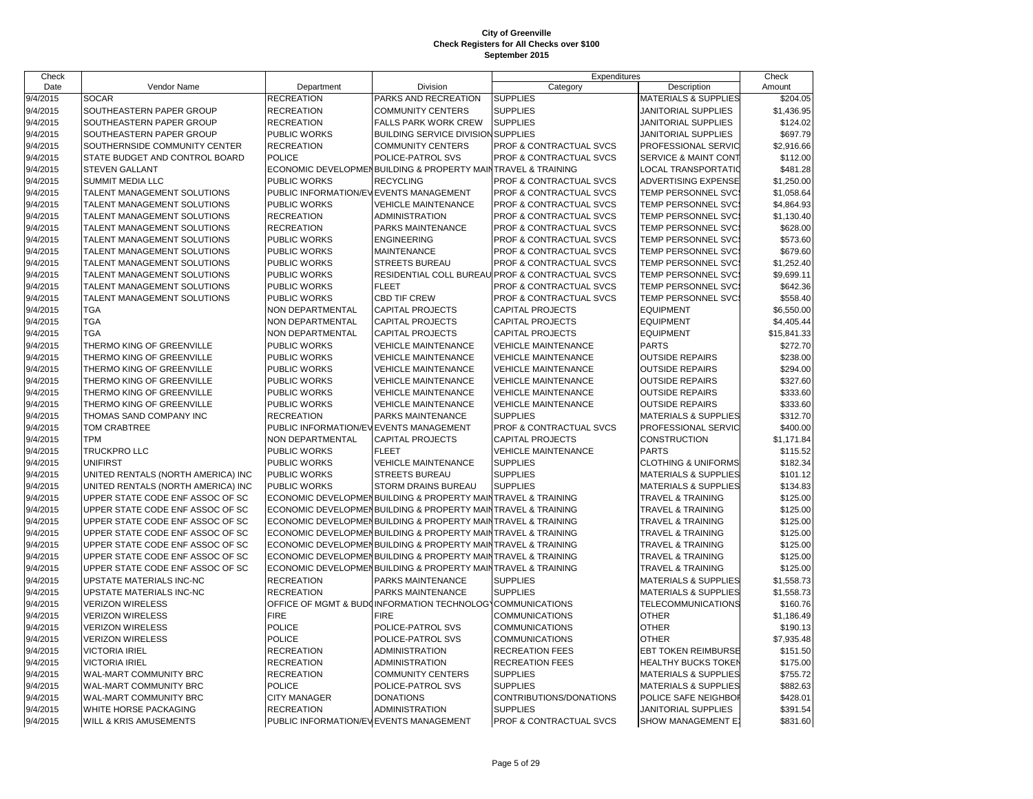# City of Greenville
## Check Registers for All Checks over $100
### September 2015

| Check Date | Vendor Name | Department | Division | Expenditures Category | Description | Check Amount |
|---|---|---|---|---|---|---|
| 9/4/2015 | SOCAR | RECREATION | PARKS AND RECREATION | SUPPLIES | MATERIALS & SUPPLIES | $204.05 |
| 9/4/2015 | SOUTHEASTERN PAPER GROUP | RECREATION | COMMUNITY CENTERS | SUPPLIES | JANITORIAL SUPPLIES | $1,436.95 |
| 9/4/2015 | SOUTHEASTERN PAPER GROUP | RECREATION | FALLS PARK WORK CREW | SUPPLIES | JANITORIAL SUPPLIES | $124.02 |
| 9/4/2015 | SOUTHEASTERN PAPER GROUP | PUBLIC WORKS | BUILDING SERVICE DIVISION | SUPPLIES | JANITORIAL SUPPLIES | $697.79 |
| 9/4/2015 | SOUTHERNSIDE COMMUNITY CENTER | RECREATION | COMMUNITY CENTERS | PROF & CONTRACTUAL SVCS | PROFESSIONAL SERVIC | $2,916.66 |
| 9/4/2015 | STATE BUDGET AND CONTROL BOARD | POLICE | POLICE-PATROL SVS | PROF & CONTRACTUAL SVCS | SERVICE & MAINT CONT | $112.00 |
| 9/4/2015 | STEVEN GALLANT | ECONOMIC DEVELOPMEN | BUILDING & PROPERTY MAIN | TRAVEL & TRAINING | LOCAL TRANSPORTATIO | $481.28 |
| 9/4/2015 | SUMMIT MEDIA LLC | PUBLIC WORKS | RECYCLING | PROF & CONTRACTUAL SVCS | ADVERTISING EXPENSE | $1,250.00 |
| 9/4/2015 | TALENT MANAGEMENT SOLUTIONS | PUBLIC INFORMATION/EV | EVENTS MANAGEMENT | PROF & CONTRACTUAL SVCS | TEMP PERSONNEL SVC | $1,058.64 |
| 9/4/2015 | TALENT MANAGEMENT SOLUTIONS | PUBLIC WORKS | VEHICLE MAINTENANCE | PROF & CONTRACTUAL SVCS | TEMP PERSONNEL SVC | $4,864.93 |
| 9/4/2015 | TALENT MANAGEMENT SOLUTIONS | RECREATION | ADMINISTRATION | PROF & CONTRACTUAL SVCS | TEMP PERSONNEL SVC | $1,130.40 |
| 9/4/2015 | TALENT MANAGEMENT SOLUTIONS | RECREATION | PARKS MAINTENANCE | PROF & CONTRACTUAL SVCS | TEMP PERSONNEL SVC | $628.00 |
| 9/4/2015 | TALENT MANAGEMENT SOLUTIONS | PUBLIC WORKS | ENGINEERING | PROF & CONTRACTUAL SVCS | TEMP PERSONNEL SVC | $573.60 |
| 9/4/2015 | TALENT MANAGEMENT SOLUTIONS | PUBLIC WORKS | MAINTENANCE | PROF & CONTRACTUAL SVCS | TEMP PERSONNEL SVC | $679.60 |
| 9/4/2015 | TALENT MANAGEMENT SOLUTIONS | PUBLIC WORKS | STREETS BUREAU | PROF & CONTRACTUAL SVCS | TEMP PERSONNEL SVC | $1,252.40 |
| 9/4/2015 | TALENT MANAGEMENT SOLUTIONS | PUBLIC WORKS | RESIDENTIAL COLL BUREAU | PROF & CONTRACTUAL SVCS | TEMP PERSONNEL SVC | $9,699.11 |
| 9/4/2015 | TALENT MANAGEMENT SOLUTIONS | PUBLIC WORKS | FLEET | PROF & CONTRACTUAL SVCS | TEMP PERSONNEL SVC | $642.36 |
| 9/4/2015 | TALENT MANAGEMENT SOLUTIONS | PUBLIC WORKS | CBD TIF CREW | PROF & CONTRACTUAL SVCS | TEMP PERSONNEL SVC | $558.40 |
| 9/4/2015 | TGA | NON DEPARTMENTAL | CAPITAL PROJECTS | CAPITAL PROJECTS | EQUIPMENT | $6,550.00 |
| 9/4/2015 | TGA | NON DEPARTMENTAL | CAPITAL PROJECTS | CAPITAL PROJECTS | EQUIPMENT | $4,405.44 |
| 9/4/2015 | TGA | NON DEPARTMENTAL | CAPITAL PROJECTS | CAPITAL PROJECTS | EQUIPMENT | $15,841.33 |
| 9/4/2015 | THERMO KING OF GREENVILLE | PUBLIC WORKS | VEHICLE MAINTENANCE | VEHICLE MAINTENANCE | PARTS | $272.70 |
| 9/4/2015 | THERMO KING OF GREENVILLE | PUBLIC WORKS | VEHICLE MAINTENANCE | VEHICLE MAINTENANCE | OUTSIDE REPAIRS | $238.00 |
| 9/4/2015 | THERMO KING OF GREENVILLE | PUBLIC WORKS | VEHICLE MAINTENANCE | VEHICLE MAINTENANCE | OUTSIDE REPAIRS | $294.00 |
| 9/4/2015 | THERMO KING OF GREENVILLE | PUBLIC WORKS | VEHICLE MAINTENANCE | VEHICLE MAINTENANCE | OUTSIDE REPAIRS | $327.60 |
| 9/4/2015 | THERMO KING OF GREENVILLE | PUBLIC WORKS | VEHICLE MAINTENANCE | VEHICLE MAINTENANCE | OUTSIDE REPAIRS | $333.60 |
| 9/4/2015 | THERMO KING OF GREENVILLE | PUBLIC WORKS | VEHICLE MAINTENANCE | VEHICLE MAINTENANCE | OUTSIDE REPAIRS | $333.60 |
| 9/4/2015 | THOMAS SAND COMPANY INC | RECREATION | PARKS MAINTENANCE | SUPPLIES | MATERIALS & SUPPLIES | $312.70 |
| 9/4/2015 | TOM CRABTREE | PUBLIC INFORMATION/EV | EVENTS MANAGEMENT | PROF & CONTRACTUAL SVCS | PROFESSIONAL SERVIC | $400.00 |
| 9/4/2015 | TPM | NON DEPARTMENTAL | CAPITAL PROJECTS | CAPITAL PROJECTS | CONSTRUCTION | $1,171.84 |
| 9/4/2015 | TRUCKPRO LLC | PUBLIC WORKS | FLEET | VEHICLE MAINTENANCE | PARTS | $115.52 |
| 9/4/2015 | UNIFIRST | PUBLIC WORKS | VEHICLE MAINTENANCE | SUPPLIES | CLOTHING & UNIFORMS | $182.34 |
| 9/4/2015 | UNITED RENTALS (NORTH AMERICA) INC | PUBLIC WORKS | STREETS BUREAU | SUPPLIES | MATERIALS & SUPPLIES | $101.12 |
| 9/4/2015 | UNITED RENTALS (NORTH AMERICA) INC | PUBLIC WORKS | STORM DRAINS BUREAU | SUPPLIES | MATERIALS & SUPPLIES | $134.83 |
| 9/4/2015 | UPPER STATE CODE ENF ASSOC OF SC | ECONOMIC DEVELOPMEN | BUILDING & PROPERTY MAIN | TRAVEL & TRAINING | TRAVEL & TRAINING | $125.00 |
| 9/4/2015 | UPPER STATE CODE ENF ASSOC OF SC | ECONOMIC DEVELOPMEN | BUILDING & PROPERTY MAIN | TRAVEL & TRAINING | TRAVEL & TRAINING | $125.00 |
| 9/4/2015 | UPPER STATE CODE ENF ASSOC OF SC | ECONOMIC DEVELOPMEN | BUILDING & PROPERTY MAIN | TRAVEL & TRAINING | TRAVEL & TRAINING | $125.00 |
| 9/4/2015 | UPPER STATE CODE ENF ASSOC OF SC | ECONOMIC DEVELOPMEN | BUILDING & PROPERTY MAIN | TRAVEL & TRAINING | TRAVEL & TRAINING | $125.00 |
| 9/4/2015 | UPPER STATE CODE ENF ASSOC OF SC | ECONOMIC DEVELOPMEN | BUILDING & PROPERTY MAIN | TRAVEL & TRAINING | TRAVEL & TRAINING | $125.00 |
| 9/4/2015 | UPPER STATE CODE ENF ASSOC OF SC | ECONOMIC DEVELOPMEN | BUILDING & PROPERTY MAIN | TRAVEL & TRAINING | TRAVEL & TRAINING | $125.00 |
| 9/4/2015 | UPPER STATE CODE ENF ASSOC OF SC | ECONOMIC DEVELOPMEN | BUILDING & PROPERTY MAIN | TRAVEL & TRAINING | TRAVEL & TRAINING | $125.00 |
| 9/4/2015 | UPSTATE MATERIALS INC-NC | RECREATION | PARKS MAINTENANCE | SUPPLIES | MATERIALS & SUPPLIES | $1,558.73 |
| 9/4/2015 | UPSTATE MATERIALS INC-NC | RECREATION | PARKS MAINTENANCE | SUPPLIES | MATERIALS & SUPPLIES | $1,558.73 |
| 9/4/2015 | VERIZON WIRELESS | OFFICE OF MGMT & BUD | INFORMATION TECHNOLOG | COMMUNICATIONS | TELECOMMUNICATIONS | $160.76 |
| 9/4/2015 | VERIZON WIRELESS | FIRE | FIRE | COMMUNICATIONS | OTHER | $1,186.49 |
| 9/4/2015 | VERIZON WIRELESS | POLICE | POLICE-PATROL SVS | COMMUNICATIONS | OTHER | $190.13 |
| 9/4/2015 | VERIZON WIRELESS | POLICE | POLICE-PATROL SVS | COMMUNICATIONS | OTHER | $7,935.48 |
| 9/4/2015 | VICTORIA IRIEL | RECREATION | ADMINISTRATION | RECREATION FEES | EBT TOKEN REIMBURSE | $151.50 |
| 9/4/2015 | VICTORIA IRIEL | RECREATION | ADMINISTRATION | RECREATION FEES | HEALTHY BUCKS TOKEN | $175.00 |
| 9/4/2015 | WAL-MART COMMUNITY BRC | RECREATION | COMMUNITY CENTERS | SUPPLIES | MATERIALS & SUPPLIES | $755.72 |
| 9/4/2015 | WAL-MART COMMUNITY BRC | POLICE | POLICE-PATROL SVS | SUPPLIES | MATERIALS & SUPPLIES | $882.63 |
| 9/4/2015 | WAL-MART COMMUNITY BRC | CITY MANAGER | DONATIONS | CONTRIBUTIONS/DONATIONS | POLICE SAFE NEIGHBOR | $428.01 |
| 9/4/2015 | WHITE HORSE PACKAGING | RECREATION | ADMINISTRATION | SUPPLIES | JANITORIAL SUPPLIES | $391.54 |
| 9/4/2015 | WILL & KRIS AMUSEMENTS | PUBLIC INFORMATION/EV | EVENTS MANAGEMENT | PROF & CONTRACTUAL SVCS | SHOW MANAGEMENT E | $831.60 |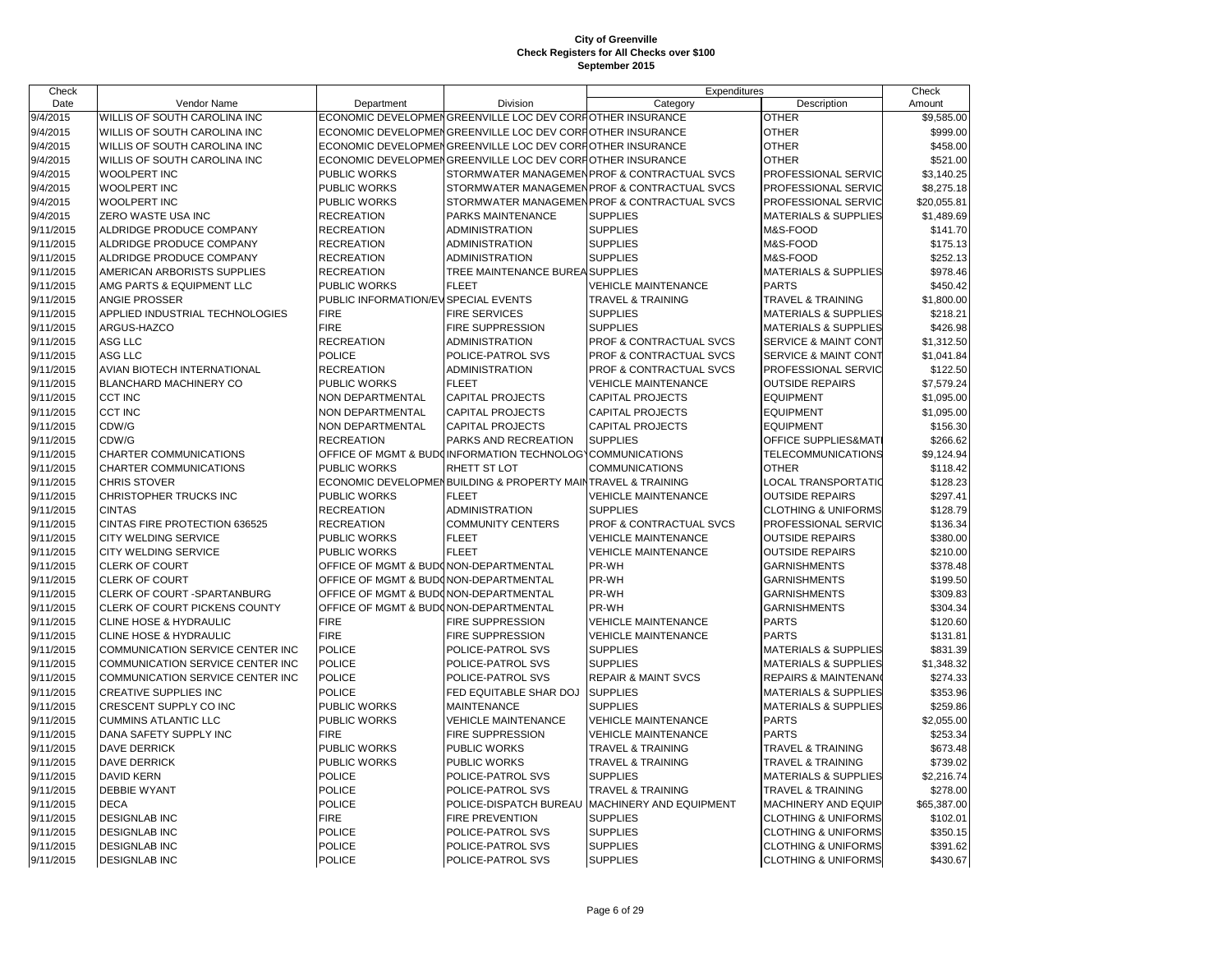# City of Greenville
## Check Registers for All Checks over $100
### September 2015

| Check Date | Vendor Name | Department | Division | Expenditures Category | Expenditures Description | Check Amount |
|---|---|---|---|---|---|---|
| 9/4/2015 | WILLIS OF SOUTH CAROLINA INC | ECONOMIC DEVELOPMEN | GREENVILLE LOC DEV CORP | OTHER INSURANCE | OTHER | $9,585.00 |
| 9/4/2015 | WILLIS OF SOUTH CAROLINA INC | ECONOMIC DEVELOPMEN | GREENVILLE LOC DEV CORP | OTHER INSURANCE | OTHER | $999.00 |
| 9/4/2015 | WILLIS OF SOUTH CAROLINA INC | ECONOMIC DEVELOPMEN | GREENVILLE LOC DEV CORP | OTHER INSURANCE | OTHER | $458.00 |
| 9/4/2015 | WILLIS OF SOUTH CAROLINA INC | ECONOMIC DEVELOPMEN | GREENVILLE LOC DEV CORP | OTHER INSURANCE | OTHER | $521.00 |
| 9/4/2015 | WOOLPERT INC | PUBLIC WORKS | STORMWATER MANAGEMEN | PROF & CONTRACTUAL SVCS | PROFESSIONAL SERVIC | $3,140.25 |
| 9/4/2015 | WOOLPERT INC | PUBLIC WORKS | STORMWATER MANAGEMEN | PROF & CONTRACTUAL SVCS | PROFESSIONAL SERVIC | $8,275.18 |
| 9/4/2015 | WOOLPERT INC | PUBLIC WORKS | STORMWATER MANAGEMEN | PROF & CONTRACTUAL SVCS | PROFESSIONAL SERVIC | $20,055.81 |
| 9/4/2015 | ZERO WASTE USA INC | RECREATION | PARKS MAINTENANCE | SUPPLIES | MATERIALS & SUPPLIES | $1,489.69 |
| 9/11/2015 | ALDRIDGE PRODUCE COMPANY | RECREATION | ADMINISTRATION | SUPPLIES | M&S-FOOD | $141.70 |
| 9/11/2015 | ALDRIDGE PRODUCE COMPANY | RECREATION | ADMINISTRATION | SUPPLIES | M&S-FOOD | $175.13 |
| 9/11/2015 | ALDRIDGE PRODUCE COMPANY | RECREATION | ADMINISTRATION | SUPPLIES | M&S-FOOD | $252.13 |
| 9/11/2015 | AMERICAN ARBORISTS SUPPLIES | RECREATION | TREE MAINTENANCE BUREA | SUPPLIES | MATERIALS & SUPPLIES | $978.46 |
| 9/11/2015 | AMG PARTS & EQUIPMENT LLC | PUBLIC WORKS | FLEET | VEHICLE MAINTENANCE | PARTS | $450.42 |
| 9/11/2015 | ANGIE PROSSER | PUBLIC INFORMATION/EV | SPECIAL EVENTS | TRAVEL & TRAINING | TRAVEL & TRAINING | $1,800.00 |
| 9/11/2015 | APPLIED INDUSTRIAL TECHNOLOGIES | FIRE | FIRE SERVICES | SUPPLIES | MATERIALS & SUPPLIES | $218.21 |
| 9/11/2015 | ARGUS-HAZCO | FIRE | FIRE SUPPRESSION | SUPPLIES | MATERIALS & SUPPLIES | $426.98 |
| 9/11/2015 | ASG LLC | RECREATION | ADMINISTRATION | PROF & CONTRACTUAL SVCS | SERVICE & MAINT CONT | $1,312.50 |
| 9/11/2015 | ASG LLC | POLICE | POLICE-PATROL SVS | PROF & CONTRACTUAL SVCS | SERVICE & MAINT CONT | $1,041.84 |
| 9/11/2015 | AVIAN BIOTECH INTERNATIONAL | RECREATION | ADMINISTRATION | PROF & CONTRACTUAL SVCS | PROFESSIONAL SERVIC | $122.50 |
| 9/11/2015 | BLANCHARD MACHINERY CO | PUBLIC WORKS | FLEET | VEHICLE MAINTENANCE | OUTSIDE REPAIRS | $7,579.24 |
| 9/11/2015 | CCT INC | NON DEPARTMENTAL | CAPITAL PROJECTS | CAPITAL PROJECTS | EQUIPMENT | $1,095.00 |
| 9/11/2015 | CCT INC | NON DEPARTMENTAL | CAPITAL PROJECTS | CAPITAL PROJECTS | EQUIPMENT | $1,095.00 |
| 9/11/2015 | CDW/G | NON DEPARTMENTAL | CAPITAL PROJECTS | CAPITAL PROJECTS | EQUIPMENT | $156.30 |
| 9/11/2015 | CDW/G | RECREATION | PARKS AND RECREATION | SUPPLIES | OFFICE SUPPLIES&MATI | $266.62 |
| 9/11/2015 | CHARTER COMMUNICATIONS | OFFICE OF MGMT & BUDG | INFORMATION TECHNOLOGY | COMMUNICATIONS | TELECOMMUNICATIONS | $9,124.94 |
| 9/11/2015 | CHARTER COMMUNICATIONS | PUBLIC WORKS | RHETT ST LOT | COMMUNICATIONS | OTHER | $118.42 |
| 9/11/2015 | CHRIS STOVER | ECONOMIC DEVELOPMEN | BUILDING & PROPERTY MAIN | TRAVEL & TRAINING | LOCAL TRANSPORTATIO | $128.23 |
| 9/11/2015 | CHRISTOPHER TRUCKS INC | PUBLIC WORKS | FLEET | VEHICLE MAINTENANCE | OUTSIDE REPAIRS | $297.41 |
| 9/11/2015 | CINTAS | RECREATION | ADMINISTRATION | SUPPLIES | CLOTHING & UNIFORMS | $128.79 |
| 9/11/2015 | CINTAS FIRE PROTECTION 636525 | RECREATION | COMMUNITY CENTERS | PROF & CONTRACTUAL SVCS | PROFESSIONAL SERVIC | $136.34 |
| 9/11/2015 | CITY WELDING SERVICE | PUBLIC WORKS | FLEET | VEHICLE MAINTENANCE | OUTSIDE REPAIRS | $380.00 |
| 9/11/2015 | CITY WELDING SERVICE | PUBLIC WORKS | FLEET | VEHICLE MAINTENANCE | OUTSIDE REPAIRS | $210.00 |
| 9/11/2015 | CLERK OF COURT | OFFICE OF MGMT & BUDG | NON-DEPARTMENTAL | PR-WH | GARNISHMENTS | $378.48 |
| 9/11/2015 | CLERK OF COURT | OFFICE OF MGMT & BUDG | NON-DEPARTMENTAL | PR-WH | GARNISHMENTS | $199.50 |
| 9/11/2015 | CLERK OF COURT -SPARTANBURG | OFFICE OF MGMT & BUDG | NON-DEPARTMENTAL | PR-WH | GARNISHMENTS | $309.83 |
| 9/11/2015 | CLERK OF COURT PICKENS COUNTY | OFFICE OF MGMT & BUDG | NON-DEPARTMENTAL | PR-WH | GARNISHMENTS | $304.34 |
| 9/11/2015 | CLINE HOSE & HYDRAULIC | FIRE | FIRE SUPPRESSION | VEHICLE MAINTENANCE | PARTS | $120.60 |
| 9/11/2015 | CLINE HOSE & HYDRAULIC | FIRE | FIRE SUPPRESSION | VEHICLE MAINTENANCE | PARTS | $131.81 |
| 9/11/2015 | COMMUNICATION SERVICE CENTER INC | POLICE | POLICE-PATROL SVS | SUPPLIES | MATERIALS & SUPPLIES | $831.39 |
| 9/11/2015 | COMMUNICATION SERVICE CENTER INC | POLICE | POLICE-PATROL SVS | SUPPLIES | MATERIALS & SUPPLIES | $1,348.32 |
| 9/11/2015 | COMMUNICATION SERVICE CENTER INC | POLICE | POLICE-PATROL SVS | REPAIR & MAINT SVCS | REPAIRS & MAINTENAN( | $274.33 |
| 9/11/2015 | CREATIVE SUPPLIES INC | POLICE | FED EQUITABLE SHAR DOJ | SUPPLIES | MATERIALS & SUPPLIES | $353.96 |
| 9/11/2015 | CRESCENT SUPPLY CO INC | PUBLIC WORKS | MAINTENANCE | SUPPLIES | MATERIALS & SUPPLIES | $259.86 |
| 9/11/2015 | CUMMINS ATLANTIC LLC | PUBLIC WORKS | VEHICLE MAINTENANCE | VEHICLE MAINTENANCE | PARTS | $2,055.00 |
| 9/11/2015 | DANA SAFETY SUPPLY INC | FIRE | FIRE SUPPRESSION | VEHICLE MAINTENANCE | PARTS | $253.34 |
| 9/11/2015 | DAVE DERRICK | PUBLIC WORKS | PUBLIC WORKS | TRAVEL & TRAINING | TRAVEL & TRAINING | $673.48 |
| 9/11/2015 | DAVE DERRICK | PUBLIC WORKS | PUBLIC WORKS | TRAVEL & TRAINING | TRAVEL & TRAINING | $739.02 |
| 9/11/2015 | DAVID KERN | POLICE | POLICE-PATROL SVS | SUPPLIES | MATERIALS & SUPPLIES | $2,216.74 |
| 9/11/2015 | DEBBIE WYANT | POLICE | POLICE-PATROL SVS | TRAVEL & TRAINING | TRAVEL & TRAINING | $278.00 |
| 9/11/2015 | DECA | POLICE | POLICE-DISPATCH BUREAU | MACHINERY AND EQUIPMENT | MACHINERY AND EQUIP | $65,387.00 |
| 9/11/2015 | DESIGNLAB INC | FIRE | FIRE PREVENTION | SUPPLIES | CLOTHING & UNIFORMS | $102.01 |
| 9/11/2015 | DESIGNLAB INC | POLICE | POLICE-PATROL SVS | SUPPLIES | CLOTHING & UNIFORMS | $350.15 |
| 9/11/2015 | DESIGNLAB INC | POLICE | POLICE-PATROL SVS | SUPPLIES | CLOTHING & UNIFORMS | $391.62 |
| 9/11/2015 | DESIGNLAB INC | POLICE | POLICE-PATROL SVS | SUPPLIES | CLOTHING & UNIFORMS | $430.67 |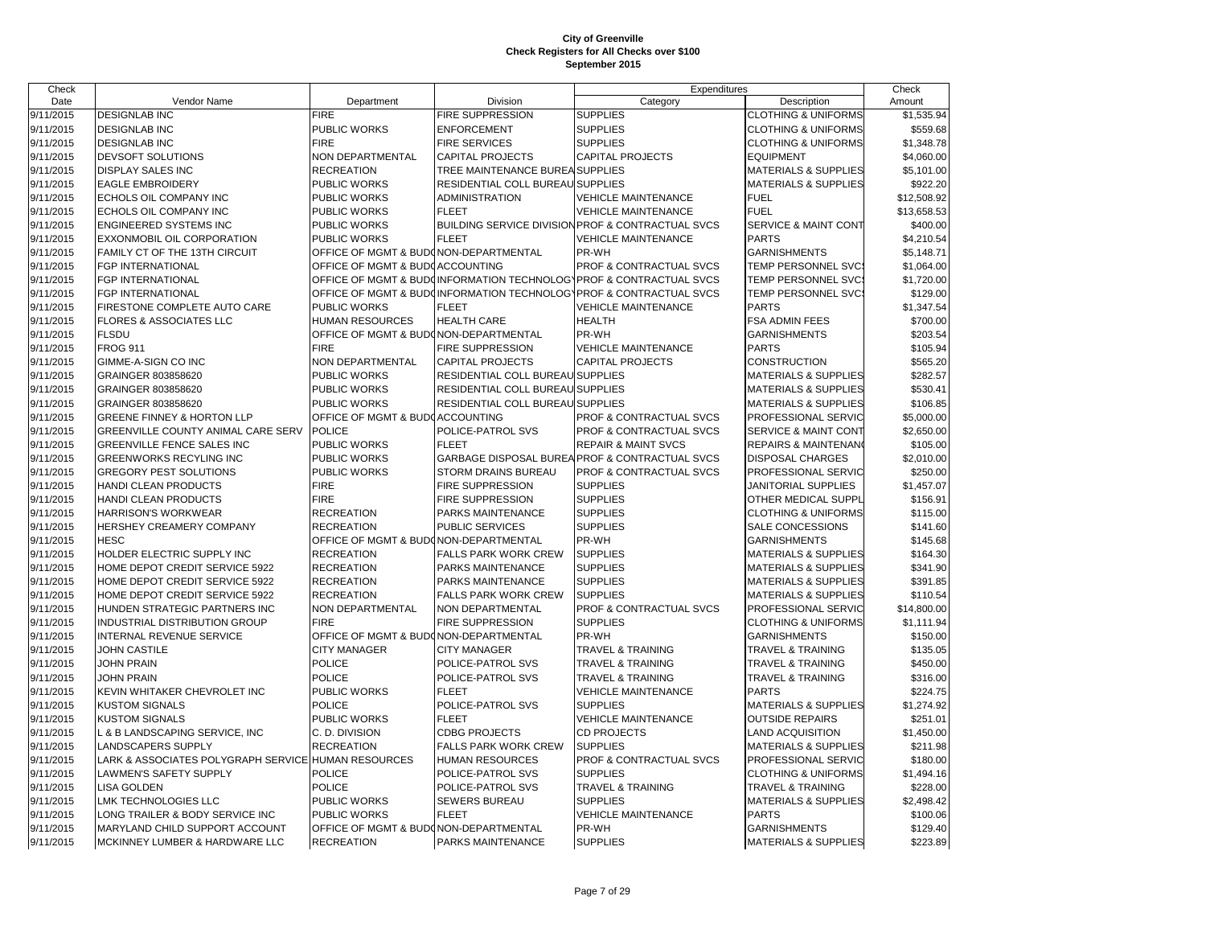# City of Greenville
## Check Registers for All Checks over $100
### September 2015

| Check Date | Vendor Name | Department | Division | Expenditures Category | Expenditures Description | Check Amount |
|---|---|---|---|---|---|---|
| 9/11/2015 | DESIGNLAB INC | FIRE | FIRE SUPPRESSION | SUPPLIES | CLOTHING & UNIFORMS | $1,535.94 |
| 9/11/2015 | DESIGNLAB INC | PUBLIC WORKS | ENFORCEMENT | SUPPLIES | CLOTHING & UNIFORMS | $559.68 |
| 9/11/2015 | DESIGNLAB INC | FIRE | FIRE SERVICES | SUPPLIES | CLOTHING & UNIFORMS | $1,348.78 |
| 9/11/2015 | DEVSOFT SOLUTIONS | NON DEPARTMENTAL | CAPITAL PROJECTS | CAPITAL PROJECTS | EQUIPMENT | $4,060.00 |
| 9/11/2015 | DISPLAY SALES INC | RECREATION | TREE MAINTENANCE BUREA | SUPPLIES | MATERIALS & SUPPLIES | $5,101.00 |
| 9/11/2015 | EAGLE EMBROIDERY | PUBLIC WORKS | RESIDENTIAL COLL BUREAU | SUPPLIES | MATERIALS & SUPPLIES | $922.20 |
| 9/11/2015 | ECHOLS OIL COMPANY INC | PUBLIC WORKS | ADMINISTRATION | VEHICLE MAINTENANCE | FUEL | $12,508.92 |
| 9/11/2015 | ECHOLS OIL COMPANY INC | PUBLIC WORKS | FLEET | VEHICLE MAINTENANCE | FUEL | $13,658.53 |
| 9/11/2015 | ENGINEERED SYSTEMS INC | PUBLIC WORKS | BUILDING SERVICE DIVISION | PROF & CONTRACTUAL SVCS | SERVICE & MAINT CONT | $400.00 |
| 9/11/2015 | EXXONMOBIL OIL CORPORATION | PUBLIC WORKS | FLEET | VEHICLE MAINTENANCE | PARTS | $4,210.54 |
| 9/11/2015 | FAMILY CT OF THE 13TH CIRCUIT | OFFICE OF MGMT & BUD | NON-DEPARTMENTAL | PR-WH | GARNISHMENTS | $5,148.71 |
| 9/11/2015 | FGP INTERNATIONAL | OFFICE OF MGMT & BUD | ACCOUNTING | PROF & CONTRACTUAL SVCS | TEMP PERSONNEL SVC | $1,064.00 |
| 9/11/2015 | FGP INTERNATIONAL | OFFICE OF MGMT & BUD | INFORMATION TECHNOLOG | PROF & CONTRACTUAL SVCS | TEMP PERSONNEL SVC | $1,720.00 |
| 9/11/2015 | FGP INTERNATIONAL | OFFICE OF MGMT & BUD | INFORMATION TECHNOLOG | PROF & CONTRACTUAL SVCS | TEMP PERSONNEL SVC | $129.00 |
| 9/11/2015 | FIRESTONE COMPLETE AUTO CARE | PUBLIC WORKS | FLEET | VEHICLE MAINTENANCE | PARTS | $1,347.54 |
| 9/11/2015 | FLORES & ASSOCIATES LLC | HUMAN RESOURCES | HEALTH CARE | HEALTH | FSA ADMIN FEES | $700.00 |
| 9/11/2015 | FLSDU | OFFICE OF MGMT & BUD | NON-DEPARTMENTAL | PR-WH | GARNISHMENTS | $203.54 |
| 9/11/2015 | FROG 911 | FIRE | FIRE SUPPRESSION | VEHICLE MAINTENANCE | PARTS | $105.94 |
| 9/11/2015 | GIMME-A-SIGN CO INC | NON DEPARTMENTAL | CAPITAL PROJECTS | CAPITAL PROJECTS | CONSTRUCTION | $565.20 |
| 9/11/2015 | GRAINGER 803858620 | PUBLIC WORKS | RESIDENTIAL COLL BUREAU | SUPPLIES | MATERIALS & SUPPLIES | $282.57 |
| 9/11/2015 | GRAINGER 803858620 | PUBLIC WORKS | RESIDENTIAL COLL BUREAU | SUPPLIES | MATERIALS & SUPPLIES | $530.41 |
| 9/11/2015 | GRAINGER 803858620 | PUBLIC WORKS | RESIDENTIAL COLL BUREAU | SUPPLIES | MATERIALS & SUPPLIES | $106.85 |
| 9/11/2015 | GREENE FINNEY & HORTON LLP | OFFICE OF MGMT & BUD | ACCOUNTING | PROF & CONTRACTUAL SVCS | PROFESSIONAL SERVIC | $5,000.00 |
| 9/11/2015 | GREENVILLE COUNTY ANIMAL CARE SERV | POLICE | POLICE-PATROL SVS | PROF & CONTRACTUAL SVCS | SERVICE & MAINT CONT | $2,650.00 |
| 9/11/2015 | GREENVILLE FENCE SALES INC | PUBLIC WORKS | FLEET | REPAIR & MAINT SVCS | REPAIRS & MAINTENAN | $105.00 |
| 9/11/2015 | GREENWORKS RECYLING INC | PUBLIC WORKS | GARBAGE DISPOSAL BUREA | PROF & CONTRACTUAL SVCS | DISPOSAL CHARGES | $2,010.00 |
| 9/11/2015 | GREGORY PEST SOLUTIONS | PUBLIC WORKS | STORM DRAINS BUREAU | PROF & CONTRACTUAL SVCS | PROFESSIONAL SERVIC | $250.00 |
| 9/11/2015 | HANDI CLEAN PRODUCTS | FIRE | FIRE SUPPRESSION | SUPPLIES | JANITORIAL SUPPLIES | $1,457.07 |
| 9/11/2015 | HANDI CLEAN PRODUCTS | FIRE | FIRE SUPPRESSION | SUPPLIES | OTHER MEDICAL SUPPL | $156.91 |
| 9/11/2015 | HARRISON'S WORKWEAR | RECREATION | PARKS MAINTENANCE | SUPPLIES | CLOTHING & UNIFORMS | $115.00 |
| 9/11/2015 | HERSHEY CREAMERY COMPANY | RECREATION | PUBLIC SERVICES | SUPPLIES | SALE CONCESSIONS | $141.60 |
| 9/11/2015 | HESC | OFFICE OF MGMT & BUD | NON-DEPARTMENTAL | PR-WH | GARNISHMENTS | $145.68 |
| 9/11/2015 | HOLDER ELECTRIC SUPPLY INC | RECREATION | FALLS PARK WORK CREW | SUPPLIES | MATERIALS & SUPPLIES | $164.30 |
| 9/11/2015 | HOME DEPOT CREDIT SERVICE 5922 | RECREATION | PARKS MAINTENANCE | SUPPLIES | MATERIALS & SUPPLIES | $341.90 |
| 9/11/2015 | HOME DEPOT CREDIT SERVICE 5922 | RECREATION | PARKS MAINTENANCE | SUPPLIES | MATERIALS & SUPPLIES | $391.85 |
| 9/11/2015 | HOME DEPOT CREDIT SERVICE 5922 | RECREATION | FALLS PARK WORK CREW | SUPPLIES | MATERIALS & SUPPLIES | $110.54 |
| 9/11/2015 | HUNDEN STRATEGIC PARTNERS INC | NON DEPARTMENTAL | NON DEPARTMENTAL | PROF & CONTRACTUAL SVCS | PROFESSIONAL SERVIC | $14,800.00 |
| 9/11/2015 | INDUSTRIAL DISTRIBUTION GROUP | FIRE | FIRE SUPPRESSION | SUPPLIES | CLOTHING & UNIFORMS | $1,111.94 |
| 9/11/2015 | INTERNAL REVENUE SERVICE | OFFICE OF MGMT & BUD | NON-DEPARTMENTAL | PR-WH | GARNISHMENTS | $150.00 |
| 9/11/2015 | JOHN CASTILE | CITY MANAGER | CITY MANAGER | TRAVEL & TRAINING | TRAVEL & TRAINING | $135.05 |
| 9/11/2015 | JOHN PRAIN | POLICE | POLICE-PATROL SVS | TRAVEL & TRAINING | TRAVEL & TRAINING | $450.00 |
| 9/11/2015 | JOHN PRAIN | POLICE | POLICE-PATROL SVS | TRAVEL & TRAINING | TRAVEL & TRAINING | $316.00 |
| 9/11/2015 | KEVIN WHITAKER CHEVROLET INC | PUBLIC WORKS | FLEET | VEHICLE MAINTENANCE | PARTS | $224.75 |
| 9/11/2015 | KUSTOM SIGNALS | POLICE | POLICE-PATROL SVS | SUPPLIES | MATERIALS & SUPPLIES | $1,274.92 |
| 9/11/2015 | KUSTOM SIGNALS | PUBLIC WORKS | FLEET | VEHICLE MAINTENANCE | OUTSIDE REPAIRS | $251.01 |
| 9/11/2015 | L & B LANDSCAPING SERVICE, INC | C. D. DIVISION | CDBG PROJECTS | CD PROJECTS | LAND ACQUISITION | $1,450.00 |
| 9/11/2015 | LANDSCAPERS SUPPLY | RECREATION | FALLS PARK WORK CREW | SUPPLIES | MATERIALS & SUPPLIES | $211.98 |
| 9/11/2015 | LARK & ASSOCIATES POLYGRAPH SERVICE | HUMAN RESOURCES | HUMAN RESOURCES | PROF & CONTRACTUAL SVCS | PROFESSIONAL SERVIC | $180.00 |
| 9/11/2015 | LAWMEN'S SAFETY SUPPLY | POLICE | POLICE-PATROL SVS | SUPPLIES | CLOTHING & UNIFORMS | $1,494.16 |
| 9/11/2015 | LISA GOLDEN | POLICE | POLICE-PATROL SVS | TRAVEL & TRAINING | TRAVEL & TRAINING | $228.00 |
| 9/11/2015 | LMK TECHNOLOGIES LLC | PUBLIC WORKS | SEWERS BUREAU | SUPPLIES | MATERIALS & SUPPLIES | $2,498.42 |
| 9/11/2015 | LONG TRAILER & BODY SERVICE INC | PUBLIC WORKS | FLEET | VEHICLE MAINTENANCE | PARTS | $100.06 |
| 9/11/2015 | MARYLAND CHILD SUPPORT ACCOUNT | OFFICE OF MGMT & BUD | NON-DEPARTMENTAL | PR-WH | GARNISHMENTS | $129.40 |
| 9/11/2015 | MCKINNEY LUMBER & HARDWARE LLC | RECREATION | PARKS MAINTENANCE | SUPPLIES | MATERIALS & SUPPLIES | $223.89 |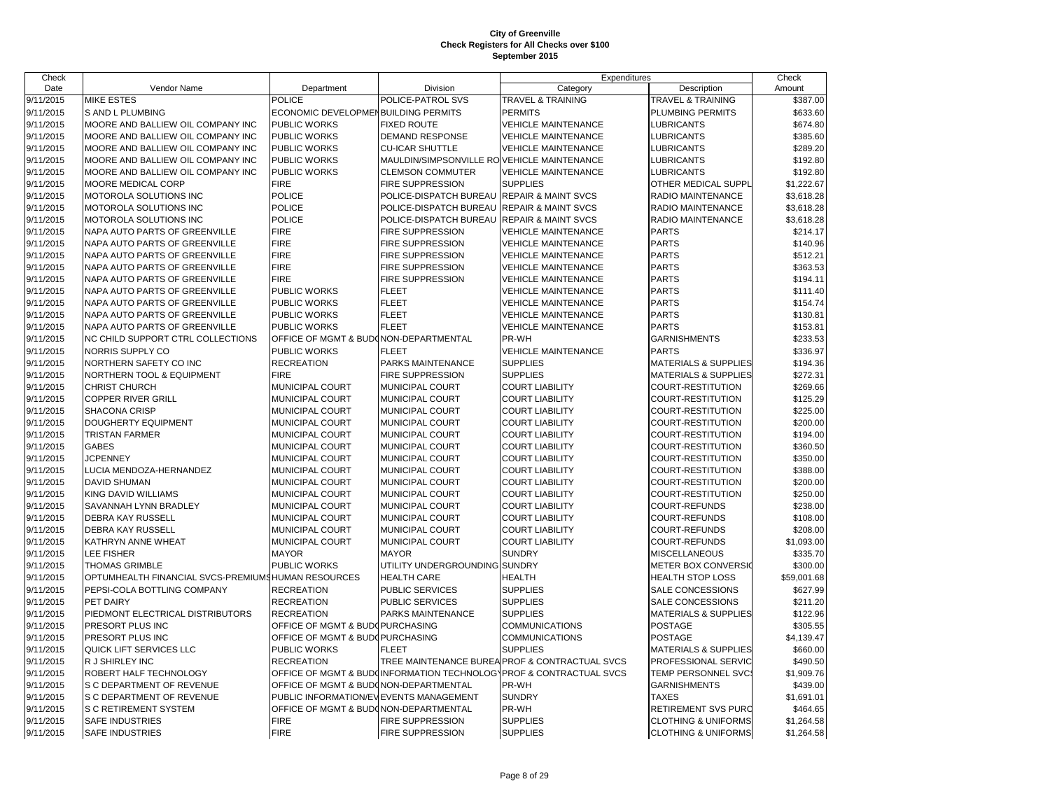# City of Greenville
## Check Registers for All Checks over $100
### September 2015

| Check Date | Vendor Name | Department | Division | Expenditures Category | Description | Check Amount |
|---|---|---|---|---|---|---|
| 9/11/2015 | MIKE ESTES | POLICE | POLICE-PATROL SVS | TRAVEL & TRAINING | TRAVEL & TRAINING | $387.00 |
| 9/11/2015 | S AND L PLUMBING | ECONOMIC DEVELOPMEN | BUILDING PERMITS | PERMITS | PLUMBING PERMITS | $633.60 |
| 9/11/2015 | MOORE AND BALLIEW OIL COMPANY INC | PUBLIC WORKS | FIXED ROUTE | VEHICLE MAINTENANCE | LUBRICANTS | $674.80 |
| 9/11/2015 | MOORE AND BALLIEW OIL COMPANY INC | PUBLIC WORKS | DEMAND RESPONSE | VEHICLE MAINTENANCE | LUBRICANTS | $385.60 |
| 9/11/2015 | MOORE AND BALLIEW OIL COMPANY INC | PUBLIC WORKS | CU-ICAR SHUTTLE | VEHICLE MAINTENANCE | LUBRICANTS | $289.20 |
| 9/11/2015 | MOORE AND BALLIEW OIL COMPANY INC | PUBLIC WORKS | MAULDIN/SIMPSONVILLE RO | VEHICLE MAINTENANCE | LUBRICANTS | $192.80 |
| 9/11/2015 | MOORE AND BALLIEW OIL COMPANY INC | PUBLIC WORKS | CLEMSON COMMUTER | VEHICLE MAINTENANCE | LUBRICANTS | $192.80 |
| 9/11/2015 | MOORE MEDICAL CORP | FIRE | FIRE SUPPRESSION | SUPPLIES | OTHER MEDICAL SUPPL | $1,222.67 |
| 9/11/2015 | MOTOROLA SOLUTIONS INC | POLICE | POLICE-DISPATCH BUREAU | REPAIR & MAINT SVCS | RADIO MAINTENANCE | $3,618.28 |
| 9/11/2015 | MOTOROLA SOLUTIONS INC | POLICE | POLICE-DISPATCH BUREAU | REPAIR & MAINT SVCS | RADIO MAINTENANCE | $3,618.28 |
| 9/11/2015 | MOTOROLA SOLUTIONS INC | POLICE | POLICE-DISPATCH BUREAU | REPAIR & MAINT SVCS | RADIO MAINTENANCE | $3,618.28 |
| 9/11/2015 | NAPA AUTO PARTS OF GREENVILLE | FIRE | FIRE SUPPRESSION | VEHICLE MAINTENANCE | PARTS | $214.17 |
| 9/11/2015 | NAPA AUTO PARTS OF GREENVILLE | FIRE | FIRE SUPPRESSION | VEHICLE MAINTENANCE | PARTS | $140.96 |
| 9/11/2015 | NAPA AUTO PARTS OF GREENVILLE | FIRE | FIRE SUPPRESSION | VEHICLE MAINTENANCE | PARTS | $512.21 |
| 9/11/2015 | NAPA AUTO PARTS OF GREENVILLE | FIRE | FIRE SUPPRESSION | VEHICLE MAINTENANCE | PARTS | $363.53 |
| 9/11/2015 | NAPA AUTO PARTS OF GREENVILLE | FIRE | FIRE SUPPRESSION | VEHICLE MAINTENANCE | PARTS | $194.11 |
| 9/11/2015 | NAPA AUTO PARTS OF GREENVILLE | PUBLIC WORKS | FLEET | VEHICLE MAINTENANCE | PARTS | $111.40 |
| 9/11/2015 | NAPA AUTO PARTS OF GREENVILLE | PUBLIC WORKS | FLEET | VEHICLE MAINTENANCE | PARTS | $154.74 |
| 9/11/2015 | NAPA AUTO PARTS OF GREENVILLE | PUBLIC WORKS | FLEET | VEHICLE MAINTENANCE | PARTS | $130.81 |
| 9/11/2015 | NAPA AUTO PARTS OF GREENVILLE | PUBLIC WORKS | FLEET | VEHICLE MAINTENANCE | PARTS | $153.81 |
| 9/11/2015 | NC CHILD SUPPORT CTRL COLLECTIONS | OFFICE OF MGMT & BUD | NON-DEPARTMENTAL | PR-WH | GARNISHMENTS | $233.53 |
| 9/11/2015 | NORRIS SUPPLY CO | PUBLIC WORKS | FLEET | VEHICLE MAINTENANCE | PARTS | $336.97 |
| 9/11/2015 | NORTHERN SAFETY CO INC | RECREATION | PARKS MAINTENANCE | SUPPLIES | MATERIALS & SUPPLIES | $194.36 |
| 9/11/2015 | NORTHERN TOOL & EQUIPMENT | FIRE | FIRE SUPPRESSION | SUPPLIES | MATERIALS & SUPPLIES | $272.31 |
| 9/11/2015 | CHRIST CHURCH | MUNICIPAL COURT | MUNICIPAL COURT | COURT LIABILITY | COURT-RESTITUTION | $269.66 |
| 9/11/2015 | COPPER RIVER GRILL | MUNICIPAL COURT | MUNICIPAL COURT | COURT LIABILITY | COURT-RESTITUTION | $125.29 |
| 9/11/2015 | SHACONA CRISP | MUNICIPAL COURT | MUNICIPAL COURT | COURT LIABILITY | COURT-RESTITUTION | $225.00 |
| 9/11/2015 | DOUGHERTY EQUIPMENT | MUNICIPAL COURT | MUNICIPAL COURT | COURT LIABILITY | COURT-RESTITUTION | $200.00 |
| 9/11/2015 | TRISTAN FARMER | MUNICIPAL COURT | MUNICIPAL COURT | COURT LIABILITY | COURT-RESTITUTION | $194.00 |
| 9/11/2015 | GABES | MUNICIPAL COURT | MUNICIPAL COURT | COURT LIABILITY | COURT-RESTITUTION | $360.50 |
| 9/11/2015 | JCPENNEY | MUNICIPAL COURT | MUNICIPAL COURT | COURT LIABILITY | COURT-RESTITUTION | $350.00 |
| 9/11/2015 | LUCIA MENDOZA-HERNANDEZ | MUNICIPAL COURT | MUNICIPAL COURT | COURT LIABILITY | COURT-RESTITUTION | $388.00 |
| 9/11/2015 | DAVID SHUMAN | MUNICIPAL COURT | MUNICIPAL COURT | COURT LIABILITY | COURT-RESTITUTION | $200.00 |
| 9/11/2015 | KING DAVID WILLIAMS | MUNICIPAL COURT | MUNICIPAL COURT | COURT LIABILITY | COURT-RESTITUTION | $250.00 |
| 9/11/2015 | SAVANNAH LYNN BRADLEY | MUNICIPAL COURT | MUNICIPAL COURT | COURT LIABILITY | COURT-REFUNDS | $238.00 |
| 9/11/2015 | DEBRA KAY RUSSELL | MUNICIPAL COURT | MUNICIPAL COURT | COURT LIABILITY | COURT-REFUNDS | $108.00 |
| 9/11/2015 | DEBRA KAY RUSSELL | MUNICIPAL COURT | MUNICIPAL COURT | COURT LIABILITY | COURT-REFUNDS | $208.00 |
| 9/11/2015 | KATHRYN ANNE WHEAT | MUNICIPAL COURT | MUNICIPAL COURT | COURT LIABILITY | COURT-REFUNDS | $1,093.00 |
| 9/11/2015 | LEE FISHER | MAYOR | MAYOR | SUNDRY | MISCELLANEOUS | $335.70 |
| 9/11/2015 | THOMAS GRIMBLE | PUBLIC WORKS | UTILITY UNDERGROUNDING | SUNDRY | METER BOX CONVERSIO | $300.00 |
| 9/11/2015 | OPTUMHEALTH FINANCIAL SVCS-PREMIUMS | HUMAN RESOURCES | HEALTH CARE | HEALTH | HEALTH STOP LOSS | $59,001.68 |
| 9/11/2015 | PEPSI-COLA BOTTLING COMPANY | RECREATION | PUBLIC SERVICES | SUPPLIES | SALE CONCESSIONS | $627.99 |
| 9/11/2015 | PET DAIRY | RECREATION | PUBLIC SERVICES | SUPPLIES | SALE CONCESSIONS | $211.20 |
| 9/11/2015 | PIEDMONT ELECTRICAL DISTRIBUTORS | RECREATION | PARKS MAINTENANCE | SUPPLIES | MATERIALS & SUPPLIES | $122.96 |
| 9/11/2015 | PRESORT PLUS INC | OFFICE OF MGMT & BUD | PURCHASING | COMMUNICATIONS | POSTAGE | $305.55 |
| 9/11/2015 | PRESORT PLUS INC | OFFICE OF MGMT & BUD | PURCHASING | COMMUNICATIONS | POSTAGE | $4,139.47 |
| 9/11/2015 | QUICK LIFT SERVICES LLC | PUBLIC WORKS | FLEET | SUPPLIES | MATERIALS & SUPPLIES | $660.00 |
| 9/11/2015 | R J SHIRLEY INC | RECREATION | TREE MAINTENANCE BUREA | PROF & CONTRACTUAL SVCS | PROFESSIONAL SERVIC | $490.50 |
| 9/11/2015 | ROBERT HALF TECHNOLOGY | OFFICE OF MGMT & BUD | INFORMATION TECHNOLOG | PROF & CONTRACTUAL SVCS | TEMP PERSONNEL SVCS | $1,909.76 |
| 9/11/2015 | S C DEPARTMENT OF REVENUE | OFFICE OF MGMT & BUD | NON-DEPARTMENTAL | PR-WH | GARNISHMENTS | $439.00 |
| 9/11/2015 | S C DEPARTMENT OF REVENUE | PUBLIC INFORMATION/EV | EVENTS MANAGEMENT | SUNDRY | TAXES | $1,691.01 |
| 9/11/2015 | S C RETIREMENT SYSTEM | OFFICE OF MGMT & BUD | NON-DEPARTMENTAL | PR-WH | RETIREMENT SVS PURC | $464.65 |
| 9/11/2015 | SAFE INDUSTRIES | FIRE | FIRE SUPPRESSION | SUPPLIES | CLOTHING & UNIFORMS | $1,264.58 |
| 9/11/2015 | SAFE INDUSTRIES | FIRE | FIRE SUPPRESSION | SUPPLIES | CLOTHING & UNIFORMS | $1,264.58 |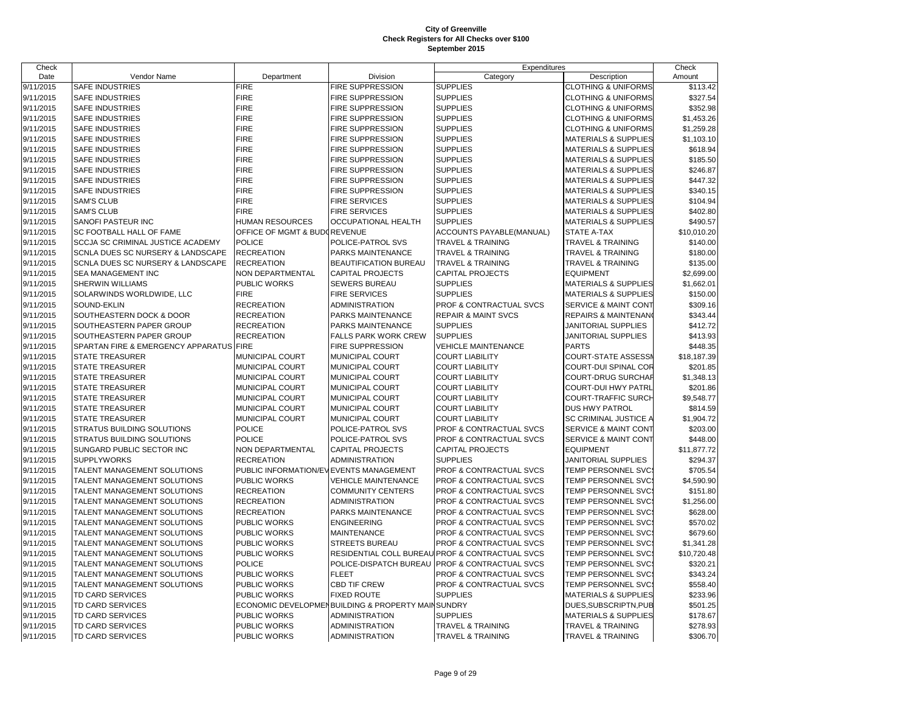# City of Greenville
## Check Registers for All Checks over $100
### September 2015

| Check Date | Vendor Name | Department | Division | Expenditures Category | Expenditures Description | Check Amount |
|---|---|---|---|---|---|---|
| 9/11/2015 | SAFE INDUSTRIES | FIRE | FIRE SUPPRESSION | SUPPLIES | CLOTHING & UNIFORMS | $113.42 |
| 9/11/2015 | SAFE INDUSTRIES | FIRE | FIRE SUPPRESSION | SUPPLIES | CLOTHING & UNIFORMS | $327.54 |
| 9/11/2015 | SAFE INDUSTRIES | FIRE | FIRE SUPPRESSION | SUPPLIES | CLOTHING & UNIFORMS | $352.98 |
| 9/11/2015 | SAFE INDUSTRIES | FIRE | FIRE SUPPRESSION | SUPPLIES | CLOTHING & UNIFORMS | $1,453.26 |
| 9/11/2015 | SAFE INDUSTRIES | FIRE | FIRE SUPPRESSION | SUPPLIES | CLOTHING & UNIFORMS | $1,259.28 |
| 9/11/2015 | SAFE INDUSTRIES | FIRE | FIRE SUPPRESSION | SUPPLIES | MATERIALS & SUPPLIES | $1,103.10 |
| 9/11/2015 | SAFE INDUSTRIES | FIRE | FIRE SUPPRESSION | SUPPLIES | MATERIALS & SUPPLIES | $618.94 |
| 9/11/2015 | SAFE INDUSTRIES | FIRE | FIRE SUPPRESSION | SUPPLIES | MATERIALS & SUPPLIES | $185.50 |
| 9/11/2015 | SAFE INDUSTRIES | FIRE | FIRE SUPPRESSION | SUPPLIES | MATERIALS & SUPPLIES | $246.87 |
| 9/11/2015 | SAFE INDUSTRIES | FIRE | FIRE SUPPRESSION | SUPPLIES | MATERIALS & SUPPLIES | $447.32 |
| 9/11/2015 | SAFE INDUSTRIES | FIRE | FIRE SUPPRESSION | SUPPLIES | MATERIALS & SUPPLIES | $340.15 |
| 9/11/2015 | SAM'S CLUB | FIRE | FIRE SERVICES | SUPPLIES | MATERIALS & SUPPLIES | $104.94 |
| 9/11/2015 | SAM'S CLUB | FIRE | FIRE SERVICES | SUPPLIES | MATERIALS & SUPPLIES | $402.80 |
| 9/11/2015 | SANOFI PASTEUR INC | HUMAN RESOURCES | OCCUPATIONAL HEALTH | SUPPLIES | MATERIALS & SUPPLIES | $490.57 |
| 9/11/2015 | SC FOOTBALL HALL OF FAME | OFFICE OF MGMT & BUDG | REVENUE | ACCOUNTS PAYABLE(MANUAL) | STATE A-TAX | $10,010.20 |
| 9/11/2015 | SCCJA SC CRIMINAL JUSTICE ACADEMY | POLICE | POLICE-PATROL SVS | TRAVEL & TRAINING | TRAVEL & TRAINING | $140.00 |
| 9/11/2015 | SCNLA DUES SC NURSERY & LANDSCAPE | RECREATION | PARKS MAINTENANCE | TRAVEL & TRAINING | TRAVEL & TRAINING | $180.00 |
| 9/11/2015 | SCNLA DUES SC NURSERY & LANDSCAPE | RECREATION | BEAUTIFICATION BUREAU | TRAVEL & TRAINING | TRAVEL & TRAINING | $135.00 |
| 9/11/2015 | SEA MANAGEMENT INC | NON DEPARTMENTAL | CAPITAL PROJECTS | CAPITAL PROJECTS | EQUIPMENT | $2,699.00 |
| 9/11/2015 | SHERWIN WILLIAMS | PUBLIC WORKS | SEWERS BUREAU | SUPPLIES | MATERIALS & SUPPLIES | $1,662.01 |
| 9/11/2015 | SOLARWINDS WORLDWIDE, LLC | FIRE | FIRE SERVICES | SUPPLIES | MATERIALS & SUPPLIES | $150.00 |
| 9/11/2015 | SOUND-EKLIN | RECREATION | ADMINISTRATION | PROF & CONTRACTUAL SVCS | SERVICE & MAINT CONT | $309.16 |
| 9/11/2015 | SOUTHEASTERN DOCK & DOOR | RECREATION | PARKS MAINTENANCE | REPAIR & MAINT SVCS | REPAIRS & MAINTENANC | $343.44 |
| 9/11/2015 | SOUTHEASTERN PAPER GROUP | RECREATION | PARKS MAINTENANCE | SUPPLIES | JANITORIAL SUPPLIES | $412.72 |
| 9/11/2015 | SOUTHEASTERN PAPER GROUP | RECREATION | FALLS PARK WORK CREW | SUPPLIES | JANITORIAL SUPPLIES | $413.93 |
| 9/11/2015 | SPARTAN FIRE & EMERGENCY APPARATUS | FIRE | FIRE SUPPRESSION | VEHICLE MAINTENANCE | PARTS | $448.35 |
| 9/11/2015 | STATE TREASURER | MUNICIPAL COURT | MUNICIPAL COURT | COURT LIABILITY | COURT-STATE ASSESSM | $18,187.39 |
| 9/11/2015 | STATE TREASURER | MUNICIPAL COURT | MUNICIPAL COURT | COURT LIABILITY | COURT-DUI SPINAL COR | $201.85 |
| 9/11/2015 | STATE TREASURER | MUNICIPAL COURT | MUNICIPAL COURT | COURT LIABILITY | COURT-DRUG SURCHAR | $1,348.13 |
| 9/11/2015 | STATE TREASURER | MUNICIPAL COURT | MUNICIPAL COURT | COURT LIABILITY | COURT-DUI HWY PATRL | $201.86 |
| 9/11/2015 | STATE TREASURER | MUNICIPAL COURT | MUNICIPAL COURT | COURT LIABILITY | COURT-TRAFFIC SURCH | $9,548.77 |
| 9/11/2015 | STATE TREASURER | MUNICIPAL COURT | MUNICIPAL COURT | COURT LIABILITY | DUS HWY PATROL | $814.59 |
| 9/11/2015 | STATE TREASURER | MUNICIPAL COURT | MUNICIPAL COURT | COURT LIABILITY | SC CRIMINAL JUSTICE A | $1,904.72 |
| 9/11/2015 | STRATUS BUILDING SOLUTIONS | POLICE | POLICE-PATROL SVS | PROF & CONTRACTUAL SVCS | SERVICE & MAINT CONT | $203.00 |
| 9/11/2015 | STRATUS BUILDING SOLUTIONS | POLICE | POLICE-PATROL SVS | PROF & CONTRACTUAL SVCS | SERVICE & MAINT CONT | $448.00 |
| 9/11/2015 | SUNGARD PUBLIC SECTOR INC | NON DEPARTMENTAL | CAPITAL PROJECTS | CAPITAL PROJECTS | EQUIPMENT | $11,877.72 |
| 9/11/2015 | SUPPLYWORKS | RECREATION | ADMINISTRATION | SUPPLIES | JANITORIAL SUPPLIES | $294.37 |
| 9/11/2015 | TALENT MANAGEMENT SOLUTIONS | PUBLIC INFORMATION/EV | EVENTS MANAGEMENT | PROF & CONTRACTUAL SVCS | TEMP PERSONNEL SVCS | $705.54 |
| 9/11/2015 | TALENT MANAGEMENT SOLUTIONS | PUBLIC WORKS | VEHICLE MAINTENANCE | PROF & CONTRACTUAL SVCS | TEMP PERSONNEL SVCS | $4,590.90 |
| 9/11/2015 | TALENT MANAGEMENT SOLUTIONS | RECREATION | COMMUNITY CENTERS | PROF & CONTRACTUAL SVCS | TEMP PERSONNEL SVCS | $151.80 |
| 9/11/2015 | TALENT MANAGEMENT SOLUTIONS | RECREATION | ADMINISTRATION | PROF & CONTRACTUAL SVCS | TEMP PERSONNEL SVCS | $1,256.00 |
| 9/11/2015 | TALENT MANAGEMENT SOLUTIONS | RECREATION | PARKS MAINTENANCE | PROF & CONTRACTUAL SVCS | TEMP PERSONNEL SVCS | $628.00 |
| 9/11/2015 | TALENT MANAGEMENT SOLUTIONS | PUBLIC WORKS | ENGINEERING | PROF & CONTRACTUAL SVCS | TEMP PERSONNEL SVCS | $570.02 |
| 9/11/2015 | TALENT MANAGEMENT SOLUTIONS | PUBLIC WORKS | MAINTENANCE | PROF & CONTRACTUAL SVCS | TEMP PERSONNEL SVCS | $679.60 |
| 9/11/2015 | TALENT MANAGEMENT SOLUTIONS | PUBLIC WORKS | STREETS BUREAU | PROF & CONTRACTUAL SVCS | TEMP PERSONNEL SVCS | $1,341.28 |
| 9/11/2015 | TALENT MANAGEMENT SOLUTIONS | PUBLIC WORKS | RESIDENTIAL COLL BUREAU | PROF & CONTRACTUAL SVCS | TEMP PERSONNEL SVCS | $10,720.48 |
| 9/11/2015 | TALENT MANAGEMENT SOLUTIONS | POLICE | POLICE-DISPATCH BUREAU | PROF & CONTRACTUAL SVCS | TEMP PERSONNEL SVCS | $320.21 |
| 9/11/2015 | TALENT MANAGEMENT SOLUTIONS | PUBLIC WORKS | FLEET | PROF & CONTRACTUAL SVCS | TEMP PERSONNEL SVCS | $343.24 |
| 9/11/2015 | TALENT MANAGEMENT SOLUTIONS | PUBLIC WORKS | CBD TIF CREW | PROF & CONTRACTUAL SVCS | TEMP PERSONNEL SVCS | $558.40 |
| 9/11/2015 | TD CARD SERVICES | PUBLIC WORKS | FIXED ROUTE | SUPPLIES | MATERIALS & SUPPLIES | $233.96 |
| 9/11/2015 | TD CARD SERVICES | ECONOMIC DEVELOPMEN | BUILDING & PROPERTY MAIN | SUNDRY | DUES,SUBSCRIPTN,PUB | $501.25 |
| 9/11/2015 | TD CARD SERVICES | PUBLIC WORKS | ADMINISTRATION | SUPPLIES | MATERIALS & SUPPLIES | $178.67 |
| 9/11/2015 | TD CARD SERVICES | PUBLIC WORKS | ADMINISTRATION | TRAVEL & TRAINING | TRAVEL & TRAINING | $278.93 |
| 9/11/2015 | TD CARD SERVICES | PUBLIC WORKS | ADMINISTRATION | TRAVEL & TRAINING | TRAVEL & TRAINING | $306.70 |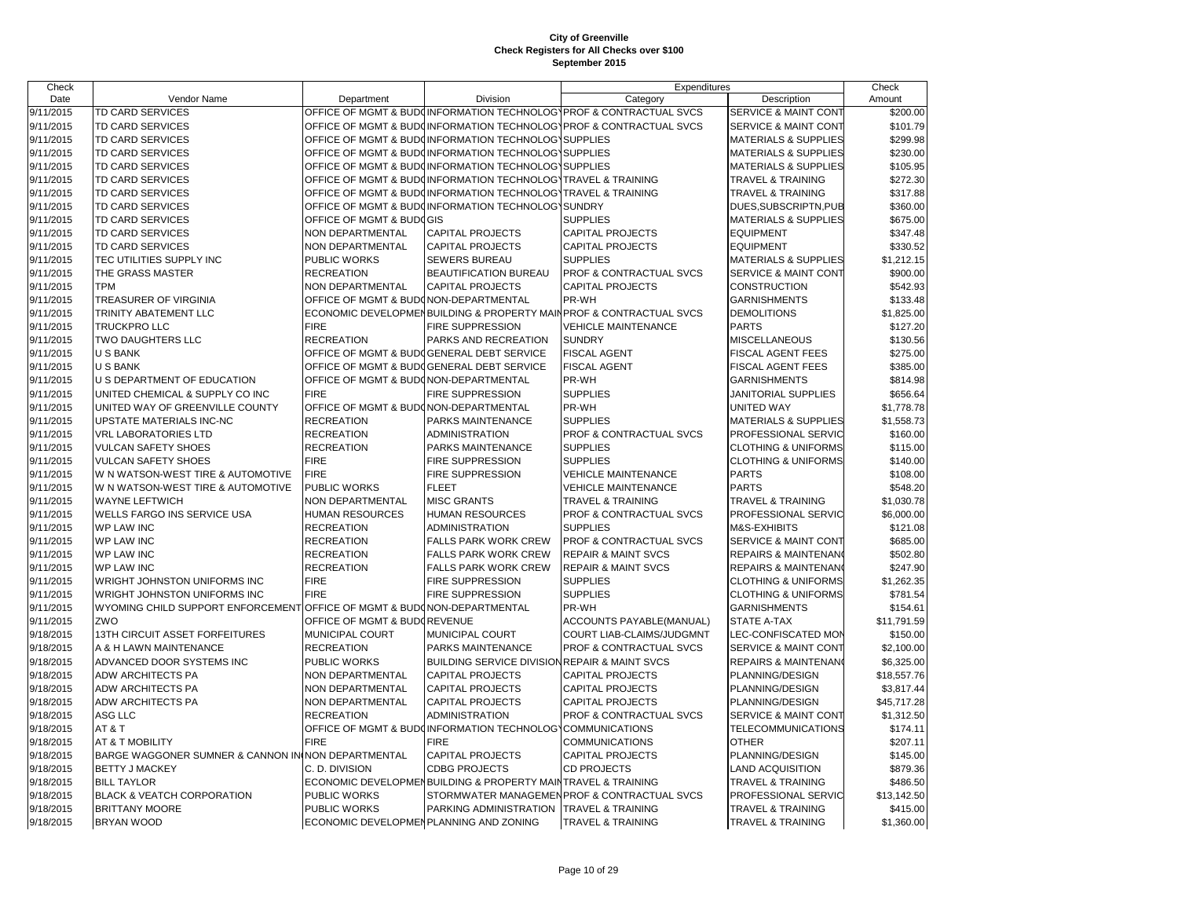# City of Greenville
## Check Registers for All Checks over $100
### September 2015

| Check Date | Vendor Name | Department | Division | Expenditures Category | Description | Check Amount |
|---|---|---|---|---|---|---|
| 9/11/2015 | TD CARD SERVICES | OFFICE OF MGMT & BUDG | INFORMATION TECHNOLOGY | PROF & CONTRACTUAL SVCS | SERVICE & MAINT CONT | $200.00 |
| 9/11/2015 | TD CARD SERVICES | OFFICE OF MGMT & BUDG | INFORMATION TECHNOLOGY | PROF & CONTRACTUAL SVCS | SERVICE & MAINT CONT | $101.79 |
| 9/11/2015 | TD CARD SERVICES | OFFICE OF MGMT & BUDG | INFORMATION TECHNOLOGY | SUPPLIES | MATERIALS & SUPPLIES | $299.98 |
| 9/11/2015 | TD CARD SERVICES | OFFICE OF MGMT & BUDG | INFORMATION TECHNOLOGY | SUPPLIES | MATERIALS & SUPPLIES | $230.00 |
| 9/11/2015 | TD CARD SERVICES | OFFICE OF MGMT & BUDG | INFORMATION TECHNOLOGY | SUPPLIES | MATERIALS & SUPPLIES | $105.95 |
| 9/11/2015 | TD CARD SERVICES | OFFICE OF MGMT & BUDG | INFORMATION TECHNOLOGY | TRAVEL & TRAINING | TRAVEL & TRAINING | $272.30 |
| 9/11/2015 | TD CARD SERVICES | OFFICE OF MGMT & BUDG | INFORMATION TECHNOLOGY | TRAVEL & TRAINING | TRAVEL & TRAINING | $317.88 |
| 9/11/2015 | TD CARD SERVICES | OFFICE OF MGMT & BUDG | INFORMATION TECHNOLOGY | SUNDRY | DUES,SUBSCRIPTN,PUB | $360.00 |
| 9/11/2015 | TD CARD SERVICES | OFFICE OF MGMT & BUDG | GIS | SUPPLIES | MATERIALS & SUPPLIES | $675.00 |
| 9/11/2015 | TD CARD SERVICES | NON DEPARTMENTAL | CAPITAL PROJECTS | CAPITAL PROJECTS | EQUIPMENT | $347.48 |
| 9/11/2015 | TD CARD SERVICES | NON DEPARTMENTAL | CAPITAL PROJECTS | CAPITAL PROJECTS | EQUIPMENT | $330.52 |
| 9/11/2015 | TEC UTILITIES SUPPLY INC | PUBLIC WORKS | SEWERS BUREAU | SUPPLIES | MATERIALS & SUPPLIES | $1,212.15 |
| 9/11/2015 | THE GRASS MASTER | RECREATION | BEAUTIFICATION BUREAU | PROF & CONTRACTUAL SVCS | SERVICE & MAINT CONT | $900.00 |
| 9/11/2015 | TPM | NON DEPARTMENTAL | CAPITAL PROJECTS | CAPITAL PROJECTS | CONSTRUCTION | $542.93 |
| 9/11/2015 | TREASURER OF VIRGINIA | OFFICE OF MGMT & BUDG | NON-DEPARTMENTAL | PR-WH | GARNISHMENTS | $133.48 |
| 9/11/2015 | TRINITY ABATEMENT LLC | ECONOMIC DEVELOPMENT | BUILDING & PROPERTY MAIN | PROF & CONTRACTUAL SVCS | DEMOLITIONS | $1,825.00 |
| 9/11/2015 | TRUCKPRO LLC | FIRE | FIRE SUPPRESSION | VEHICLE MAINTENANCE | PARTS | $127.20 |
| 9/11/2015 | TWO DAUGHTERS LLC | RECREATION | PARKS AND RECREATION | SUNDRY | MISCELLANEOUS | $130.56 |
| 9/11/2015 | U S BANK | OFFICE OF MGMT & BUDG | GENERAL DEBT SERVICE | FISCAL AGENT | FISCAL AGENT FEES | $275.00 |
| 9/11/2015 | U S BANK | OFFICE OF MGMT & BUDG | GENERAL DEBT SERVICE | FISCAL AGENT | FISCAL AGENT FEES | $385.00 |
| 9/11/2015 | U S DEPARTMENT OF EDUCATION | OFFICE OF MGMT & BUDG | NON-DEPARTMENTAL | PR-WH | GARNISHMENTS | $814.98 |
| 9/11/2015 | UNITED CHEMICAL & SUPPLY CO INC | FIRE | FIRE SUPPRESSION | SUPPLIES | JANITORIAL SUPPLIES | $656.64 |
| 9/11/2015 | UNITED WAY OF GREENVILLE COUNTY | OFFICE OF MGMT & BUDG | NON-DEPARTMENTAL | PR-WH | UNITED WAY | $1,778.78 |
| 9/11/2015 | UPSTATE MATERIALS INC-NC | RECREATION | PARKS MAINTENANCE | SUPPLIES | MATERIALS & SUPPLIES | $1,558.73 |
| 9/11/2015 | VRL LABORATORIES LTD | RECREATION | ADMINISTRATION | PROF & CONTRACTUAL SVCS | PROFESSIONAL SERVIC | $160.00 |
| 9/11/2015 | VULCAN SAFETY SHOES | RECREATION | PARKS MAINTENANCE | SUPPLIES | CLOTHING & UNIFORMS | $115.00 |
| 9/11/2015 | VULCAN SAFETY SHOES | FIRE | FIRE SUPPRESSION | SUPPLIES | CLOTHING & UNIFORMS | $140.00 |
| 9/11/2015 | W N WATSON-WEST TIRE & AUTOMOTIVE | FIRE | FIRE SUPPRESSION | VEHICLE MAINTENANCE | PARTS | $108.00 |
| 9/11/2015 | W N WATSON-WEST TIRE & AUTOMOTIVE | PUBLIC WORKS | FLEET | VEHICLE MAINTENANCE | PARTS | $548.20 |
| 9/11/2015 | WAYNE LEFTWICH | NON DEPARTMENTAL | MISC GRANTS | TRAVEL & TRAINING | TRAVEL & TRAINING | $1,030.78 |
| 9/11/2015 | WELLS FARGO INS SERVICE USA | HUMAN RESOURCES | HUMAN RESOURCES | PROF & CONTRACTUAL SVCS | PROFESSIONAL SERVIC | $6,000.00 |
| 9/11/2015 | WP LAW INC | RECREATION | ADMINISTRATION | SUPPLIES | M&S-EXHIBITS | $121.08 |
| 9/11/2015 | WP LAW INC | RECREATION | FALLS PARK WORK CREW | PROF & CONTRACTUAL SVCS | SERVICE & MAINT CONT | $685.00 |
| 9/11/2015 | WP LAW INC | RECREATION | FALLS PARK WORK CREW | REPAIR & MAINT SVCS | REPAIRS & MAINTENANC | $502.80 |
| 9/11/2015 | WP LAW INC | RECREATION | FALLS PARK WORK CREW | REPAIR & MAINT SVCS | REPAIRS & MAINTENANC | $247.90 |
| 9/11/2015 | WRIGHT JOHNSTON UNIFORMS INC | FIRE | FIRE SUPPRESSION | SUPPLIES | CLOTHING & UNIFORMS | $1,262.35 |
| 9/11/2015 | WRIGHT JOHNSTON UNIFORMS INC | FIRE | FIRE SUPPRESSION | SUPPLIES | CLOTHING & UNIFORMS | $781.54 |
| 9/11/2015 | WYOMING CHILD SUPPORT ENFORCEMENT | OFFICE OF MGMT & BUDG | NON-DEPARTMENTAL | PR-WH | GARNISHMENTS | $154.61 |
| 9/11/2015 | ZWO | OFFICE OF MGMT & BUDG | REVENUE | ACCOUNTS PAYABLE(MANUAL) | STATE A-TAX | $11,791.59 |
| 9/18/2015 | 13TH CIRCUIT ASSET FORFEITURES | MUNICIPAL COURT | MUNICIPAL COURT | COURT LIAB-CLAIMS/JUDGMNT | LEC-CONFISCATED MON | $150.00 |
| 9/18/2015 | A & H LAWN MAINTENANCE | RECREATION | PARKS MAINTENANCE | PROF & CONTRACTUAL SVCS | SERVICE & MAINT CONT | $2,100.00 |
| 9/18/2015 | ADVANCED DOOR SYSTEMS INC | PUBLIC WORKS | BUILDING SERVICE DIVISION | REPAIR & MAINT SVCS | REPAIRS & MAINTENANC | $6,325.00 |
| 9/18/2015 | ADW ARCHITECTS PA | NON DEPARTMENTAL | CAPITAL PROJECTS | CAPITAL PROJECTS | PLANNING/DESIGN | $18,557.76 |
| 9/18/2015 | ADW ARCHITECTS PA | NON DEPARTMENTAL | CAPITAL PROJECTS | CAPITAL PROJECTS | PLANNING/DESIGN | $3,817.44 |
| 9/18/2015 | ADW ARCHITECTS PA | NON DEPARTMENTAL | CAPITAL PROJECTS | CAPITAL PROJECTS | PLANNING/DESIGN | $45,717.28 |
| 9/18/2015 | ASG LLC | RECREATION | ADMINISTRATION | PROF & CONTRACTUAL SVCS | SERVICE & MAINT CONT | $1,312.50 |
| 9/18/2015 | AT & T | OFFICE OF MGMT & BUDG | INFORMATION TECHNOLOGY | COMMUNICATIONS | TELECOMMUNICATIONS | $174.11 |
| 9/18/2015 | AT & T MOBILITY | FIRE | FIRE | COMMUNICATIONS | OTHER | $207.11 |
| 9/18/2015 | BARGE WAGGONER SUMNER & CANNON IN | NON DEPARTMENTAL | CAPITAL PROJECTS | CAPITAL PROJECTS | PLANNING/DESIGN | $145.00 |
| 9/18/2015 | BETTY J MACKEY | C. D. DIVISION | CDBG PROJECTS | CD PROJECTS | LAND ACQUISITION | $879.36 |
| 9/18/2015 | BILL TAYLOR | ECONOMIC DEVELOPMENT | BUILDING & PROPERTY MAIN | TRAVEL & TRAINING | TRAVEL & TRAINING | $486.50 |
| 9/18/2015 | BLACK & VEATCH CORPORATION | PUBLIC WORKS | STORMWATER MANAGEMENT | PROF & CONTRACTUAL SVCS | PROFESSIONAL SERVIC | $13,142.50 |
| 9/18/2015 | BRITTANY MOORE | PUBLIC WORKS | PARKING ADMINISTRATION | TRAVEL & TRAINING | TRAVEL & TRAINING | $415.00 |
| 9/18/2015 | BRYAN WOOD | ECONOMIC DEVELOPMENT | PLANNING AND ZONING | TRAVEL & TRAINING | TRAVEL & TRAINING | $1,360.00 |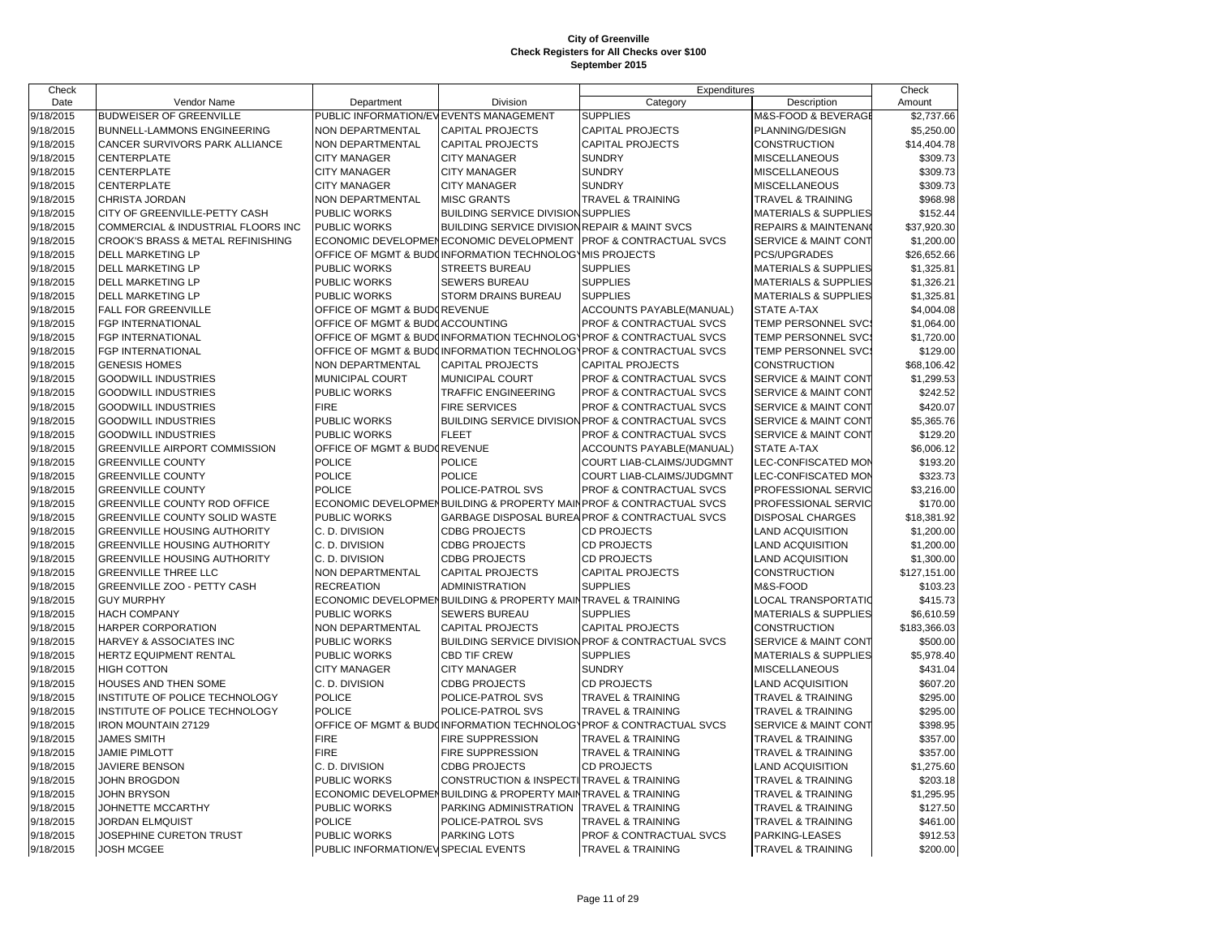# City of Greenville
## Check Registers for All Checks over $100
### September 2015

| Check Date | Vendor Name | Department | Division | Expenditures Category | Expenditures Description | Check Amount |
|---|---|---|---|---|---|---|
| 9/18/2015 | BUDWEISER OF GREENVILLE | PUBLIC INFORMATION/EV | EVENTS MANAGEMENT | SUPPLIES | M&S-FOOD & BEVERAGE | $2,737.66 |
| 9/18/2015 | BUNNELL-LAMMONS ENGINEERING | NON DEPARTMENTAL | CAPITAL PROJECTS | CAPITAL PROJECTS | PLANNING/DESIGN | $5,250.00 |
| 9/18/2015 | CANCER SURVIVORS PARK ALLIANCE | NON DEPARTMENTAL | CAPITAL PROJECTS | CAPITAL PROJECTS | CONSTRUCTION | $14,404.78 |
| 9/18/2015 | CENTERPLATE | CITY MANAGER | CITY MANAGER | SUNDRY | MISCELLANEOUS | $309.73 |
| 9/18/2015 | CENTERPLATE | CITY MANAGER | CITY MANAGER | SUNDRY | MISCELLANEOUS | $309.73 |
| 9/18/2015 | CENTERPLATE | CITY MANAGER | CITY MANAGER | SUNDRY | MISCELLANEOUS | $309.73 |
| 9/18/2015 | CHRISTA JORDAN | NON DEPARTMENTAL | MISC GRANTS | TRAVEL & TRAINING | TRAVEL & TRAINING | $968.98 |
| 9/18/2015 | CITY OF GREENVILLE-PETTY CASH | PUBLIC WORKS | BUILDING SERVICE DIVISION | SUPPLIES | MATERIALS & SUPPLIES | $152.44 |
| 9/18/2015 | COMMERCIAL & INDUSTRIAL FLOORS INC | PUBLIC WORKS | BUILDING SERVICE DIVISION | REPAIR & MAINT SVCS | REPAIRS & MAINTENAN | $37,920.30 |
| 9/18/2015 | CROOK'S BRASS & METAL REFINISHING | ECONOMIC DEVELOPMEN | ECONOMIC DEVELOPMENT | PROF & CONTRACTUAL SVCS | SERVICE & MAINT CONT | $1,200.00 |
| 9/18/2015 | DELL MARKETING LP | OFFICE OF MGMT & BUD | INFORMATION TECHNOLOG | MIS PROJECTS | PCS/UPGRADES | $26,652.66 |
| 9/18/2015 | DELL MARKETING LP | PUBLIC WORKS | STREETS BUREAU | SUPPLIES | MATERIALS & SUPPLIES | $1,325.81 |
| 9/18/2015 | DELL MARKETING LP | PUBLIC WORKS | SEWERS BUREAU | SUPPLIES | MATERIALS & SUPPLIES | $1,326.21 |
| 9/18/2015 | DELL MARKETING LP | PUBLIC WORKS | STORM DRAINS BUREAU | SUPPLIES | MATERIALS & SUPPLIES | $1,325.81 |
| 9/18/2015 | FALL FOR GREENVILLE | OFFICE OF MGMT & BUD | REVENUE | ACCOUNTS PAYABLE(MANUAL) | STATE A-TAX | $4,004.08 |
| 9/18/2015 | FGP INTERNATIONAL | OFFICE OF MGMT & BUD | ACCOUNTING | PROF & CONTRACTUAL SVCS | TEMP PERSONNEL SVC | $1,064.00 |
| 9/18/2015 | FGP INTERNATIONAL | OFFICE OF MGMT & BUD | INFORMATION TECHNOLOG | PROF & CONTRACTUAL SVCS | TEMP PERSONNEL SVC | $1,720.00 |
| 9/18/2015 | FGP INTERNATIONAL | OFFICE OF MGMT & BUD | INFORMATION TECHNOLOG | PROF & CONTRACTUAL SVCS | TEMP PERSONNEL SVC | $129.00 |
| 9/18/2015 | GENESIS HOMES | NON DEPARTMENTAL | CAPITAL PROJECTS | CAPITAL PROJECTS | CONSTRUCTION | $68,106.42 |
| 9/18/2015 | GOODWILL INDUSTRIES | MUNICIPAL COURT | MUNICIPAL COURT | PROF & CONTRACTUAL SVCS | SERVICE & MAINT CONT | $1,299.53 |
| 9/18/2015 | GOODWILL INDUSTRIES | PUBLIC WORKS | TRAFFIC ENGINEERING | PROF & CONTRACTUAL SVCS | SERVICE & MAINT CONT | $242.52 |
| 9/18/2015 | GOODWILL INDUSTRIES | FIRE | FIRE SERVICES | PROF & CONTRACTUAL SVCS | SERVICE & MAINT CONT | $420.07 |
| 9/18/2015 | GOODWILL INDUSTRIES | PUBLIC WORKS | BUILDING SERVICE DIVISION | PROF & CONTRACTUAL SVCS | SERVICE & MAINT CONT | $5,365.76 |
| 9/18/2015 | GOODWILL INDUSTRIES | PUBLIC WORKS | FLEET | PROF & CONTRACTUAL SVCS | SERVICE & MAINT CONT | $129.20 |
| 9/18/2015 | GREENVILLE AIRPORT COMMISSION | OFFICE OF MGMT & BUD | REVENUE | ACCOUNTS PAYABLE(MANUAL) | STATE A-TAX | $6,006.12 |
| 9/18/2015 | GREENVILLE COUNTY | POLICE | POLICE | COURT LIAB-CLAIMS/JUDGMNT | LEC-CONFISCATED MON | $193.20 |
| 9/18/2015 | GREENVILLE COUNTY | POLICE | POLICE | COURT LIAB-CLAIMS/JUDGMNT | LEC-CONFISCATED MON | $323.73 |
| 9/18/2015 | GREENVILLE COUNTY | POLICE | POLICE-PATROL SVS | PROF & CONTRACTUAL SVCS | PROFESSIONAL SERVIC | $3,216.00 |
| 9/18/2015 | GREENVILLE COUNTY ROD OFFICE | ECONOMIC DEVELOPMEN | BUILDING & PROPERTY MAIN | PROF & CONTRACTUAL SVCS | PROFESSIONAL SERVIC | $170.00 |
| 9/18/2015 | GREENVILLE COUNTY SOLID WASTE | PUBLIC WORKS | GARBAGE DISPOSAL BUREA | PROF & CONTRACTUAL SVCS | DISPOSAL CHARGES | $18,381.92 |
| 9/18/2015 | GREENVILLE HOUSING AUTHORITY | C. D. DIVISION | CDBG PROJECTS | CD PROJECTS | LAND ACQUISITION | $1,200.00 |
| 9/18/2015 | GREENVILLE HOUSING AUTHORITY | C. D. DIVISION | CDBG PROJECTS | CD PROJECTS | LAND ACQUISITION | $1,200.00 |
| 9/18/2015 | GREENVILLE HOUSING AUTHORITY | C. D. DIVISION | CDBG PROJECTS | CD PROJECTS | LAND ACQUISITION | $1,300.00 |
| 9/18/2015 | GREENVILLE THREE LLC | NON DEPARTMENTAL | CAPITAL PROJECTS | CAPITAL PROJECTS | CONSTRUCTION | $127,151.00 |
| 9/18/2015 | GREENVILLE ZOO - PETTY CASH | RECREATION | ADMINISTRATION | SUPPLIES | M&S-FOOD | $103.23 |
| 9/18/2015 | GUY MURPHY | ECONOMIC DEVELOPMEN | BUILDING & PROPERTY MAIN | TRAVEL & TRAINING | LOCAL TRANSPORTATIO | $415.73 |
| 9/18/2015 | HACH COMPANY | PUBLIC WORKS | SEWERS BUREAU | SUPPLIES | MATERIALS & SUPPLIES | $6,610.59 |
| 9/18/2015 | HARPER CORPORATION | NON DEPARTMENTAL | CAPITAL PROJECTS | CAPITAL PROJECTS | CONSTRUCTION | $183,366.03 |
| 9/18/2015 | HARVEY & ASSOCIATES INC | PUBLIC WORKS | BUILDING SERVICE DIVISION | PROF & CONTRACTUAL SVCS | SERVICE & MAINT CONT | $500.00 |
| 9/18/2015 | HERTZ EQUIPMENT RENTAL | PUBLIC WORKS | CBD TIF CREW | SUPPLIES | MATERIALS & SUPPLIES | $5,978.40 |
| 9/18/2015 | HIGH COTTON | CITY MANAGER | CITY MANAGER | SUNDRY | MISCELLANEOUS | $431.04 |
| 9/18/2015 | HOUSES AND THEN SOME | C. D. DIVISION | CDBG PROJECTS | CD PROJECTS | LAND ACQUISITION | $607.20 |
| 9/18/2015 | INSTITUTE OF POLICE TECHNOLOGY | POLICE | POLICE-PATROL SVS | TRAVEL & TRAINING | TRAVEL & TRAINING | $295.00 |
| 9/18/2015 | INSTITUTE OF POLICE TECHNOLOGY | POLICE | POLICE-PATROL SVS | TRAVEL & TRAINING | TRAVEL & TRAINING | $295.00 |
| 9/18/2015 | IRON MOUNTAIN 27129 | OFFICE OF MGMT & BUD | INFORMATION TECHNOLOG | PROF & CONTRACTUAL SVCS | SERVICE & MAINT CONT | $398.95 |
| 9/18/2015 | JAMES SMITH | FIRE | FIRE SUPPRESSION | TRAVEL & TRAINING | TRAVEL & TRAINING | $357.00 |
| 9/18/2015 | JAMIE PIMLOTT | FIRE | FIRE SUPPRESSION | TRAVEL & TRAINING | TRAVEL & TRAINING | $357.00 |
| 9/18/2015 | JAVIERE BENSON | C. D. DIVISION | CDBG PROJECTS | CD PROJECTS | LAND ACQUISITION | $1,275.60 |
| 9/18/2015 | JOHN BROGDON | PUBLIC WORKS | CONSTRUCTION & INSPECTI | TRAVEL & TRAINING | TRAVEL & TRAINING | $203.18 |
| 9/18/2015 | JOHN BRYSON | ECONOMIC DEVELOPMEN | BUILDING & PROPERTY MAIN | TRAVEL & TRAINING | TRAVEL & TRAINING | $1,295.95 |
| 9/18/2015 | JOHNETTE MCCARTHY | PUBLIC WORKS | PARKING ADMINISTRATION | TRAVEL & TRAINING | TRAVEL & TRAINING | $127.50 |
| 9/18/2015 | JORDAN ELMQUIST | POLICE | POLICE-PATROL SVS | TRAVEL & TRAINING | TRAVEL & TRAINING | $461.00 |
| 9/18/2015 | JOSEPHINE CURETON TRUST | PUBLIC WORKS | PARKING LOTS | PROF & CONTRACTUAL SVCS | PARKING-LEASES | $912.53 |
| 9/18/2015 | JOSH MCGEE | PUBLIC INFORMATION/EV | SPECIAL EVENTS | TRAVEL & TRAINING | TRAVEL & TRAINING | $200.00 |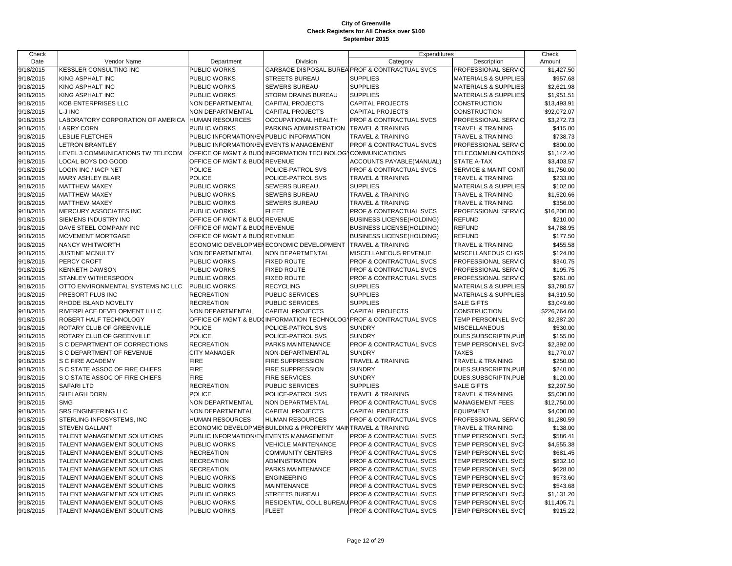# City of Greenville
## Check Registers for All Checks over $100
### September 2015

| Check Date | Vendor Name | Department | Division | Expenditures Category | Description | Check Amount |
|---|---|---|---|---|---|---|
| 9/18/2015 | KESSLER CONSULTING INC | PUBLIC WORKS | GARBAGE DISPOSAL BUREA | PROF & CONTRACTUAL SVCS | PROFESSIONAL SERVIC | $1,427.50 |
| 9/18/2015 | KING ASPHALT INC | PUBLIC WORKS | STREETS BUREAU | SUPPLIES | MATERIALS & SUPPLIES | $957.68 |
| 9/18/2015 | KING ASPHALT INC | PUBLIC WORKS | SEWERS BUREAU | SUPPLIES | MATERIALS & SUPPLIES | $2,621.98 |
| 9/18/2015 | KING ASPHALT INC | PUBLIC WORKS | STORM DRAINS BUREAU | SUPPLIES | MATERIALS & SUPPLIES | $1,951.51 |
| 9/18/2015 | KOB ENTERPRISES LLC | NON DEPARTMENTAL | CAPITAL PROJECTS | CAPITAL PROJECTS | CONSTRUCTION | $13,493.91 |
| 9/18/2015 | L-J INC | NON DEPARTMENTAL | CAPITAL PROJECTS | CAPITAL PROJECTS | CONSTRUCTION | $92,072.07 |
| 9/18/2015 | LABORATORY CORPORATION OF AMERICA | HUMAN RESOURCES | OCCUPATIONAL HEALTH | PROF & CONTRACTUAL SVCS | PROFESSIONAL SERVIC | $3,272.73 |
| 9/18/2015 | LARRY CORN | PUBLIC WORKS | PARKING ADMINISTRATION | TRAVEL & TRAINING | TRAVEL & TRAINING | $415.00 |
| 9/18/2015 | LESLIE FLETCHER | PUBLIC INFORMATION/EV | PUBLIC INFORMATION | TRAVEL & TRAINING | TRAVEL & TRAINING | $738.73 |
| 9/18/2015 | LETRON BRANTLEY | PUBLIC INFORMATION/EV | EVENTS MANAGEMENT | PROF & CONTRACTUAL SVCS | PROFESSIONAL SERVIC | $800.00 |
| 9/18/2015 | LEVEL 3 COMMUNICATIONS TW TELECOM | OFFICE OF MGMT & BUDG | INFORMATION TECHNOLOG | COMMUNICATIONS | TELECOMMUNICATIONS | $1,142.40 |
| 9/18/2015 | LOCAL BOYS DO GOOD | OFFICE OF MGMT & BUDG | REVENUE | ACCOUNTS PAYABLE(MANUAL) | STATE A-TAX | $3,403.57 |
| 9/18/2015 | LOGIN INC / IACP NET | POLICE | POLICE-PATROL SVS | PROF & CONTRACTUAL SVCS | SERVICE & MAINT CONT | $1,750.00 |
| 9/18/2015 | MARY ASHLEY BLAIR | POLICE | POLICE-PATROL SVS | TRAVEL & TRAINING | TRAVEL & TRAINING | $233.00 |
| 9/18/2015 | MATTHEW MAXEY | PUBLIC WORKS | SEWERS BUREAU | SUPPLIES | MATERIALS & SUPPLIES | $102.00 |
| 9/18/2015 | MATTHEW MAXEY | PUBLIC WORKS | SEWERS BUREAU | TRAVEL & TRAINING | TRAVEL & TRAINING | $1,520.66 |
| 9/18/2015 | MATTHEW MAXEY | PUBLIC WORKS | SEWERS BUREAU | TRAVEL & TRAINING | TRAVEL & TRAINING | $356.00 |
| 9/18/2015 | MERCURY ASSOCIATES INC | PUBLIC WORKS | FLEET | PROF & CONTRACTUAL SVCS | PROFESSIONAL SERVIC | $16,200.00 |
| 9/18/2015 | SIEMENS INDUSTRY INC | OFFICE OF MGMT & BUDG | REVENUE | BUSINESS LICENSE(HOLDING) | REFUND | $210.00 |
| 9/18/2015 | DAVE STEEL COMPANY INC | OFFICE OF MGMT & BUDG | REVENUE | BUSINESS LICENSE(HOLDING) | REFUND | $4,788.95 |
| 9/18/2015 | MOVEMENT MORTGAGE | OFFICE OF MGMT & BUDG | REVENUE | BUSINESS LICENSE(HOLDING) | REFUND | $177.50 |
| 9/18/2015 | NANCY WHITWORTH | ECONOMIC DEVELOPMEN | ECONOMIC DEVELOPMENT | TRAVEL & TRAINING | TRAVEL & TRAINING | $455.58 |
| 9/18/2015 | JUSTINE MCNULTY | NON DEPARTMENTAL | NON DEPARTMENTAL | MISCELLANEOUS REVENUE | MISCELLANEOUS CHGS | $124.00 |
| 9/18/2015 | PERCY CROFT | PUBLIC WORKS | FIXED ROUTE | PROF & CONTRACTUAL SVCS | PROFESSIONAL SERVIC | $340.75 |
| 9/18/2015 | KENNETH DAWSON | PUBLIC WORKS | FIXED ROUTE | PROF & CONTRACTUAL SVCS | PROFESSIONAL SERVIC | $195.75 |
| 9/18/2015 | STANLEY WITHERSPOON | PUBLIC WORKS | FIXED ROUTE | PROF & CONTRACTUAL SVCS | PROFESSIONAL SERVIC | $261.00 |
| 9/18/2015 | OTTO ENVIRONMENTAL SYSTEMS NC LLC | PUBLIC WORKS | RECYCLING | SUPPLIES | MATERIALS & SUPPLIES | $3,780.57 |
| 9/18/2015 | PRESORT PLUS INC | RECREATION | PUBLIC SERVICES | SUPPLIES | MATERIALS & SUPPLIES | $4,319.50 |
| 9/18/2015 | RHODE ISLAND NOVELTY | RECREATION | PUBLIC SERVICES | SUPPLIES | SALE GIFTS | $3,049.60 |
| 9/18/2015 | RIVERPLACE DEVELOPMENT II LLC | NON DEPARTMENTAL | CAPITAL PROJECTS | CAPITAL PROJECTS | CONSTRUCTION | $226,764.60 |
| 9/18/2015 | ROBERT HALF TECHNOLOGY | OFFICE OF MGMT & BUDG | INFORMATION TECHNOLOG | PROF & CONTRACTUAL SVCS | TEMP PERSONNEL SVCS | $2,387.20 |
| 9/18/2015 | ROTARY CLUB OF GREENVILLE | POLICE | POLICE-PATROL SVS | SUNDRY | MISCELLANEOUS | $530.00 |
| 9/18/2015 | ROTARY CLUB OF GREENVILLE | POLICE | POLICE-PATROL SVS | SUNDRY | DUES,SUBSCRIPTN,PUB | $155.00 |
| 9/18/2015 | S C DEPARTMENT OF CORRECTIONS | RECREATION | PARKS MAINTENANCE | PROF & CONTRACTUAL SVCS | TEMP PERSONNEL SVCS | $2,392.00 |
| 9/18/2015 | S C DEPARTMENT OF REVENUE | CITY MANAGER | NON-DEPARTMENTAL | SUNDRY | TAXES | $1,770.07 |
| 9/18/2015 | S C FIRE ACADEMY | FIRE | FIRE SUPPRESSION | TRAVEL & TRAINING | TRAVEL & TRAINING | $250.00 |
| 9/18/2015 | S C STATE ASSOC OF FIRE CHIEFS | FIRE | FIRE SUPPRESSION | SUNDRY | DUES,SUBSCRIPTN,PUB | $240.00 |
| 9/18/2015 | S C STATE ASSOC OF FIRE CHIEFS | FIRE | FIRE SERVICES | SUNDRY | DUES,SUBSCRIPTN,PUB | $120.00 |
| 9/18/2015 | SAFARI LTD | RECREATION | PUBLIC SERVICES | SUPPLIES | SALE GIFTS | $2,207.50 |
| 9/18/2015 | SHELAGH DORN | POLICE | POLICE-PATROL SVS | TRAVEL & TRAINING | TRAVEL & TRAINING | $5,000.00 |
| 9/18/2015 | SMG | NON DEPARTMENTAL | NON DEPARTMENTAL | PROF & CONTRACTUAL SVCS | MANAGEMENT FEES | $12,750.00 |
| 9/18/2015 | SRS ENGINEERING LLC | NON DEPARTMENTAL | CAPITAL PROJECTS | CAPITAL PROJECTS | EQUIPMENT | $4,000.00 |
| 9/18/2015 | STERLING INFOSYSTEMS, INC | HUMAN RESOURCES | HUMAN RESOURCES | PROF & CONTRACTUAL SVCS | PROFESSIONAL SERVIC | $1,280.59 |
| 9/18/2015 | STEVEN GALLANT | ECONOMIC DEVELOPMEN | BUILDING & PROPERTY MAIN | TRAVEL & TRAINING | TRAVEL & TRAINING | $138.00 |
| 9/18/2015 | TALENT MANAGEMENT SOLUTIONS | PUBLIC INFORMATION/EV | EVENTS MANAGEMENT | PROF & CONTRACTUAL SVCS | TEMP PERSONNEL SVCS | $586.41 |
| 9/18/2015 | TALENT MANAGEMENT SOLUTIONS | PUBLIC WORKS | VEHICLE MAINTENANCE | PROF & CONTRACTUAL SVCS | TEMP PERSONNEL SVCS | $4,555.38 |
| 9/18/2015 | TALENT MANAGEMENT SOLUTIONS | RECREATION | COMMUNITY CENTERS | PROF & CONTRACTUAL SVCS | TEMP PERSONNEL SVCS | $681.45 |
| 9/18/2015 | TALENT MANAGEMENT SOLUTIONS | RECREATION | ADMINISTRATION | PROF & CONTRACTUAL SVCS | TEMP PERSONNEL SVCS | $832.10 |
| 9/18/2015 | TALENT MANAGEMENT SOLUTIONS | RECREATION | PARKS MAINTENANCE | PROF & CONTRACTUAL SVCS | TEMP PERSONNEL SVCS | $628.00 |
| 9/18/2015 | TALENT MANAGEMENT SOLUTIONS | PUBLIC WORKS | ENGINEERING | PROF & CONTRACTUAL SVCS | TEMP PERSONNEL SVCS | $573.60 |
| 9/18/2015 | TALENT MANAGEMENT SOLUTIONS | PUBLIC WORKS | MAINTENANCE | PROF & CONTRACTUAL SVCS | TEMP PERSONNEL SVCS | $543.68 |
| 9/18/2015 | TALENT MANAGEMENT SOLUTIONS | PUBLIC WORKS | STREETS BUREAU | PROF & CONTRACTUAL SVCS | TEMP PERSONNEL SVCS | $1,131.20 |
| 9/18/2015 | TALENT MANAGEMENT SOLUTIONS | PUBLIC WORKS | RESIDENTIAL COLL BUREAU | PROF & CONTRACTUAL SVCS | TEMP PERSONNEL SVCS | $11,405.71 |
| 9/18/2015 | TALENT MANAGEMENT SOLUTIONS | PUBLIC WORKS | FLEET | PROF & CONTRACTUAL SVCS | TEMP PERSONNEL SVCS | $915.22 |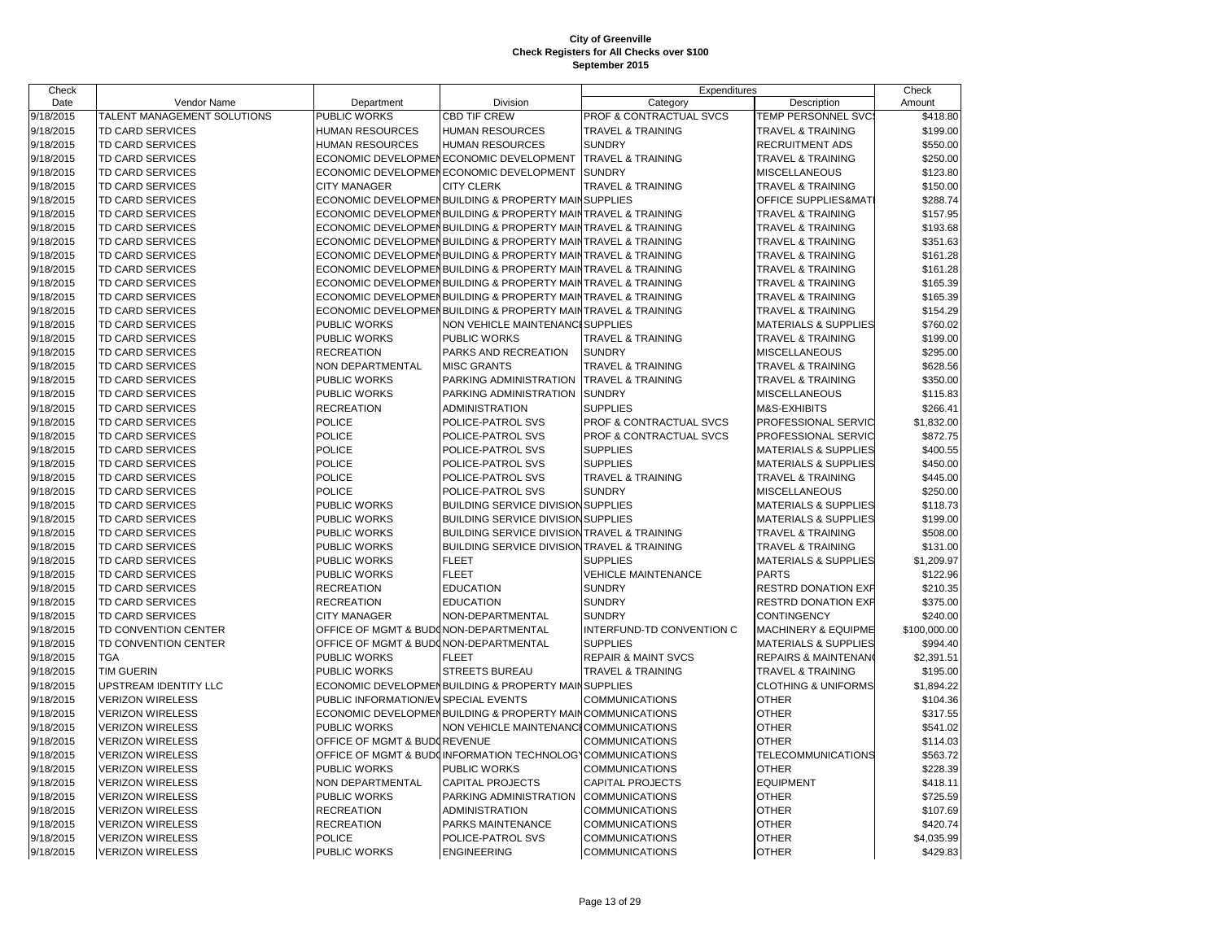**City of Greenville**
**Check Registers for All Checks over $100**
**September 2015**

| Check Date | Vendor Name | Department | Division | Expenditures Category | Description | Check Amount |
|---|---|---|---|---|---|---|
| 9/18/2015 | TALENT MANAGEMENT SOLUTIONS | PUBLIC WORKS | CBD TIF CREW | PROF & CONTRACTUAL SVCS | TEMP PERSONNEL SVC | $418.80 |
| 9/18/2015 | TD CARD SERVICES | HUMAN RESOURCES | HUMAN RESOURCES | TRAVEL & TRAINING | TRAVEL & TRAINING | $199.00 |
| 9/18/2015 | TD CARD SERVICES | HUMAN RESOURCES | HUMAN RESOURCES | SUNDRY | RECRUITMENT ADS | $550.00 |
| 9/18/2015 | TD CARD SERVICES | ECONOMIC DEVELOPMEN | ECONOMIC DEVELOPMENT | TRAVEL & TRAINING | TRAVEL & TRAINING | $250.00 |
| 9/18/2015 | TD CARD SERVICES | ECONOMIC DEVELOPMEN | ECONOMIC DEVELOPMENT | SUNDRY | MISCELLANEOUS | $123.80 |
| 9/18/2015 | TD CARD SERVICES | CITY MANAGER | CITY CLERK | TRAVEL & TRAINING | TRAVEL & TRAINING | $150.00 |
| 9/18/2015 | TD CARD SERVICES | ECONOMIC DEVELOPMEN | BUILDING & PROPERTY MAIN | SUPPLIES | OFFICE SUPPLIES&MAT | $288.74 |
| 9/18/2015 | TD CARD SERVICES | ECONOMIC DEVELOPMEN | BUILDING & PROPERTY MAIN | TRAVEL & TRAINING | TRAVEL & TRAINING | $157.95 |
| 9/18/2015 | TD CARD SERVICES | ECONOMIC DEVELOPMEN | BUILDING & PROPERTY MAIN | TRAVEL & TRAINING | TRAVEL & TRAINING | $193.68 |
| 9/18/2015 | TD CARD SERVICES | ECONOMIC DEVELOPMEN | BUILDING & PROPERTY MAIN | TRAVEL & TRAINING | TRAVEL & TRAINING | $351.63 |
| 9/18/2015 | TD CARD SERVICES | ECONOMIC DEVELOPMEN | BUILDING & PROPERTY MAIN | TRAVEL & TRAINING | TRAVEL & TRAINING | $161.28 |
| 9/18/2015 | TD CARD SERVICES | ECONOMIC DEVELOPMEN | BUILDING & PROPERTY MAIN | TRAVEL & TRAINING | TRAVEL & TRAINING | $161.28 |
| 9/18/2015 | TD CARD SERVICES | ECONOMIC DEVELOPMEN | BUILDING & PROPERTY MAIN | TRAVEL & TRAINING | TRAVEL & TRAINING | $165.39 |
| 9/18/2015 | TD CARD SERVICES | ECONOMIC DEVELOPMEN | BUILDING & PROPERTY MAIN | TRAVEL & TRAINING | TRAVEL & TRAINING | $165.39 |
| 9/18/2015 | TD CARD SERVICES | ECONOMIC DEVELOPMEN | BUILDING & PROPERTY MAIN | TRAVEL & TRAINING | TRAVEL & TRAINING | $154.29 |
| 9/18/2015 | TD CARD SERVICES | PUBLIC WORKS | NON VEHICLE MAINTENANC | SUPPLIES | MATERIALS & SUPPLIES | $760.02 |
| 9/18/2015 | TD CARD SERVICES | PUBLIC WORKS | PUBLIC WORKS | TRAVEL & TRAINING | TRAVEL & TRAINING | $199.00 |
| 9/18/2015 | TD CARD SERVICES | RECREATION | PARKS AND RECREATION | SUNDRY | MISCELLANEOUS | $295.00 |
| 9/18/2015 | TD CARD SERVICES | NON DEPARTMENTAL | MISC GRANTS | TRAVEL & TRAINING | TRAVEL & TRAINING | $628.56 |
| 9/18/2015 | TD CARD SERVICES | PUBLIC WORKS | PARKING ADMINISTRATION | TRAVEL & TRAINING | TRAVEL & TRAINING | $350.00 |
| 9/18/2015 | TD CARD SERVICES | PUBLIC WORKS | PARKING ADMINISTRATION | SUNDRY | MISCELLANEOUS | $115.83 |
| 9/18/2015 | TD CARD SERVICES | RECREATION | ADMINISTRATION | SUPPLIES | M&S-EXHIBITS | $266.41 |
| 9/18/2015 | TD CARD SERVICES | POLICE | POLICE-PATROL SVS | PROF & CONTRACTUAL SVCS | PROFESSIONAL SERVIC | $1,832.00 |
| 9/18/2015 | TD CARD SERVICES | POLICE | POLICE-PATROL SVS | PROF & CONTRACTUAL SVCS | PROFESSIONAL SERVIC | $872.75 |
| 9/18/2015 | TD CARD SERVICES | POLICE | POLICE-PATROL SVS | SUPPLIES | MATERIALS & SUPPLIES | $400.55 |
| 9/18/2015 | TD CARD SERVICES | POLICE | POLICE-PATROL SVS | SUPPLIES | MATERIALS & SUPPLIES | $450.00 |
| 9/18/2015 | TD CARD SERVICES | POLICE | POLICE-PATROL SVS | TRAVEL & TRAINING | TRAVEL & TRAINING | $445.00 |
| 9/18/2015 | TD CARD SERVICES | POLICE | POLICE-PATROL SVS | SUNDRY | MISCELLANEOUS | $250.00 |
| 9/18/2015 | TD CARD SERVICES | PUBLIC WORKS | BUILDING SERVICE DIVISION | SUPPLIES | MATERIALS & SUPPLIES | $118.73 |
| 9/18/2015 | TD CARD SERVICES | PUBLIC WORKS | BUILDING SERVICE DIVISION | SUPPLIES | MATERIALS & SUPPLIES | $199.00 |
| 9/18/2015 | TD CARD SERVICES | PUBLIC WORKS | BUILDING SERVICE DIVISION | TRAVEL & TRAINING | TRAVEL & TRAINING | $508.00 |
| 9/18/2015 | TD CARD SERVICES | PUBLIC WORKS | BUILDING SERVICE DIVISION | TRAVEL & TRAINING | TRAVEL & TRAINING | $131.00 |
| 9/18/2015 | TD CARD SERVICES | PUBLIC WORKS | FLEET | SUPPLIES | MATERIALS & SUPPLIES | $1,209.97 |
| 9/18/2015 | TD CARD SERVICES | PUBLIC WORKS | FLEET | VEHICLE MAINTENANCE | PARTS | $122.96 |
| 9/18/2015 | TD CARD SERVICES | RECREATION | EDUCATION | SUNDRY | RESTRD DONATION EXP | $210.35 |
| 9/18/2015 | TD CARD SERVICES | RECREATION | EDUCATION | SUNDRY | RESTRD DONATION EXP | $375.00 |
| 9/18/2015 | TD CARD SERVICES | CITY MANAGER | NON-DEPARTMENTAL | SUNDRY | CONTINGENCY | $240.00 |
| 9/18/2015 | TD CONVENTION CENTER | OFFICE OF MGMT & BUD | NON-DEPARTMENTAL | INTERFUND-TD CONVENTION C | MACHINERY & EQUIPME | $100,000.00 |
| 9/18/2015 | TD CONVENTION CENTER | OFFICE OF MGMT & BUD | NON-DEPARTMENTAL | SUPPLIES | MATERIALS & SUPPLIES | $994.40 |
| 9/18/2015 | TGA | PUBLIC WORKS | FLEET | REPAIR & MAINT SVCS | REPAIRS & MAINTENAN | $2,391.51 |
| 9/18/2015 | TIM GUERIN | PUBLIC WORKS | STREETS BUREAU | TRAVEL & TRAINING | TRAVEL & TRAINING | $195.00 |
| 9/18/2015 | UPSTREAM IDENTITY LLC | ECONOMIC DEVELOPMEN | BUILDING & PROPERTY MAIN | SUPPLIES | CLOTHING & UNIFORMS | $1,894.22 |
| 9/18/2015 | VERIZON WIRELESS | PUBLIC INFORMATION/EV | SPECIAL EVENTS | COMMUNICATIONS | OTHER | $104.36 |
| 9/18/2015 | VERIZON WIRELESS | ECONOMIC DEVELOPMEN | BUILDING & PROPERTY MAIN | COMMUNICATIONS | OTHER | $317.55 |
| 9/18/2015 | VERIZON WIRELESS | PUBLIC WORKS | NON VEHICLE MAINTENANC | COMMUNICATIONS | OTHER | $541.02 |
| 9/18/2015 | VERIZON WIRELESS | OFFICE OF MGMT & BUD | REVENUE | COMMUNICATIONS | OTHER | $114.03 |
| 9/18/2015 | VERIZON WIRELESS | OFFICE OF MGMT & BUD | INFORMATION TECHNOLOGY | COMMUNICATIONS | TELECOMMUNICATIONS | $563.72 |
| 9/18/2015 | VERIZON WIRELESS | PUBLIC WORKS | PUBLIC WORKS | COMMUNICATIONS | OTHER | $228.39 |
| 9/18/2015 | VERIZON WIRELESS | NON DEPARTMENTAL | CAPITAL PROJECTS | CAPITAL PROJECTS | EQUIPMENT | $418.11 |
| 9/18/2015 | VERIZON WIRELESS | PUBLIC WORKS | PARKING ADMINISTRATION | COMMUNICATIONS | OTHER | $725.59 |
| 9/18/2015 | VERIZON WIRELESS | RECREATION | ADMINISTRATION | COMMUNICATIONS | OTHER | $107.69 |
| 9/18/2015 | VERIZON WIRELESS | RECREATION | PARKS MAINTENANCE | COMMUNICATIONS | OTHER | $420.74 |
| 9/18/2015 | VERIZON WIRELESS | POLICE | POLICE-PATROL SVS | COMMUNICATIONS | OTHER | $4,035.99 |
| 9/18/2015 | VERIZON WIRELESS | PUBLIC WORKS | ENGINEERING | COMMUNICATIONS | OTHER | $429.83 |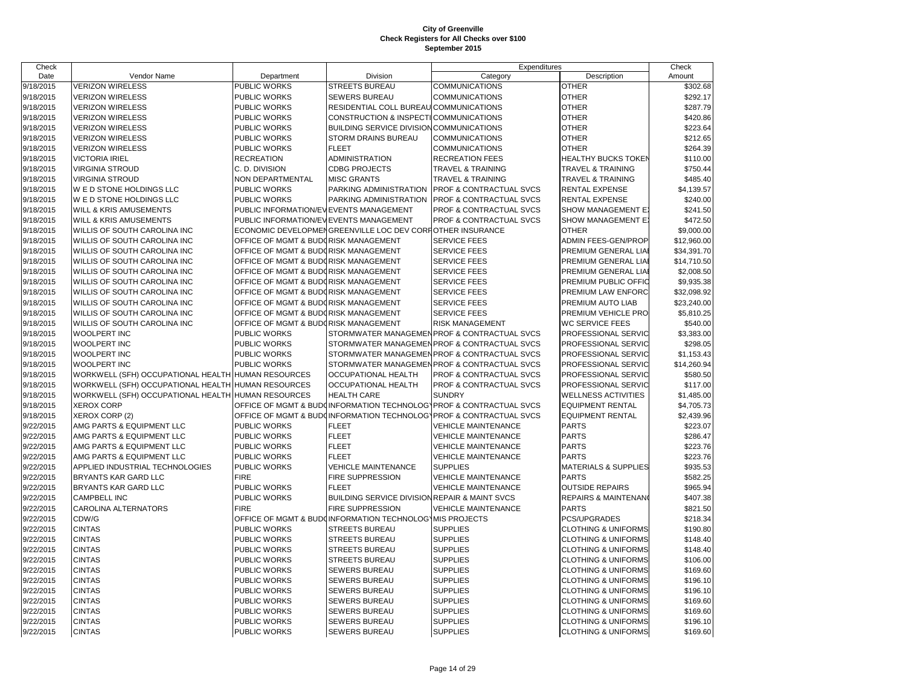# City of Greenville
## Check Registers for All Checks over $100
### September 2015

| Check Date | Vendor Name | Department | Division | Expenditures Category | Expenditures Description | Check Amount |
|---|---|---|---|---|---|---|
| 9/18/2015 | VERIZON WIRELESS | PUBLIC WORKS | STREETS BUREAU | COMMUNICATIONS | OTHER | $302.68 |
| 9/18/2015 | VERIZON WIRELESS | PUBLIC WORKS | SEWERS BUREAU | COMMUNICATIONS | OTHER | $292.17 |
| 9/18/2015 | VERIZON WIRELESS | PUBLIC WORKS | RESIDENTIAL COLL BUREAU | COMMUNICATIONS | OTHER | $287.79 |
| 9/18/2015 | VERIZON WIRELESS | PUBLIC WORKS | CONSTRUCTION & INSPECTI | COMMUNICATIONS | OTHER | $420.86 |
| 9/18/2015 | VERIZON WIRELESS | PUBLIC WORKS | BUILDING SERVICE DIVISION | COMMUNICATIONS | OTHER | $223.64 |
| 9/18/2015 | VERIZON WIRELESS | PUBLIC WORKS | STORM DRAINS BUREAU | COMMUNICATIONS | OTHER | $212.65 |
| 9/18/2015 | VERIZON WIRELESS | PUBLIC WORKS | FLEET | COMMUNICATIONS | OTHER | $264.39 |
| 9/18/2015 | VICTORIA IRIEL | RECREATION | ADMINISTRATION | RECREATION FEES | HEALTHY BUCKS TOKEN | $110.00 |
| 9/18/2015 | VIRGINIA STROUD | C. D. DIVISION | CDBG PROJECTS | TRAVEL & TRAINING | TRAVEL & TRAINING | $750.44 |
| 9/18/2015 | VIRGINIA STROUD | NON DEPARTMENTAL | MISC GRANTS | TRAVEL & TRAINING | TRAVEL & TRAINING | $485.40 |
| 9/18/2015 | W E D STONE HOLDINGS LLC | PUBLIC WORKS | PARKING ADMINISTRATION | PROF & CONTRACTUAL SVCS | RENTAL EXPENSE | $4,139.57 |
| 9/18/2015 | W E D STONE HOLDINGS LLC | PUBLIC WORKS | PARKING ADMINISTRATION | PROF & CONTRACTUAL SVCS | RENTAL EXPENSE | $240.00 |
| 9/18/2015 | WILL & KRIS AMUSEMENTS | PUBLIC INFORMATION/EV | EVENTS MANAGEMENT | PROF & CONTRACTUAL SVCS | SHOW MANAGEMENT E) | $241.50 |
| 9/18/2015 | WILL & KRIS AMUSEMENTS | PUBLIC INFORMATION/EV | EVENTS MANAGEMENT | PROF & CONTRACTUAL SVCS | SHOW MANAGEMENT E) | $472.50 |
| 9/18/2015 | WILLIS OF SOUTH CAROLINA INC | ECONOMIC DEVELOPMEN | GREENVILLE LOC DEV CORP | OTHER INSURANCE | OTHER | $9,000.00 |
| 9/18/2015 | WILLIS OF SOUTH CAROLINA INC | OFFICE OF MGMT & BUD | RISK MANAGEMENT | SERVICE FEES | ADMIN FEES-GEN/PROP | $12,960.00 |
| 9/18/2015 | WILLIS OF SOUTH CAROLINA INC | OFFICE OF MGMT & BUD | RISK MANAGEMENT | SERVICE FEES | PREMIUM GENERAL LIAI | $34,391.70 |
| 9/18/2015 | WILLIS OF SOUTH CAROLINA INC | OFFICE OF MGMT & BUD | RISK MANAGEMENT | SERVICE FEES | PREMIUM GENERAL LIAI | $14,710.50 |
| 9/18/2015 | WILLIS OF SOUTH CAROLINA INC | OFFICE OF MGMT & BUD | RISK MANAGEMENT | SERVICE FEES | PREMIUM GENERAL LIAI | $2,008.50 |
| 9/18/2015 | WILLIS OF SOUTH CAROLINA INC | OFFICE OF MGMT & BUD | RISK MANAGEMENT | SERVICE FEES | PREMIUM PUBLIC OFFIC | $9,935.38 |
| 9/18/2015 | WILLIS OF SOUTH CAROLINA INC | OFFICE OF MGMT & BUD | RISK MANAGEMENT | SERVICE FEES | PREMIUM LAW ENFORC | $32,098.92 |
| 9/18/2015 | WILLIS OF SOUTH CAROLINA INC | OFFICE OF MGMT & BUD | RISK MANAGEMENT | SERVICE FEES | PREMIUM AUTO LIAB | $23,240.00 |
| 9/18/2015 | WILLIS OF SOUTH CAROLINA INC | OFFICE OF MGMT & BUD | RISK MANAGEMENT | SERVICE FEES | PREMIUM VEHICLE PRO | $5,810.25 |
| 9/18/2015 | WILLIS OF SOUTH CAROLINA INC | OFFICE OF MGMT & BUD | RISK MANAGEMENT | RISK MANAGEMENT | WC SERVICE FEES | $540.00 |
| 9/18/2015 | WOOLPERT INC | PUBLIC WORKS | STORMWATER MANAGEMEN | PROF & CONTRACTUAL SVCS | PROFESSIONAL SERVIC | $3,383.00 |
| 9/18/2015 | WOOLPERT INC | PUBLIC WORKS | STORMWATER MANAGEMEN | PROF & CONTRACTUAL SVCS | PROFESSIONAL SERVIC | $298.05 |
| 9/18/2015 | WOOLPERT INC | PUBLIC WORKS | STORMWATER MANAGEMEN | PROF & CONTRACTUAL SVCS | PROFESSIONAL SERVIC | $1,153.43 |
| 9/18/2015 | WOOLPERT INC | PUBLIC WORKS | STORMWATER MANAGEMEN | PROF & CONTRACTUAL SVCS | PROFESSIONAL SERVIC | $14,260.94 |
| 9/18/2015 | WORKWELL (SFH) OCCUPATIONAL HEALTH | HUMAN RESOURCES | OCCUPATIONAL HEALTH | PROF & CONTRACTUAL SVCS | PROFESSIONAL SERVIC | $580.50 |
| 9/18/2015 | WORKWELL (SFH) OCCUPATIONAL HEALTH | HUMAN RESOURCES | OCCUPATIONAL HEALTH | PROF & CONTRACTUAL SVCS | PROFESSIONAL SERVIC | $117.00 |
| 9/18/2015 | WORKWELL (SFH) OCCUPATIONAL HEALTH | HUMAN RESOURCES | HEALTH CARE | SUNDRY | WELLNESS ACTIVITIES | $1,485.00 |
| 9/18/2015 | XEROX CORP | OFFICE OF MGMT & BUD | INFORMATION TECHNOLOG | PROF & CONTRACTUAL SVCS | EQUIPMENT RENTAL | $4,705.73 |
| 9/18/2015 | XEROX CORP (2) | OFFICE OF MGMT & BUD | INFORMATION TECHNOLOG | PROF & CONTRACTUAL SVCS | EQUIPMENT RENTAL | $2,439.96 |
| 9/22/2015 | AMG PARTS & EQUIPMENT LLC | PUBLIC WORKS | FLEET | VEHICLE MAINTENANCE | PARTS | $223.07 |
| 9/22/2015 | AMG PARTS & EQUIPMENT LLC | PUBLIC WORKS | FLEET | VEHICLE MAINTENANCE | PARTS | $286.47 |
| 9/22/2015 | AMG PARTS & EQUIPMENT LLC | PUBLIC WORKS | FLEET | VEHICLE MAINTENANCE | PARTS | $223.76 |
| 9/22/2015 | AMG PARTS & EQUIPMENT LLC | PUBLIC WORKS | FLEET | VEHICLE MAINTENANCE | PARTS | $223.76 |
| 9/22/2015 | APPLIED INDUSTRIAL TECHNOLOGIES | PUBLIC WORKS | VEHICLE MAINTENANCE | SUPPLIES | MATERIALS & SUPPLIES | $935.53 |
| 9/22/2015 | BRYANTS KAR GARD LLC | FIRE | FIRE SUPPRESSION | VEHICLE MAINTENANCE | PARTS | $582.25 |
| 9/22/2015 | BRYANTS KAR GARD LLC | PUBLIC WORKS | FLEET | VEHICLE MAINTENANCE | OUTSIDE REPAIRS | $965.94 |
| 9/22/2015 | CAMPBELL INC | PUBLIC WORKS | BUILDING SERVICE DIVISION | REPAIR & MAINT SVCS | REPAIRS & MAINTENAN | $407.38 |
| 9/22/2015 | CAROLINA ALTERNATORS | FIRE | FIRE SUPPRESSION | VEHICLE MAINTENANCE | PARTS | $821.50 |
| 9/22/2015 | CDW/G | OFFICE OF MGMT & BUD | INFORMATION TECHNOLOG | MIS PROJECTS | PCS/UPGRADES | $218.34 |
| 9/22/2015 | CINTAS | PUBLIC WORKS | STREETS BUREAU | SUPPLIES | CLOTHING & UNIFORMS | $190.80 |
| 9/22/2015 | CINTAS | PUBLIC WORKS | STREETS BUREAU | SUPPLIES | CLOTHING & UNIFORMS | $148.40 |
| 9/22/2015 | CINTAS | PUBLIC WORKS | STREETS BUREAU | SUPPLIES | CLOTHING & UNIFORMS | $148.40 |
| 9/22/2015 | CINTAS | PUBLIC WORKS | STREETS BUREAU | SUPPLIES | CLOTHING & UNIFORMS | $106.00 |
| 9/22/2015 | CINTAS | PUBLIC WORKS | SEWERS BUREAU | SUPPLIES | CLOTHING & UNIFORMS | $169.60 |
| 9/22/2015 | CINTAS | PUBLIC WORKS | SEWERS BUREAU | SUPPLIES | CLOTHING & UNIFORMS | $196.10 |
| 9/22/2015 | CINTAS | PUBLIC WORKS | SEWERS BUREAU | SUPPLIES | CLOTHING & UNIFORMS | $196.10 |
| 9/22/2015 | CINTAS | PUBLIC WORKS | SEWERS BUREAU | SUPPLIES | CLOTHING & UNIFORMS | $169.60 |
| 9/22/2015 | CINTAS | PUBLIC WORKS | SEWERS BUREAU | SUPPLIES | CLOTHING & UNIFORMS | $169.60 |
| 9/22/2015 | CINTAS | PUBLIC WORKS | SEWERS BUREAU | SUPPLIES | CLOTHING & UNIFORMS | $196.10 |
| 9/22/2015 | CINTAS | PUBLIC WORKS | SEWERS BUREAU | SUPPLIES | CLOTHING & UNIFORMS | $169.60 |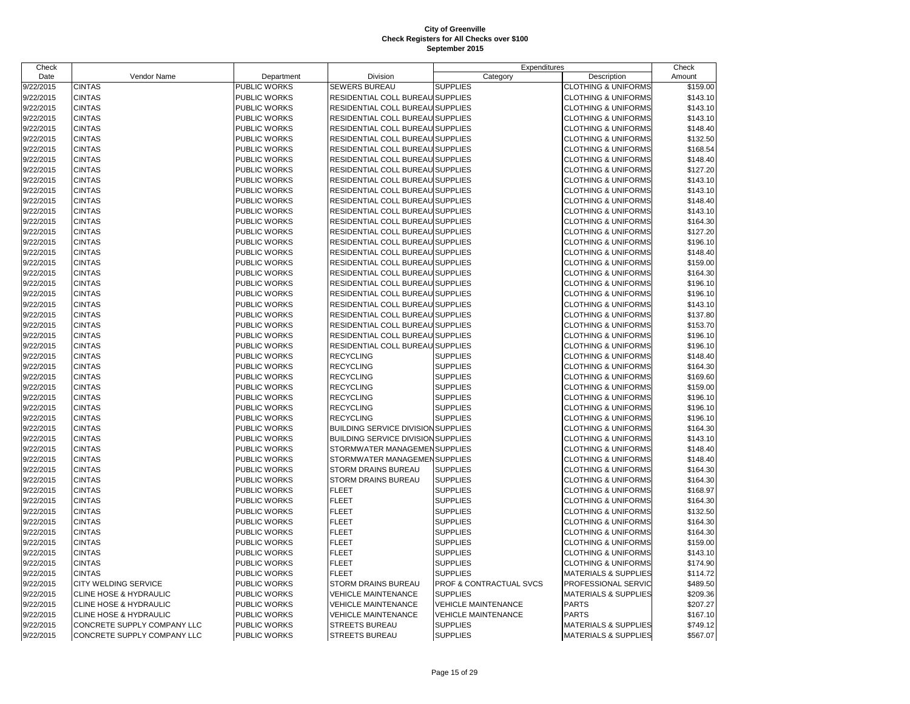**City of Greenville**
**Check Registers for All Checks over $100**
**September 2015**

| Check | | | | Expenditures | | Check |
|---|---|---|---|---|---|---|
| Date | Vendor Name | Department | Division | Category | Description | Amount |
| 9/22/2015 | CINTAS | PUBLIC WORKS | SEWERS BUREAU | SUPPLIES | CLOTHING & UNIFORMS | $159.00 |
| 9/22/2015 | CINTAS | PUBLIC WORKS | RESIDENTIAL COLL BUREAU | SUPPLIES | CLOTHING & UNIFORMS | $143.10 |
| 9/22/2015 | CINTAS | PUBLIC WORKS | RESIDENTIAL COLL BUREAU | SUPPLIES | CLOTHING & UNIFORMS | $143.10 |
| 9/22/2015 | CINTAS | PUBLIC WORKS | RESIDENTIAL COLL BUREAU | SUPPLIES | CLOTHING & UNIFORMS | $143.10 |
| 9/22/2015 | CINTAS | PUBLIC WORKS | RESIDENTIAL COLL BUREAU | SUPPLIES | CLOTHING & UNIFORMS | $148.40 |
| 9/22/2015 | CINTAS | PUBLIC WORKS | RESIDENTIAL COLL BUREAU | SUPPLIES | CLOTHING & UNIFORMS | $132.50 |
| 9/22/2015 | CINTAS | PUBLIC WORKS | RESIDENTIAL COLL BUREAU | SUPPLIES | CLOTHING & UNIFORMS | $168.54 |
| 9/22/2015 | CINTAS | PUBLIC WORKS | RESIDENTIAL COLL BUREAU | SUPPLIES | CLOTHING & UNIFORMS | $148.40 |
| 9/22/2015 | CINTAS | PUBLIC WORKS | RESIDENTIAL COLL BUREAU | SUPPLIES | CLOTHING & UNIFORMS | $127.20 |
| 9/22/2015 | CINTAS | PUBLIC WORKS | RESIDENTIAL COLL BUREAU | SUPPLIES | CLOTHING & UNIFORMS | $143.10 |
| 9/22/2015 | CINTAS | PUBLIC WORKS | RESIDENTIAL COLL BUREAU | SUPPLIES | CLOTHING & UNIFORMS | $143.10 |
| 9/22/2015 | CINTAS | PUBLIC WORKS | RESIDENTIAL COLL BUREAU | SUPPLIES | CLOTHING & UNIFORMS | $148.40 |
| 9/22/2015 | CINTAS | PUBLIC WORKS | RESIDENTIAL COLL BUREAU | SUPPLIES | CLOTHING & UNIFORMS | $143.10 |
| 9/22/2015 | CINTAS | PUBLIC WORKS | RESIDENTIAL COLL BUREAU | SUPPLIES | CLOTHING & UNIFORMS | $164.30 |
| 9/22/2015 | CINTAS | PUBLIC WORKS | RESIDENTIAL COLL BUREAU | SUPPLIES | CLOTHING & UNIFORMS | $127.20 |
| 9/22/2015 | CINTAS | PUBLIC WORKS | RESIDENTIAL COLL BUREAU | SUPPLIES | CLOTHING & UNIFORMS | $196.10 |
| 9/22/2015 | CINTAS | PUBLIC WORKS | RESIDENTIAL COLL BUREAU | SUPPLIES | CLOTHING & UNIFORMS | $148.40 |
| 9/22/2015 | CINTAS | PUBLIC WORKS | RESIDENTIAL COLL BUREAU | SUPPLIES | CLOTHING & UNIFORMS | $159.00 |
| 9/22/2015 | CINTAS | PUBLIC WORKS | RESIDENTIAL COLL BUREAU | SUPPLIES | CLOTHING & UNIFORMS | $164.30 |
| 9/22/2015 | CINTAS | PUBLIC WORKS | RESIDENTIAL COLL BUREAU | SUPPLIES | CLOTHING & UNIFORMS | $196.10 |
| 9/22/2015 | CINTAS | PUBLIC WORKS | RESIDENTIAL COLL BUREAU | SUPPLIES | CLOTHING & UNIFORMS | $196.10 |
| 9/22/2015 | CINTAS | PUBLIC WORKS | RESIDENTIAL COLL BUREAU | SUPPLIES | CLOTHING & UNIFORMS | $143.10 |
| 9/22/2015 | CINTAS | PUBLIC WORKS | RESIDENTIAL COLL BUREAU | SUPPLIES | CLOTHING & UNIFORMS | $137.80 |
| 9/22/2015 | CINTAS | PUBLIC WORKS | RESIDENTIAL COLL BUREAU | SUPPLIES | CLOTHING & UNIFORMS | $153.70 |
| 9/22/2015 | CINTAS | PUBLIC WORKS | RESIDENTIAL COLL BUREAU | SUPPLIES | CLOTHING & UNIFORMS | $196.10 |
| 9/22/2015 | CINTAS | PUBLIC WORKS | RESIDENTIAL COLL BUREAU | SUPPLIES | CLOTHING & UNIFORMS | $196.10 |
| 9/22/2015 | CINTAS | PUBLIC WORKS | RECYCLING | SUPPLIES | CLOTHING & UNIFORMS | $148.40 |
| 9/22/2015 | CINTAS | PUBLIC WORKS | RECYCLING | SUPPLIES | CLOTHING & UNIFORMS | $164.30 |
| 9/22/2015 | CINTAS | PUBLIC WORKS | RECYCLING | SUPPLIES | CLOTHING & UNIFORMS | $169.60 |
| 9/22/2015 | CINTAS | PUBLIC WORKS | RECYCLING | SUPPLIES | CLOTHING & UNIFORMS | $159.00 |
| 9/22/2015 | CINTAS | PUBLIC WORKS | RECYCLING | SUPPLIES | CLOTHING & UNIFORMS | $196.10 |
| 9/22/2015 | CINTAS | PUBLIC WORKS | RECYCLING | SUPPLIES | CLOTHING & UNIFORMS | $196.10 |
| 9/22/2015 | CINTAS | PUBLIC WORKS | RECYCLING | SUPPLIES | CLOTHING & UNIFORMS | $196.10 |
| 9/22/2015 | CINTAS | PUBLIC WORKS | BUILDING SERVICE DIVISION | SUPPLIES | CLOTHING & UNIFORMS | $164.30 |
| 9/22/2015 | CINTAS | PUBLIC WORKS | BUILDING SERVICE DIVISION | SUPPLIES | CLOTHING & UNIFORMS | $143.10 |
| 9/22/2015 | CINTAS | PUBLIC WORKS | STORMWATER MANAGEMEN | SUPPLIES | CLOTHING & UNIFORMS | $148.40 |
| 9/22/2015 | CINTAS | PUBLIC WORKS | STORMWATER MANAGEMEN | SUPPLIES | CLOTHING & UNIFORMS | $148.40 |
| 9/22/2015 | CINTAS | PUBLIC WORKS | STORM DRAINS BUREAU | SUPPLIES | CLOTHING & UNIFORMS | $164.30 |
| 9/22/2015 | CINTAS | PUBLIC WORKS | STORM DRAINS BUREAU | SUPPLIES | CLOTHING & UNIFORMS | $164.30 |
| 9/22/2015 | CINTAS | PUBLIC WORKS | FLEET | SUPPLIES | CLOTHING & UNIFORMS | $168.97 |
| 9/22/2015 | CINTAS | PUBLIC WORKS | FLEET | SUPPLIES | CLOTHING & UNIFORMS | $164.30 |
| 9/22/2015 | CINTAS | PUBLIC WORKS | FLEET | SUPPLIES | CLOTHING & UNIFORMS | $132.50 |
| 9/22/2015 | CINTAS | PUBLIC WORKS | FLEET | SUPPLIES | CLOTHING & UNIFORMS | $164.30 |
| 9/22/2015 | CINTAS | PUBLIC WORKS | FLEET | SUPPLIES | CLOTHING & UNIFORMS | $164.30 |
| 9/22/2015 | CINTAS | PUBLIC WORKS | FLEET | SUPPLIES | CLOTHING & UNIFORMS | $159.00 |
| 9/22/2015 | CINTAS | PUBLIC WORKS | FLEET | SUPPLIES | CLOTHING & UNIFORMS | $143.10 |
| 9/22/2015 | CINTAS | PUBLIC WORKS | FLEET | SUPPLIES | CLOTHING & UNIFORMS | $174.90 |
| 9/22/2015 | CINTAS | PUBLIC WORKS | FLEET | SUPPLIES | MATERIALS & SUPPLIES | $114.72 |
| 9/22/2015 | CITY WELDING SERVICE | PUBLIC WORKS | STORM DRAINS BUREAU | PROF & CONTRACTUAL SVCS | PROFESSIONAL SERVIC | $489.50 |
| 9/22/2015 | CLINE HOSE & HYDRAULIC | PUBLIC WORKS | VEHICLE MAINTENANCE | SUPPLIES | MATERIALS & SUPPLIES | $209.36 |
| 9/22/2015 | CLINE HOSE & HYDRAULIC | PUBLIC WORKS | VEHICLE MAINTENANCE | VEHICLE MAINTENANCE | PARTS | $207.27 |
| 9/22/2015 | CLINE HOSE & HYDRAULIC | PUBLIC WORKS | VEHICLE MAINTENANCE | VEHICLE MAINTENANCE | PARTS | $167.10 |
| 9/22/2015 | CONCRETE SUPPLY COMPANY LLC | PUBLIC WORKS | STREETS BUREAU | SUPPLIES | MATERIALS & SUPPLIES | $749.12 |
| 9/22/2015 | CONCRETE SUPPLY COMPANY LLC | PUBLIC WORKS | STREETS BUREAU | SUPPLIES | MATERIALS & SUPPLIES | $567.07 |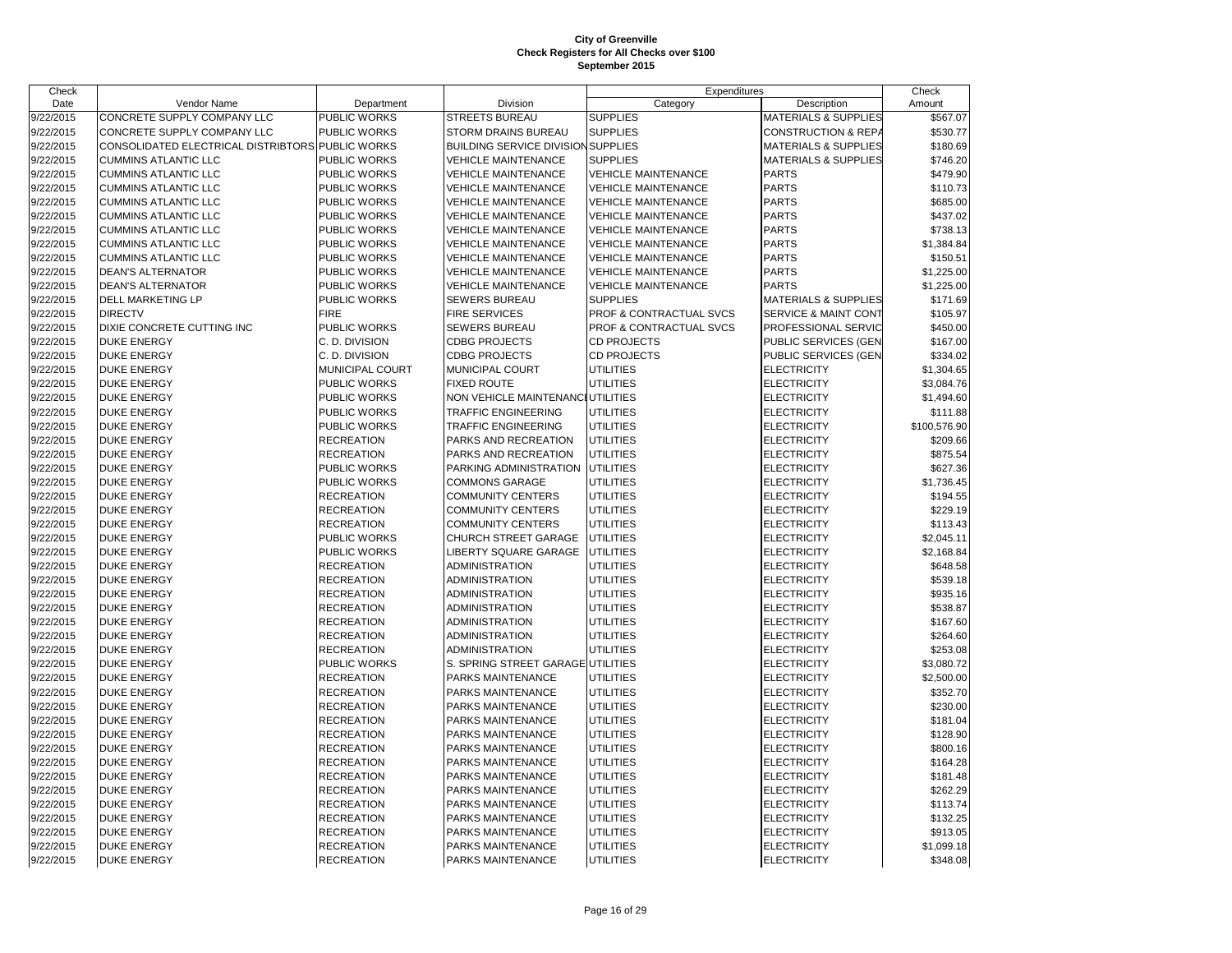**City of Greenville**
**Check Registers for All Checks over $100**
**September 2015**

| Check Date | Vendor Name | Department | Division | Expenditures Category | Expenditures Description | Check Amount |
|---|---|---|---|---|---|---|
| 9/22/2015 | CONCRETE SUPPLY COMPANY LLC | PUBLIC WORKS | STREETS BUREAU | SUPPLIES | MATERIALS & SUPPLIES | $567.07 |
| 9/22/2015 | CONCRETE SUPPLY COMPANY LLC | PUBLIC WORKS | STORM DRAINS BUREAU | SUPPLIES | CONSTRUCTION & REPA | $530.77 |
| 9/22/2015 | CONSOLIDATED ELECTRICAL DISTRIBTORS | PUBLIC WORKS | BUILDING SERVICE DIVISION | SUPPLIES | MATERIALS & SUPPLIES | $180.69 |
| 9/22/2015 | CUMMINS ATLANTIC LLC | PUBLIC WORKS | VEHICLE MAINTENANCE | SUPPLIES | MATERIALS & SUPPLIES | $746.20 |
| 9/22/2015 | CUMMINS ATLANTIC LLC | PUBLIC WORKS | VEHICLE MAINTENANCE | VEHICLE MAINTENANCE | PARTS | $479.90 |
| 9/22/2015 | CUMMINS ATLANTIC LLC | PUBLIC WORKS | VEHICLE MAINTENANCE | VEHICLE MAINTENANCE | PARTS | $110.73 |
| 9/22/2015 | CUMMINS ATLANTIC LLC | PUBLIC WORKS | VEHICLE MAINTENANCE | VEHICLE MAINTENANCE | PARTS | $685.00 |
| 9/22/2015 | CUMMINS ATLANTIC LLC | PUBLIC WORKS | VEHICLE MAINTENANCE | VEHICLE MAINTENANCE | PARTS | $437.02 |
| 9/22/2015 | CUMMINS ATLANTIC LLC | PUBLIC WORKS | VEHICLE MAINTENANCE | VEHICLE MAINTENANCE | PARTS | $738.13 |
| 9/22/2015 | CUMMINS ATLANTIC LLC | PUBLIC WORKS | VEHICLE MAINTENANCE | VEHICLE MAINTENANCE | PARTS | $1,384.84 |
| 9/22/2015 | CUMMINS ATLANTIC LLC | PUBLIC WORKS | VEHICLE MAINTENANCE | VEHICLE MAINTENANCE | PARTS | $150.51 |
| 9/22/2015 | DEAN'S ALTERNATOR | PUBLIC WORKS | VEHICLE MAINTENANCE | VEHICLE MAINTENANCE | PARTS | $1,225.00 |
| 9/22/2015 | DEAN'S ALTERNATOR | PUBLIC WORKS | VEHICLE MAINTENANCE | VEHICLE MAINTENANCE | PARTS | $1,225.00 |
| 9/22/2015 | DELL MARKETING LP | PUBLIC WORKS | SEWERS BUREAU | SUPPLIES | MATERIALS & SUPPLIES | $171.69 |
| 9/22/2015 | DIRECTV | FIRE | FIRE SERVICES | PROF & CONTRACTUAL SVCS | SERVICE & MAINT CONT | $105.97 |
| 9/22/2015 | DIXIE CONCRETE CUTTING INC | PUBLIC WORKS | SEWERS BUREAU | PROF & CONTRACTUAL SVCS | PROFESSIONAL SERVIC | $450.00 |
| 9/22/2015 | DUKE ENERGY | C. D. DIVISION | CDBG PROJECTS | CD PROJECTS | PUBLIC SERVICES (GEN | $167.00 |
| 9/22/2015 | DUKE ENERGY | C. D. DIVISION | CDBG PROJECTS | CD PROJECTS | PUBLIC SERVICES (GEN | $334.02 |
| 9/22/2015 | DUKE ENERGY | MUNICIPAL COURT | MUNICIPAL COURT | UTILITIES | ELECTRICITY | $1,304.65 |
| 9/22/2015 | DUKE ENERGY | PUBLIC WORKS | FIXED ROUTE | UTILITIES | ELECTRICITY | $3,084.76 |
| 9/22/2015 | DUKE ENERGY | PUBLIC WORKS | NON VEHICLE MAINTENANCE | UTILITIES | ELECTRICITY | $1,494.60 |
| 9/22/2015 | DUKE ENERGY | PUBLIC WORKS | TRAFFIC ENGINEERING | UTILITIES | ELECTRICITY | $111.88 |
| 9/22/2015 | DUKE ENERGY | PUBLIC WORKS | TRAFFIC ENGINEERING | UTILITIES | ELECTRICITY | $100,576.90 |
| 9/22/2015 | DUKE ENERGY | RECREATION | PARKS AND RECREATION | UTILITIES | ELECTRICITY | $209.66 |
| 9/22/2015 | DUKE ENERGY | RECREATION | PARKS AND RECREATION | UTILITIES | ELECTRICITY | $875.54 |
| 9/22/2015 | DUKE ENERGY | PUBLIC WORKS | PARKING ADMINISTRATION | UTILITIES | ELECTRICITY | $627.36 |
| 9/22/2015 | DUKE ENERGY | PUBLIC WORKS | COMMONS GARAGE | UTILITIES | ELECTRICITY | $1,736.45 |
| 9/22/2015 | DUKE ENERGY | RECREATION | COMMUNITY CENTERS | UTILITIES | ELECTRICITY | $194.55 |
| 9/22/2015 | DUKE ENERGY | RECREATION | COMMUNITY CENTERS | UTILITIES | ELECTRICITY | $229.19 |
| 9/22/2015 | DUKE ENERGY | RECREATION | COMMUNITY CENTERS | UTILITIES | ELECTRICITY | $113.43 |
| 9/22/2015 | DUKE ENERGY | PUBLIC WORKS | CHURCH STREET GARAGE | UTILITIES | ELECTRICITY | $2,045.11 |
| 9/22/2015 | DUKE ENERGY | PUBLIC WORKS | LIBERTY SQUARE GARAGE | UTILITIES | ELECTRICITY | $2,168.84 |
| 9/22/2015 | DUKE ENERGY | RECREATION | ADMINISTRATION | UTILITIES | ELECTRICITY | $648.58 |
| 9/22/2015 | DUKE ENERGY | RECREATION | ADMINISTRATION | UTILITIES | ELECTRICITY | $539.18 |
| 9/22/2015 | DUKE ENERGY | RECREATION | ADMINISTRATION | UTILITIES | ELECTRICITY | $935.16 |
| 9/22/2015 | DUKE ENERGY | RECREATION | ADMINISTRATION | UTILITIES | ELECTRICITY | $538.87 |
| 9/22/2015 | DUKE ENERGY | RECREATION | ADMINISTRATION | UTILITIES | ELECTRICITY | $167.60 |
| 9/22/2015 | DUKE ENERGY | RECREATION | ADMINISTRATION | UTILITIES | ELECTRICITY | $264.60 |
| 9/22/2015 | DUKE ENERGY | RECREATION | ADMINISTRATION | UTILITIES | ELECTRICITY | $253.08 |
| 9/22/2015 | DUKE ENERGY | PUBLIC WORKS | S. SPRING STREET GARAGE | UTILITIES | ELECTRICITY | $3,080.72 |
| 9/22/2015 | DUKE ENERGY | RECREATION | PARKS MAINTENANCE | UTILITIES | ELECTRICITY | $2,500.00 |
| 9/22/2015 | DUKE ENERGY | RECREATION | PARKS MAINTENANCE | UTILITIES | ELECTRICITY | $352.70 |
| 9/22/2015 | DUKE ENERGY | RECREATION | PARKS MAINTENANCE | UTILITIES | ELECTRICITY | $230.00 |
| 9/22/2015 | DUKE ENERGY | RECREATION | PARKS MAINTENANCE | UTILITIES | ELECTRICITY | $181.04 |
| 9/22/2015 | DUKE ENERGY | RECREATION | PARKS MAINTENANCE | UTILITIES | ELECTRICITY | $128.90 |
| 9/22/2015 | DUKE ENERGY | RECREATION | PARKS MAINTENANCE | UTILITIES | ELECTRICITY | $800.16 |
| 9/22/2015 | DUKE ENERGY | RECREATION | PARKS MAINTENANCE | UTILITIES | ELECTRICITY | $164.28 |
| 9/22/2015 | DUKE ENERGY | RECREATION | PARKS MAINTENANCE | UTILITIES | ELECTRICITY | $181.48 |
| 9/22/2015 | DUKE ENERGY | RECREATION | PARKS MAINTENANCE | UTILITIES | ELECTRICITY | $262.29 |
| 9/22/2015 | DUKE ENERGY | RECREATION | PARKS MAINTENANCE | UTILITIES | ELECTRICITY | $113.74 |
| 9/22/2015 | DUKE ENERGY | RECREATION | PARKS MAINTENANCE | UTILITIES | ELECTRICITY | $132.25 |
| 9/22/2015 | DUKE ENERGY | RECREATION | PARKS MAINTENANCE | UTILITIES | ELECTRICITY | $913.05 |
| 9/22/2015 | DUKE ENERGY | RECREATION | PARKS MAINTENANCE | UTILITIES | ELECTRICITY | $1,099.18 |
| 9/22/2015 | DUKE ENERGY | RECREATION | PARKS MAINTENANCE | UTILITIES | ELECTRICITY | $348.08 |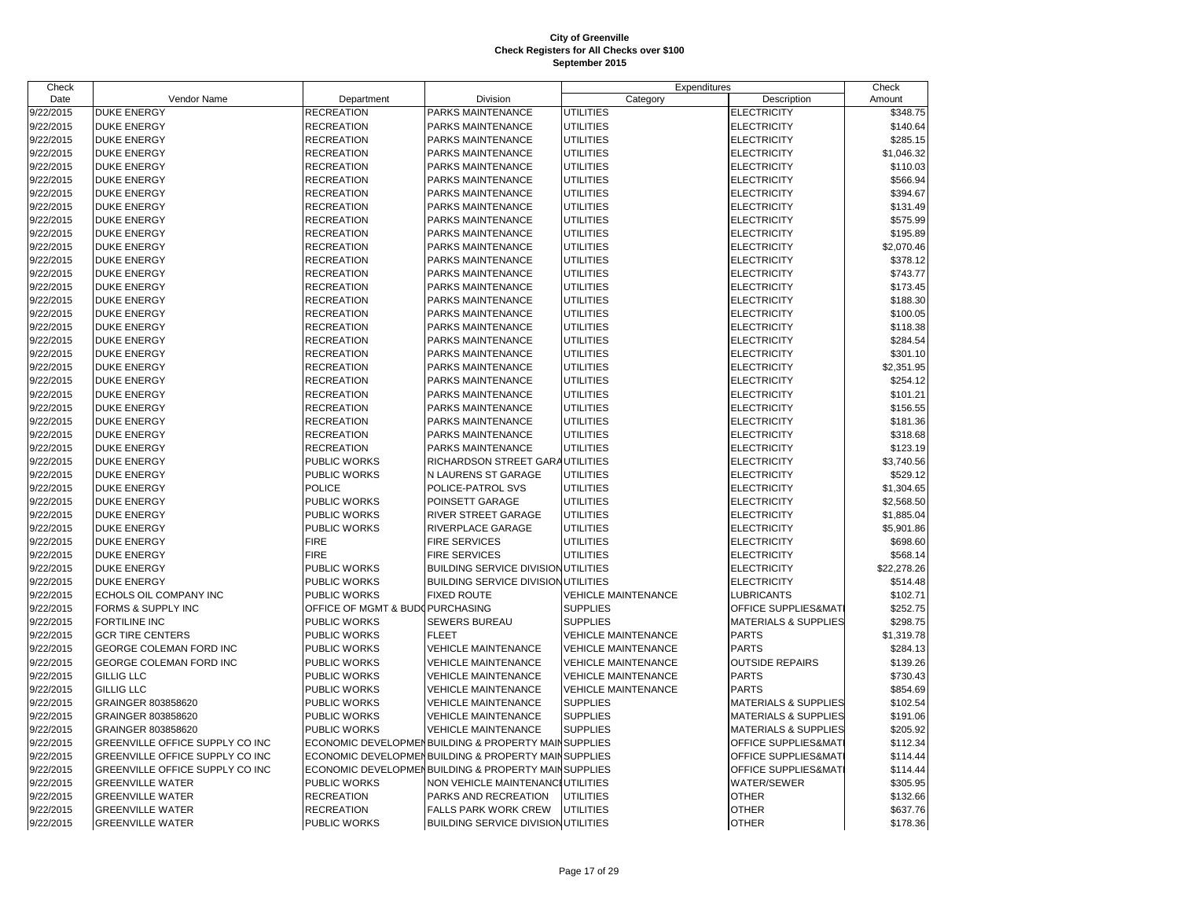# City of Greenville
## Check Registers for All Checks over $100
### September 2015

| Check Date | Vendor Name | Department | Division | Expenditures Category | Expenditures Description | Check Amount |
|---|---|---|---|---|---|---|
| 9/22/2015 | DUKE ENERGY | RECREATION | PARKS MAINTENANCE | UTILITIES | ELECTRICITY | $348.75 |
| 9/22/2015 | DUKE ENERGY | RECREATION | PARKS MAINTENANCE | UTILITIES | ELECTRICITY | $140.64 |
| 9/22/2015 | DUKE ENERGY | RECREATION | PARKS MAINTENANCE | UTILITIES | ELECTRICITY | $285.15 |
| 9/22/2015 | DUKE ENERGY | RECREATION | PARKS MAINTENANCE | UTILITIES | ELECTRICITY | $1,046.32 |
| 9/22/2015 | DUKE ENERGY | RECREATION | PARKS MAINTENANCE | UTILITIES | ELECTRICITY | $110.03 |
| 9/22/2015 | DUKE ENERGY | RECREATION | PARKS MAINTENANCE | UTILITIES | ELECTRICITY | $566.94 |
| 9/22/2015 | DUKE ENERGY | RECREATION | PARKS MAINTENANCE | UTILITIES | ELECTRICITY | $394.67 |
| 9/22/2015 | DUKE ENERGY | RECREATION | PARKS MAINTENANCE | UTILITIES | ELECTRICITY | $131.49 |
| 9/22/2015 | DUKE ENERGY | RECREATION | PARKS MAINTENANCE | UTILITIES | ELECTRICITY | $575.99 |
| 9/22/2015 | DUKE ENERGY | RECREATION | PARKS MAINTENANCE | UTILITIES | ELECTRICITY | $195.89 |
| 9/22/2015 | DUKE ENERGY | RECREATION | PARKS MAINTENANCE | UTILITIES | ELECTRICITY | $2,070.46 |
| 9/22/2015 | DUKE ENERGY | RECREATION | PARKS MAINTENANCE | UTILITIES | ELECTRICITY | $378.12 |
| 9/22/2015 | DUKE ENERGY | RECREATION | PARKS MAINTENANCE | UTILITIES | ELECTRICITY | $743.77 |
| 9/22/2015 | DUKE ENERGY | RECREATION | PARKS MAINTENANCE | UTILITIES | ELECTRICITY | $173.45 |
| 9/22/2015 | DUKE ENERGY | RECREATION | PARKS MAINTENANCE | UTILITIES | ELECTRICITY | $188.30 |
| 9/22/2015 | DUKE ENERGY | RECREATION | PARKS MAINTENANCE | UTILITIES | ELECTRICITY | $100.05 |
| 9/22/2015 | DUKE ENERGY | RECREATION | PARKS MAINTENANCE | UTILITIES | ELECTRICITY | $118.38 |
| 9/22/2015 | DUKE ENERGY | RECREATION | PARKS MAINTENANCE | UTILITIES | ELECTRICITY | $284.54 |
| 9/22/2015 | DUKE ENERGY | RECREATION | PARKS MAINTENANCE | UTILITIES | ELECTRICITY | $301.10 |
| 9/22/2015 | DUKE ENERGY | RECREATION | PARKS MAINTENANCE | UTILITIES | ELECTRICITY | $2,351.95 |
| 9/22/2015 | DUKE ENERGY | RECREATION | PARKS MAINTENANCE | UTILITIES | ELECTRICITY | $254.12 |
| 9/22/2015 | DUKE ENERGY | RECREATION | PARKS MAINTENANCE | UTILITIES | ELECTRICITY | $101.21 |
| 9/22/2015 | DUKE ENERGY | RECREATION | PARKS MAINTENANCE | UTILITIES | ELECTRICITY | $156.55 |
| 9/22/2015 | DUKE ENERGY | RECREATION | PARKS MAINTENANCE | UTILITIES | ELECTRICITY | $181.36 |
| 9/22/2015 | DUKE ENERGY | RECREATION | PARKS MAINTENANCE | UTILITIES | ELECTRICITY | $318.68 |
| 9/22/2015 | DUKE ENERGY | RECREATION | PARKS MAINTENANCE | UTILITIES | ELECTRICITY | $123.19 |
| 9/22/2015 | DUKE ENERGY | PUBLIC WORKS | RICHARDSON STREET GARA | UTILITIES | ELECTRICITY | $3,740.56 |
| 9/22/2015 | DUKE ENERGY | PUBLIC WORKS | N LAURENS ST GARAGE | UTILITIES | ELECTRICITY | $529.12 |
| 9/22/2015 | DUKE ENERGY | POLICE | POLICE-PATROL SVS | UTILITIES | ELECTRICITY | $1,304.65 |
| 9/22/2015 | DUKE ENERGY | PUBLIC WORKS | POINSETT GARAGE | UTILITIES | ELECTRICITY | $2,568.50 |
| 9/22/2015 | DUKE ENERGY | PUBLIC WORKS | RIVER STREET GARAGE | UTILITIES | ELECTRICITY | $1,885.04 |
| 9/22/2015 | DUKE ENERGY | PUBLIC WORKS | RIVERPLACE GARAGE | UTILITIES | ELECTRICITY | $5,901.86 |
| 9/22/2015 | DUKE ENERGY | FIRE | FIRE SERVICES | UTILITIES | ELECTRICITY | $698.60 |
| 9/22/2015 | DUKE ENERGY | FIRE | FIRE SERVICES | UTILITIES | ELECTRICITY | $568.14 |
| 9/22/2015 | DUKE ENERGY | PUBLIC WORKS | BUILDING SERVICE DIVISION | UTILITIES | ELECTRICITY | $22,278.26 |
| 9/22/2015 | DUKE ENERGY | PUBLIC WORKS | BUILDING SERVICE DIVISION | UTILITIES | ELECTRICITY | $514.48 |
| 9/22/2015 | ECHOLS OIL COMPANY INC | PUBLIC WORKS | FIXED ROUTE | VEHICLE MAINTENANCE | LUBRICANTS | $102.71 |
| 9/22/2015 | FORMS & SUPPLY INC | OFFICE OF MGMT & BUD | PURCHASING | SUPPLIES | OFFICE SUPPLIES&MAT | $252.75 |
| 9/22/2015 | FORTILINE INC | PUBLIC WORKS | SEWERS BUREAU | SUPPLIES | MATERIALS & SUPPLIES | $298.75 |
| 9/22/2015 | GCR TIRE CENTERS | PUBLIC WORKS | FLEET | VEHICLE MAINTENANCE | PARTS | $1,319.78 |
| 9/22/2015 | GEORGE COLEMAN FORD INC | PUBLIC WORKS | VEHICLE MAINTENANCE | VEHICLE MAINTENANCE | PARTS | $284.13 |
| 9/22/2015 | GEORGE COLEMAN FORD INC | PUBLIC WORKS | VEHICLE MAINTENANCE | VEHICLE MAINTENANCE | OUTSIDE REPAIRS | $139.26 |
| 9/22/2015 | GILLIG LLC | PUBLIC WORKS | VEHICLE MAINTENANCE | VEHICLE MAINTENANCE | PARTS | $730.43 |
| 9/22/2015 | GILLIG LLC | PUBLIC WORKS | VEHICLE MAINTENANCE | VEHICLE MAINTENANCE | PARTS | $854.69 |
| 9/22/2015 | GRAINGER 803858620 | PUBLIC WORKS | VEHICLE MAINTENANCE | SUPPLIES | MATERIALS & SUPPLIES | $102.54 |
| 9/22/2015 | GRAINGER 803858620 | PUBLIC WORKS | VEHICLE MAINTENANCE | SUPPLIES | MATERIALS & SUPPLIES | $191.06 |
| 9/22/2015 | GRAINGER 803858620 | PUBLIC WORKS | VEHICLE MAINTENANCE | SUPPLIES | MATERIALS & SUPPLIES | $205.92 |
| 9/22/2015 | GREENVILLE OFFICE SUPPLY CO INC | ECONOMIC DEVELOPMEN | BUILDING & PROPERTY MAIN | SUPPLIES | OFFICE SUPPLIES&MAT | $112.34 |
| 9/22/2015 | GREENVILLE OFFICE SUPPLY CO INC | ECONOMIC DEVELOPMEN | BUILDING & PROPERTY MAIN | SUPPLIES | OFFICE SUPPLIES&MAT | $114.44 |
| 9/22/2015 | GREENVILLE OFFICE SUPPLY CO INC | ECONOMIC DEVELOPMEN | BUILDING & PROPERTY MAIN | SUPPLIES | OFFICE SUPPLIES&MAT | $114.44 |
| 9/22/2015 | GREENVILLE WATER | PUBLIC WORKS | NON VEHICLE MAINTENANC | UTILITIES | WATER/SEWER | $305.95 |
| 9/22/2015 | GREENVILLE WATER | RECREATION | PARKS AND RECREATION | UTILITIES | OTHER | $132.66 |
| 9/22/2015 | GREENVILLE WATER | RECREATION | FALLS PARK WORK CREW | UTILITIES | OTHER | $637.76 |
| 9/22/2015 | GREENVILLE WATER | PUBLIC WORKS | BUILDING SERVICE DIVISION | UTILITIES | OTHER | $178.36 |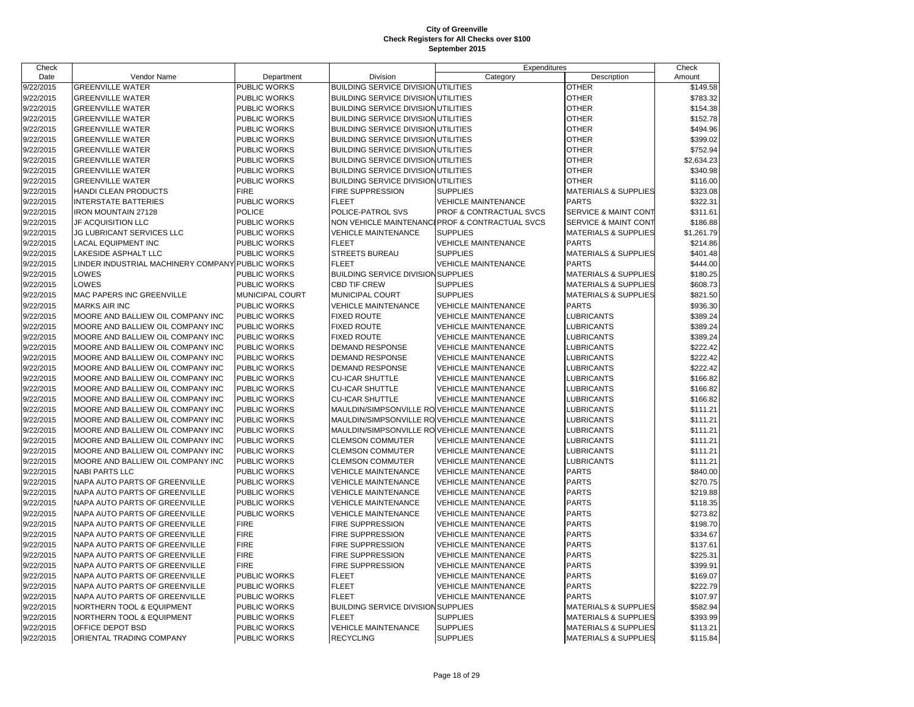# City of Greenville
## Check Registers for All Checks over $100
### September 2015

| Check Date | Vendor Name | Department | Division | Expenditures Category | Expenditures Description | Check Amount |
|---|---|---|---|---|---|---|
| 9/22/2015 | GREENVILLE WATER | PUBLIC WORKS | BUILDING SERVICE DIVISION | UTILITIES | OTHER | $149.58 |
| 9/22/2015 | GREENVILLE WATER | PUBLIC WORKS | BUILDING SERVICE DIVISION | UTILITIES | OTHER | $783.32 |
| 9/22/2015 | GREENVILLE WATER | PUBLIC WORKS | BUILDING SERVICE DIVISION | UTILITIES | OTHER | $154.38 |
| 9/22/2015 | GREENVILLE WATER | PUBLIC WORKS | BUILDING SERVICE DIVISION | UTILITIES | OTHER | $152.78 |
| 9/22/2015 | GREENVILLE WATER | PUBLIC WORKS | BUILDING SERVICE DIVISION | UTILITIES | OTHER | $494.96 |
| 9/22/2015 | GREENVILLE WATER | PUBLIC WORKS | BUILDING SERVICE DIVISION | UTILITIES | OTHER | $399.02 |
| 9/22/2015 | GREENVILLE WATER | PUBLIC WORKS | BUILDING SERVICE DIVISION | UTILITIES | OTHER | $752.94 |
| 9/22/2015 | GREENVILLE WATER | PUBLIC WORKS | BUILDING SERVICE DIVISION | UTILITIES | OTHER | $2,634.23 |
| 9/22/2015 | GREENVILLE WATER | PUBLIC WORKS | BUILDING SERVICE DIVISION | UTILITIES | OTHER | $340.98 |
| 9/22/2015 | GREENVILLE WATER | PUBLIC WORKS | BUILDING SERVICE DIVISION | UTILITIES | OTHER | $116.00 |
| 9/22/2015 | HANDI CLEAN PRODUCTS | FIRE | FIRE SUPPRESSION | SUPPLIES | MATERIALS & SUPPLIES | $323.08 |
| 9/22/2015 | INTERSTATE BATTERIES | PUBLIC WORKS | FLEET | VEHICLE MAINTENANCE | PARTS | $322.31 |
| 9/22/2015 | IRON MOUNTAIN 27128 | POLICE | POLICE-PATROL SVS | PROF & CONTRACTUAL SVCS | SERVICE & MAINT CONT | $311.61 |
| 9/22/2015 | JF ACQUISITION LLC | PUBLIC WORKS | NON VEHICLE MAINTENANCE | PROF & CONTRACTUAL SVCS | SERVICE & MAINT CONT | $186.88 |
| 9/22/2015 | JG LUBRICANT SERVICES LLC | PUBLIC WORKS | VEHICLE MAINTENANCE | SUPPLIES | MATERIALS & SUPPLIES | $1,261.79 |
| 9/22/2015 | LACAL EQUIPMENT INC | PUBLIC WORKS | FLEET | VEHICLE MAINTENANCE | PARTS | $214.86 |
| 9/22/2015 | LAKESIDE ASPHALT LLC | PUBLIC WORKS | STREETS BUREAU | SUPPLIES | MATERIALS & SUPPLIES | $401.48 |
| 9/22/2015 | LINDER INDUSTRIAL MACHINERY COMPANY | PUBLIC WORKS | FLEET | VEHICLE MAINTENANCE | PARTS | $444.00 |
| 9/22/2015 | LOWES | PUBLIC WORKS | BUILDING SERVICE DIVISION | SUPPLIES | MATERIALS & SUPPLIES | $180.25 |
| 9/22/2015 | LOWES | PUBLIC WORKS | CBD TIF CREW | SUPPLIES | MATERIALS & SUPPLIES | $608.73 |
| 9/22/2015 | MAC PAPERS INC GREENVILLE | MUNICIPAL COURT | MUNICIPAL COURT | SUPPLIES | MATERIALS & SUPPLIES | $821.50 |
| 9/22/2015 | MARKS AIR INC | PUBLIC WORKS | VEHICLE MAINTENANCE | VEHICLE MAINTENANCE | PARTS | $936.30 |
| 9/22/2015 | MOORE AND BALLIEW OIL COMPANY INC | PUBLIC WORKS | FIXED ROUTE | VEHICLE MAINTENANCE | LUBRICANTS | $389.24 |
| 9/22/2015 | MOORE AND BALLIEW OIL COMPANY INC | PUBLIC WORKS | FIXED ROUTE | VEHICLE MAINTENANCE | LUBRICANTS | $389.24 |
| 9/22/2015 | MOORE AND BALLIEW OIL COMPANY INC | PUBLIC WORKS | FIXED ROUTE | VEHICLE MAINTENANCE | LUBRICANTS | $389.24 |
| 9/22/2015 | MOORE AND BALLIEW OIL COMPANY INC | PUBLIC WORKS | DEMAND RESPONSE | VEHICLE MAINTENANCE | LUBRICANTS | $222.42 |
| 9/22/2015 | MOORE AND BALLIEW OIL COMPANY INC | PUBLIC WORKS | DEMAND RESPONSE | VEHICLE MAINTENANCE | LUBRICANTS | $222.42 |
| 9/22/2015 | MOORE AND BALLIEW OIL COMPANY INC | PUBLIC WORKS | DEMAND RESPONSE | VEHICLE MAINTENANCE | LUBRICANTS | $222.42 |
| 9/22/2015 | MOORE AND BALLIEW OIL COMPANY INC | PUBLIC WORKS | CU-ICAR SHUTTLE | VEHICLE MAINTENANCE | LUBRICANTS | $166.82 |
| 9/22/2015 | MOORE AND BALLIEW OIL COMPANY INC | PUBLIC WORKS | CU-ICAR SHUTTLE | VEHICLE MAINTENANCE | LUBRICANTS | $166.82 |
| 9/22/2015 | MOORE AND BALLIEW OIL COMPANY INC | PUBLIC WORKS | CU-ICAR SHUTTLE | VEHICLE MAINTENANCE | LUBRICANTS | $166.82 |
| 9/22/2015 | MOORE AND BALLIEW OIL COMPANY INC | PUBLIC WORKS | MAULDIN/SIMPSONVILLE RO | VEHICLE MAINTENANCE | LUBRICANTS | $111.21 |
| 9/22/2015 | MOORE AND BALLIEW OIL COMPANY INC | PUBLIC WORKS | MAULDIN/SIMPSONVILLE RO | VEHICLE MAINTENANCE | LUBRICANTS | $111.21 |
| 9/22/2015 | MOORE AND BALLIEW OIL COMPANY INC | PUBLIC WORKS | MAULDIN/SIMPSONVILLE RO | VEHICLE MAINTENANCE | LUBRICANTS | $111.21 |
| 9/22/2015 | MOORE AND BALLIEW OIL COMPANY INC | PUBLIC WORKS | CLEMSON COMMUTER | VEHICLE MAINTENANCE | LUBRICANTS | $111.21 |
| 9/22/2015 | MOORE AND BALLIEW OIL COMPANY INC | PUBLIC WORKS | CLEMSON COMMUTER | VEHICLE MAINTENANCE | LUBRICANTS | $111.21 |
| 9/22/2015 | MOORE AND BALLIEW OIL COMPANY INC | PUBLIC WORKS | CLEMSON COMMUTER | VEHICLE MAINTENANCE | LUBRICANTS | $111.21 |
| 9/22/2015 | NABI PARTS LLC | PUBLIC WORKS | VEHICLE MAINTENANCE | VEHICLE MAINTENANCE | PARTS | $840.00 |
| 9/22/2015 | NAPA AUTO PARTS OF GREENVILLE | PUBLIC WORKS | VEHICLE MAINTENANCE | VEHICLE MAINTENANCE | PARTS | $270.75 |
| 9/22/2015 | NAPA AUTO PARTS OF GREENVILLE | PUBLIC WORKS | VEHICLE MAINTENANCE | VEHICLE MAINTENANCE | PARTS | $219.88 |
| 9/22/2015 | NAPA AUTO PARTS OF GREENVILLE | PUBLIC WORKS | VEHICLE MAINTENANCE | VEHICLE MAINTENANCE | PARTS | $118.35 |
| 9/22/2015 | NAPA AUTO PARTS OF GREENVILLE | PUBLIC WORKS | VEHICLE MAINTENANCE | VEHICLE MAINTENANCE | PARTS | $273.82 |
| 9/22/2015 | NAPA AUTO PARTS OF GREENVILLE | FIRE | FIRE SUPPRESSION | VEHICLE MAINTENANCE | PARTS | $198.70 |
| 9/22/2015 | NAPA AUTO PARTS OF GREENVILLE | FIRE | FIRE SUPPRESSION | VEHICLE MAINTENANCE | PARTS | $334.67 |
| 9/22/2015 | NAPA AUTO PARTS OF GREENVILLE | FIRE | FIRE SUPPRESSION | VEHICLE MAINTENANCE | PARTS | $137.61 |
| 9/22/2015 | NAPA AUTO PARTS OF GREENVILLE | FIRE | FIRE SUPPRESSION | VEHICLE MAINTENANCE | PARTS | $225.31 |
| 9/22/2015 | NAPA AUTO PARTS OF GREENVILLE | FIRE | FIRE SUPPRESSION | VEHICLE MAINTENANCE | PARTS | $399.91 |
| 9/22/2015 | NAPA AUTO PARTS OF GREENVILLE | PUBLIC WORKS | FLEET | VEHICLE MAINTENANCE | PARTS | $169.07 |
| 9/22/2015 | NAPA AUTO PARTS OF GREENVILLE | PUBLIC WORKS | FLEET | VEHICLE MAINTENANCE | PARTS | $222.79 |
| 9/22/2015 | NAPA AUTO PARTS OF GREENVILLE | PUBLIC WORKS | FLEET | VEHICLE MAINTENANCE | PARTS | $107.97 |
| 9/22/2015 | NORTHERN TOOL & EQUIPMENT | PUBLIC WORKS | BUILDING SERVICE DIVISION | SUPPLIES | MATERIALS & SUPPLIES | $582.94 |
| 9/22/2015 | NORTHERN TOOL & EQUIPMENT | PUBLIC WORKS | FLEET | SUPPLIES | MATERIALS & SUPPLIES | $393.99 |
| 9/22/2015 | OFFICE DEPOT BSD | PUBLIC WORKS | VEHICLE MAINTENANCE | SUPPLIES | MATERIALS & SUPPLIES | $113.21 |
| 9/22/2015 | ORIENTAL TRADING COMPANY | PUBLIC WORKS | RECYCLING | SUPPLIES | MATERIALS & SUPPLIES | $115.84 |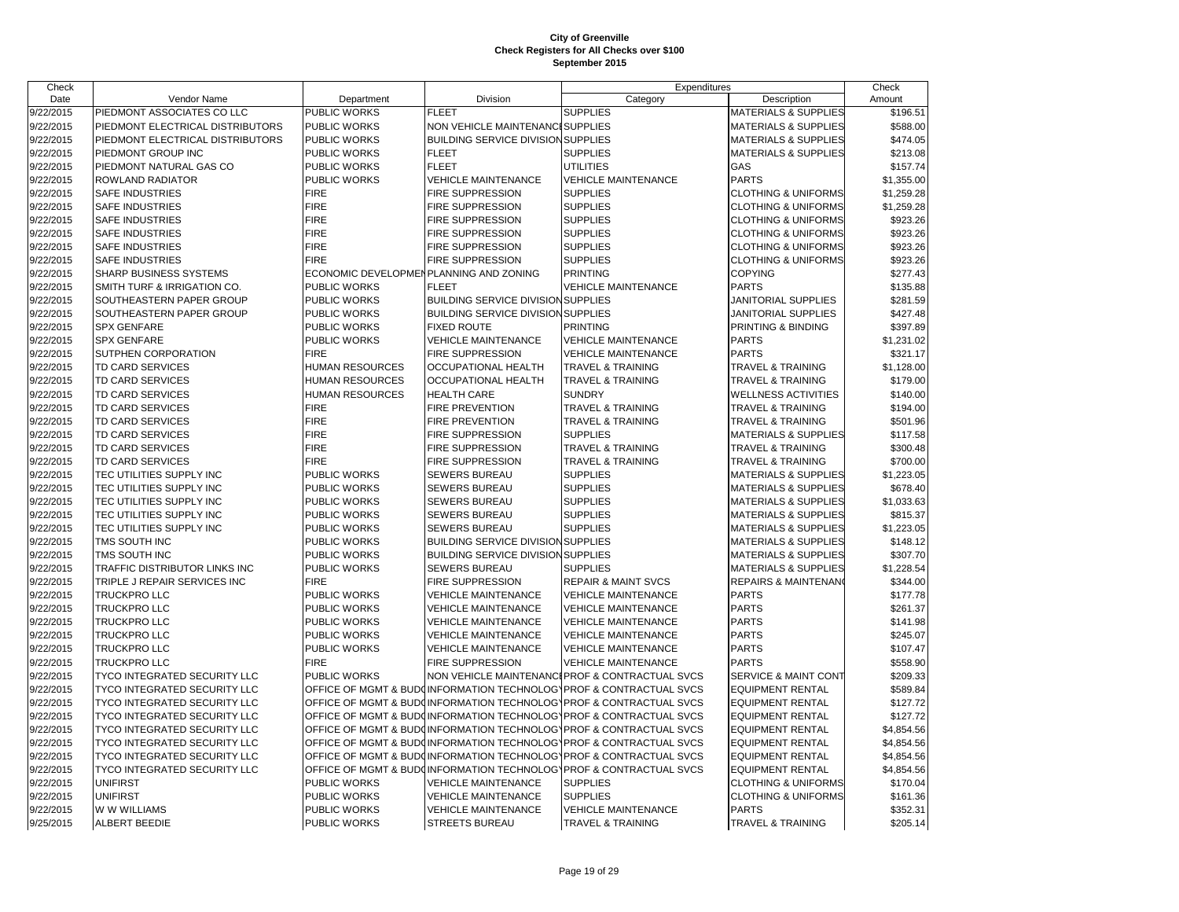**City of Greenville**
**Check Registers for All Checks over $100**
**September 2015**

| Check Date | Vendor Name | Department | Division | Expenditures Category | Expenditures Description | Check Amount |
|---|---|---|---|---|---|---|
| 9/22/2015 | PIEDMONT ASSOCIATES CO LLC | PUBLIC WORKS | FLEET | SUPPLIES | MATERIALS & SUPPLIES | $196.51 |
| 9/22/2015 | PIEDMONT ELECTRICAL DISTRIBUTORS | PUBLIC WORKS | NON VEHICLE MAINTENANCE | SUPPLIES | MATERIALS & SUPPLIES | $588.00 |
| 9/22/2015 | PIEDMONT ELECTRICAL DISTRIBUTORS | PUBLIC WORKS | BUILDING SERVICE DIVISION | SUPPLIES | MATERIALS & SUPPLIES | $474.05 |
| 9/22/2015 | PIEDMONT GROUP INC | PUBLIC WORKS | FLEET | SUPPLIES | MATERIALS & SUPPLIES | $213.08 |
| 9/22/2015 | PIEDMONT NATURAL GAS CO | PUBLIC WORKS | FLEET | UTILITIES | GAS | $157.74 |
| 9/22/2015 | ROWLAND RADIATOR | PUBLIC WORKS | VEHICLE MAINTENANCE | VEHICLE MAINTENANCE | PARTS | $1,355.00 |
| 9/22/2015 | SAFE INDUSTRIES | FIRE | FIRE SUPPRESSION | SUPPLIES | CLOTHING & UNIFORMS | $1,259.28 |
| 9/22/2015 | SAFE INDUSTRIES | FIRE | FIRE SUPPRESSION | SUPPLIES | CLOTHING & UNIFORMS | $1,259.28 |
| 9/22/2015 | SAFE INDUSTRIES | FIRE | FIRE SUPPRESSION | SUPPLIES | CLOTHING & UNIFORMS | $923.26 |
| 9/22/2015 | SAFE INDUSTRIES | FIRE | FIRE SUPPRESSION | SUPPLIES | CLOTHING & UNIFORMS | $923.26 |
| 9/22/2015 | SAFE INDUSTRIES | FIRE | FIRE SUPPRESSION | SUPPLIES | CLOTHING & UNIFORMS | $923.26 |
| 9/22/2015 | SAFE INDUSTRIES | FIRE | FIRE SUPPRESSION | SUPPLIES | CLOTHING & UNIFORMS | $923.26 |
| 9/22/2015 | SHARP BUSINESS SYSTEMS | ECONOMIC DEVELOPMENT | PLANNING AND ZONING | PRINTING | COPYING | $277.43 |
| 9/22/2015 | SMITH TURF & IRRIGATION CO. | PUBLIC WORKS | FLEET | VEHICLE MAINTENANCE | PARTS | $135.88 |
| 9/22/2015 | SOUTHEASTERN PAPER GROUP | PUBLIC WORKS | BUILDING SERVICE DIVISION | SUPPLIES | JANITORIAL SUPPLIES | $281.59 |
| 9/22/2015 | SOUTHEASTERN PAPER GROUP | PUBLIC WORKS | BUILDING SERVICE DIVISION | SUPPLIES | JANITORIAL SUPPLIES | $427.48 |
| 9/22/2015 | SPX GENFARE | PUBLIC WORKS | FIXED ROUTE | PRINTING | PRINTING & BINDING | $397.89 |
| 9/22/2015 | SPX GENFARE | PUBLIC WORKS | VEHICLE MAINTENANCE | VEHICLE MAINTENANCE | PARTS | $1,231.02 |
| 9/22/2015 | SUTPHEN CORPORATION | FIRE | FIRE SUPPRESSION | VEHICLE MAINTENANCE | PARTS | $321.17 |
| 9/22/2015 | TD CARD SERVICES | HUMAN RESOURCES | OCCUPATIONAL HEALTH | TRAVEL & TRAINING | TRAVEL & TRAINING | $1,128.00 |
| 9/22/2015 | TD CARD SERVICES | HUMAN RESOURCES | OCCUPATIONAL HEALTH | TRAVEL & TRAINING | TRAVEL & TRAINING | $179.00 |
| 9/22/2015 | TD CARD SERVICES | HUMAN RESOURCES | HEALTH CARE | SUNDRY | WELLNESS ACTIVITIES | $140.00 |
| 9/22/2015 | TD CARD SERVICES | FIRE | FIRE PREVENTION | TRAVEL & TRAINING | TRAVEL & TRAINING | $194.00 |
| 9/22/2015 | TD CARD SERVICES | FIRE | FIRE PREVENTION | TRAVEL & TRAINING | TRAVEL & TRAINING | $501.96 |
| 9/22/2015 | TD CARD SERVICES | FIRE | FIRE SUPPRESSION | SUPPLIES | MATERIALS & SUPPLIES | $117.58 |
| 9/22/2015 | TD CARD SERVICES | FIRE | FIRE SUPPRESSION | TRAVEL & TRAINING | TRAVEL & TRAINING | $300.48 |
| 9/22/2015 | TD CARD SERVICES | FIRE | FIRE SUPPRESSION | TRAVEL & TRAINING | TRAVEL & TRAINING | $700.00 |
| 9/22/2015 | TEC UTILITIES SUPPLY INC | PUBLIC WORKS | SEWERS BUREAU | SUPPLIES | MATERIALS & SUPPLIES | $1,223.05 |
| 9/22/2015 | TEC UTILITIES SUPPLY INC | PUBLIC WORKS | SEWERS BUREAU | SUPPLIES | MATERIALS & SUPPLIES | $678.40 |
| 9/22/2015 | TEC UTILITIES SUPPLY INC | PUBLIC WORKS | SEWERS BUREAU | SUPPLIES | MATERIALS & SUPPLIES | $1,033.63 |
| 9/22/2015 | TEC UTILITIES SUPPLY INC | PUBLIC WORKS | SEWERS BUREAU | SUPPLIES | MATERIALS & SUPPLIES | $815.37 |
| 9/22/2015 | TEC UTILITIES SUPPLY INC | PUBLIC WORKS | SEWERS BUREAU | SUPPLIES | MATERIALS & SUPPLIES | $1,223.05 |
| 9/22/2015 | TMS SOUTH INC | PUBLIC WORKS | BUILDING SERVICE DIVISION | SUPPLIES | MATERIALS & SUPPLIES | $148.12 |
| 9/22/2015 | TMS SOUTH INC | PUBLIC WORKS | BUILDING SERVICE DIVISION | SUPPLIES | MATERIALS & SUPPLIES | $307.70 |
| 9/22/2015 | TRAFFIC DISTRIBUTOR LINKS INC | PUBLIC WORKS | SEWERS BUREAU | SUPPLIES | MATERIALS & SUPPLIES | $1,228.54 |
| 9/22/2015 | TRIPLE J REPAIR SERVICES INC | FIRE | FIRE SUPPRESSION | REPAIR & MAINT SVCS | REPAIRS & MAINTENANCE | $344.00 |
| 9/22/2015 | TRUCKPRO LLC | PUBLIC WORKS | VEHICLE MAINTENANCE | VEHICLE MAINTENANCE | PARTS | $177.78 |
| 9/22/2015 | TRUCKPRO LLC | PUBLIC WORKS | VEHICLE MAINTENANCE | VEHICLE MAINTENANCE | PARTS | $261.37 |
| 9/22/2015 | TRUCKPRO LLC | PUBLIC WORKS | VEHICLE MAINTENANCE | VEHICLE MAINTENANCE | PARTS | $141.98 |
| 9/22/2015 | TRUCKPRO LLC | PUBLIC WORKS | VEHICLE MAINTENANCE | VEHICLE MAINTENANCE | PARTS | $245.07 |
| 9/22/2015 | TRUCKPRO LLC | PUBLIC WORKS | VEHICLE MAINTENANCE | VEHICLE MAINTENANCE | PARTS | $107.47 |
| 9/22/2015 | TRUCKPRO LLC | FIRE | FIRE SUPPRESSION | VEHICLE MAINTENANCE | PARTS | $558.90 |
| 9/22/2015 | TYCO INTEGRATED SECURITY LLC | PUBLIC WORKS | NON VEHICLE MAINTENANCE | PROF & CONTRACTUAL SVCS | SERVICE & MAINT CONT | $209.33 |
| 9/22/2015 | TYCO INTEGRATED SECURITY LLC | OFFICE OF MGMT & BUDGET | INFORMATION TECHNOLOGY | PROF & CONTRACTUAL SVCS | EQUIPMENT RENTAL | $589.84 |
| 9/22/2015 | TYCO INTEGRATED SECURITY LLC | OFFICE OF MGMT & BUDGET | INFORMATION TECHNOLOGY | PROF & CONTRACTUAL SVCS | EQUIPMENT RENTAL | $127.72 |
| 9/22/2015 | TYCO INTEGRATED SECURITY LLC | OFFICE OF MGMT & BUDGET | INFORMATION TECHNOLOGY | PROF & CONTRACTUAL SVCS | EQUIPMENT RENTAL | $127.72 |
| 9/22/2015 | TYCO INTEGRATED SECURITY LLC | OFFICE OF MGMT & BUDGET | INFORMATION TECHNOLOGY | PROF & CONTRACTUAL SVCS | EQUIPMENT RENTAL | $4,854.56 |
| 9/22/2015 | TYCO INTEGRATED SECURITY LLC | OFFICE OF MGMT & BUDGET | INFORMATION TECHNOLOGY | PROF & CONTRACTUAL SVCS | EQUIPMENT RENTAL | $4,854.56 |
| 9/22/2015 | TYCO INTEGRATED SECURITY LLC | OFFICE OF MGMT & BUDGET | INFORMATION TECHNOLOGY | PROF & CONTRACTUAL SVCS | EQUIPMENT RENTAL | $4,854.56 |
| 9/22/2015 | TYCO INTEGRATED SECURITY LLC | OFFICE OF MGMT & BUDGET | INFORMATION TECHNOLOGY | PROF & CONTRACTUAL SVCS | EQUIPMENT RENTAL | $4,854.56 |
| 9/22/2015 | UNIFIRST | PUBLIC WORKS | VEHICLE MAINTENANCE | SUPPLIES | CLOTHING & UNIFORMS | $170.04 |
| 9/22/2015 | UNIFIRST | PUBLIC WORKS | VEHICLE MAINTENANCE | SUPPLIES | CLOTHING & UNIFORMS | $161.36 |
| 9/22/2015 | W W WILLIAMS | PUBLIC WORKS | VEHICLE MAINTENANCE | VEHICLE MAINTENANCE | PARTS | $352.31 |
| 9/25/2015 | ALBERT BEEDIE | PUBLIC WORKS | STREETS BUREAU | TRAVEL & TRAINING | TRAVEL & TRAINING | $205.14 |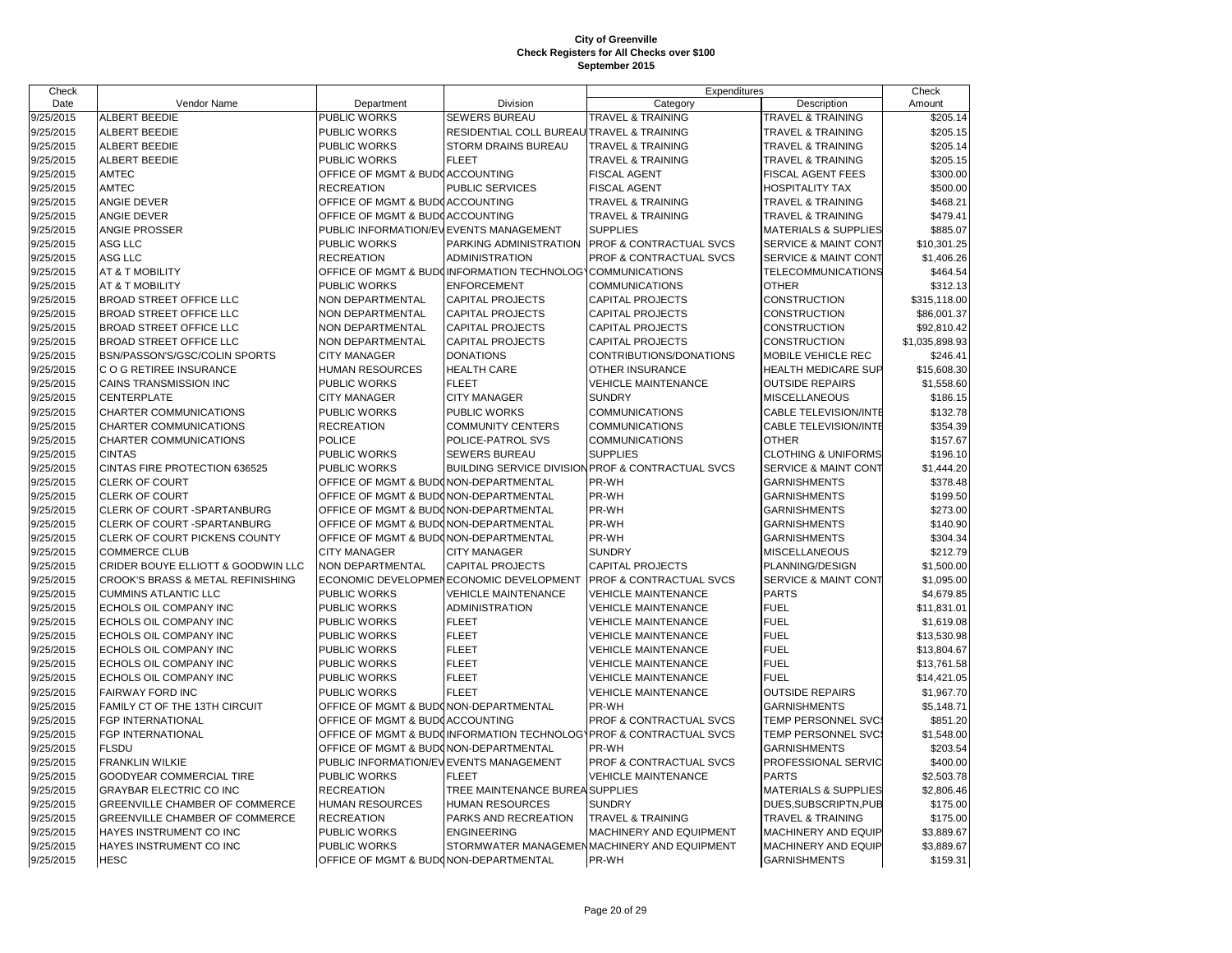# City of Greenville
## Check Registers for All Checks over $100
### September 2015

| Check Date | Vendor Name | Department | Division | Expenditures Category | Expenditures Description | Check Amount |
|---|---|---|---|---|---|---|
| 9/25/2015 | ALBERT BEEDIE | PUBLIC WORKS | SEWERS BUREAU | TRAVEL & TRAINING | TRAVEL & TRAINING | $205.14 |
| 9/25/2015 | ALBERT BEEDIE | PUBLIC WORKS | RESIDENTIAL COLL BUREAU | TRAVEL & TRAINING | TRAVEL & TRAINING | $205.15 |
| 9/25/2015 | ALBERT BEEDIE | PUBLIC WORKS | STORM DRAINS BUREAU | TRAVEL & TRAINING | TRAVEL & TRAINING | $205.14 |
| 9/25/2015 | ALBERT BEEDIE | PUBLIC WORKS | FLEET | TRAVEL & TRAINING | TRAVEL & TRAINING | $205.15 |
| 9/25/2015 | AMTEC | OFFICE OF MGMT & BUDG | ACCOUNTING | FISCAL AGENT | FISCAL AGENT FEES | $300.00 |
| 9/25/2015 | AMTEC | RECREATION | PUBLIC SERVICES | FISCAL AGENT | HOSPITALITY TAX | $500.00 |
| 9/25/2015 | ANGIE DEVER | OFFICE OF MGMT & BUDG | ACCOUNTING | TRAVEL & TRAINING | TRAVEL & TRAINING | $468.21 |
| 9/25/2015 | ANGIE DEVER | OFFICE OF MGMT & BUDG | ACCOUNTING | TRAVEL & TRAINING | TRAVEL & TRAINING | $479.41 |
| 9/25/2015 | ANGIE PROSSER | PUBLIC INFORMATION/EV | EVENTS MANAGEMENT | SUPPLIES | MATERIALS & SUPPLIES | $885.07 |
| 9/25/2015 | ASG LLC | PUBLIC WORKS | PARKING ADMINISTRATION | PROF & CONTRACTUAL SVCS | SERVICE & MAINT CONT | $10,301.25 |
| 9/25/2015 | ASG LLC | RECREATION | ADMINISTRATION | PROF & CONTRACTUAL SVCS | SERVICE & MAINT CONT | $1,406.26 |
| 9/25/2015 | AT & T MOBILITY | OFFICE OF MGMT & BUDG | INFORMATION TECHNOLOGY | COMMUNICATIONS | TELECOMMUNICATIONS | $464.54 |
| 9/25/2015 | AT & T MOBILITY | PUBLIC WORKS | ENFORCEMENT | COMMUNICATIONS | OTHER | $312.13 |
| 9/25/2015 | BROAD STREET OFFICE LLC | NON DEPARTMENTAL | CAPITAL PROJECTS | CAPITAL PROJECTS | CONSTRUCTION | $315,118.00 |
| 9/25/2015 | BROAD STREET OFFICE LLC | NON DEPARTMENTAL | CAPITAL PROJECTS | CAPITAL PROJECTS | CONSTRUCTION | $86,001.37 |
| 9/25/2015 | BROAD STREET OFFICE LLC | NON DEPARTMENTAL | CAPITAL PROJECTS | CAPITAL PROJECTS | CONSTRUCTION | $92,810.42 |
| 9/25/2015 | BROAD STREET OFFICE LLC | NON DEPARTMENTAL | CAPITAL PROJECTS | CAPITAL PROJECTS | CONSTRUCTION | $1,035,898.93 |
| 9/25/2015 | BSN/PASSON'S/GSC/COLIN SPORTS | CITY MANAGER | DONATIONS | CONTRIBUTIONS/DONATIONS | MOBILE VEHICLE REC | $246.41 |
| 9/25/2015 | C O G RETIREE INSURANCE | HUMAN RESOURCES | HEALTH CARE | OTHER INSURANCE | HEALTH MEDICARE SUP | $15,608.30 |
| 9/25/2015 | CAINS TRANSMISSION INC | PUBLIC WORKS | FLEET | VEHICLE MAINTENANCE | OUTSIDE REPAIRS | $1,558.60 |
| 9/25/2015 | CENTERPLATE | CITY MANAGER | CITY MANAGER | SUNDRY | MISCELLANEOUS | $186.15 |
| 9/25/2015 | CHARTER COMMUNICATIONS | PUBLIC WORKS | PUBLIC WORKS | COMMUNICATIONS | CABLE TELEVISION/INTE | $132.78 |
| 9/25/2015 | CHARTER COMMUNICATIONS | RECREATION | COMMUNITY CENTERS | COMMUNICATIONS | CABLE TELEVISION/INTE | $354.39 |
| 9/25/2015 | CHARTER COMMUNICATIONS | POLICE | POLICE-PATROL SVS | COMMUNICATIONS | OTHER | $157.67 |
| 9/25/2015 | CINTAS | PUBLIC WORKS | SEWERS BUREAU | SUPPLIES | CLOTHING & UNIFORMS | $196.10 |
| 9/25/2015 | CINTAS FIRE PROTECTION 636525 | PUBLIC WORKS | BUILDING SERVICE DIVISION | PROF & CONTRACTUAL SVCS | SERVICE & MAINT CONT | $1,444.20 |
| 9/25/2015 | CLERK OF COURT | OFFICE OF MGMT & BUDG | NON-DEPARTMENTAL | PR-WH | GARNISHMENTS | $378.48 |
| 9/25/2015 | CLERK OF COURT | OFFICE OF MGMT & BUDG | NON-DEPARTMENTAL | PR-WH | GARNISHMENTS | $199.50 |
| 9/25/2015 | CLERK OF COURT -SPARTANBURG | OFFICE OF MGMT & BUDG | NON-DEPARTMENTAL | PR-WH | GARNISHMENTS | $273.00 |
| 9/25/2015 | CLERK OF COURT -SPARTANBURG | OFFICE OF MGMT & BUDG | NON-DEPARTMENTAL | PR-WH | GARNISHMENTS | $140.90 |
| 9/25/2015 | CLERK OF COURT PICKENS COUNTY | OFFICE OF MGMT & BUDG | NON-DEPARTMENTAL | PR-WH | GARNISHMENTS | $304.34 |
| 9/25/2015 | COMMERCE CLUB | CITY MANAGER | CITY MANAGER | SUNDRY | MISCELLANEOUS | $212.79 |
| 9/25/2015 | CRIDER BOUYE ELLIOTT & GOODWIN LLC | NON DEPARTMENTAL | CAPITAL PROJECTS | CAPITAL PROJECTS | PLANNING/DESIGN | $1,500.00 |
| 9/25/2015 | CROOK'S BRASS & METAL REFINISHING | ECONOMIC DEVELOPMEN | ECONOMIC DEVELOPMENT | PROF & CONTRACTUAL SVCS | SERVICE & MAINT CONT | $1,095.00 |
| 9/25/2015 | CUMMINS ATLANTIC LLC | PUBLIC WORKS | VEHICLE MAINTENANCE | VEHICLE MAINTENANCE | PARTS | $4,679.85 |
| 9/25/2015 | ECHOLS OIL COMPANY INC | PUBLIC WORKS | ADMINISTRATION | VEHICLE MAINTENANCE | FUEL | $11,831.01 |
| 9/25/2015 | ECHOLS OIL COMPANY INC | PUBLIC WORKS | FLEET | VEHICLE MAINTENANCE | FUEL | $1,619.08 |
| 9/25/2015 | ECHOLS OIL COMPANY INC | PUBLIC WORKS | FLEET | VEHICLE MAINTENANCE | FUEL | $13,530.98 |
| 9/25/2015 | ECHOLS OIL COMPANY INC | PUBLIC WORKS | FLEET | VEHICLE MAINTENANCE | FUEL | $13,804.67 |
| 9/25/2015 | ECHOLS OIL COMPANY INC | PUBLIC WORKS | FLEET | VEHICLE MAINTENANCE | FUEL | $13,761.58 |
| 9/25/2015 | ECHOLS OIL COMPANY INC | PUBLIC WORKS | FLEET | VEHICLE MAINTENANCE | FUEL | $14,421.05 |
| 9/25/2015 | FAIRWAY FORD INC | PUBLIC WORKS | FLEET | VEHICLE MAINTENANCE | OUTSIDE REPAIRS | $1,967.70 |
| 9/25/2015 | FAMILY CT OF THE 13TH CIRCUIT | OFFICE OF MGMT & BUDG | NON-DEPARTMENTAL | PR-WH | GARNISHMENTS | $5,148.71 |
| 9/25/2015 | FGP INTERNATIONAL | OFFICE OF MGMT & BUDG | ACCOUNTING | PROF & CONTRACTUAL SVCS | TEMP PERSONNEL SVCS | $851.20 |
| 9/25/2015 | FGP INTERNATIONAL | OFFICE OF MGMT & BUDG | INFORMATION TECHNOLOGY | PROF & CONTRACTUAL SVCS | TEMP PERSONNEL SVCS | $1,548.00 |
| 9/25/2015 | FLSDU | OFFICE OF MGMT & BUDG | NON-DEPARTMENTAL | PR-WH | GARNISHMENTS | $203.54 |
| 9/25/2015 | FRANKLIN WILKIE | PUBLIC INFORMATION/EV | EVENTS MANAGEMENT | PROF & CONTRACTUAL SVCS | PROFESSIONAL SERVIC | $400.00 |
| 9/25/2015 | GOODYEAR COMMERCIAL TIRE | PUBLIC WORKS | FLEET | VEHICLE MAINTENANCE | PARTS | $2,503.78 |
| 9/25/2015 | GRAYBAR ELECTRIC CO INC | RECREATION | TREE MAINTENANCE BUREAU | SUPPLIES | MATERIALS & SUPPLIES | $2,806.46 |
| 9/25/2015 | GREENVILLE CHAMBER OF COMMERCE | HUMAN RESOURCES | HUMAN RESOURCES | SUNDRY | DUES,SUBSCRIPTN,PUB | $175.00 |
| 9/25/2015 | GREENVILLE CHAMBER OF COMMERCE | RECREATION | PARKS AND RECREATION | TRAVEL & TRAINING | TRAVEL & TRAINING | $175.00 |
| 9/25/2015 | HAYES INSTRUMENT CO INC | PUBLIC WORKS | ENGINEERING | MACHINERY AND EQUIPMENT | MACHINERY AND EQUIP | $3,889.67 |
| 9/25/2015 | HAYES INSTRUMENT CO INC | PUBLIC WORKS | STORMWATER MANAGEMEN | MACHINERY AND EQUIPMENT | MACHINERY AND EQUIP | $3,889.67 |
| 9/25/2015 | HESC | OFFICE OF MGMT & BUDG | NON-DEPARTMENTAL | PR-WH | GARNISHMENTS | $159.31 |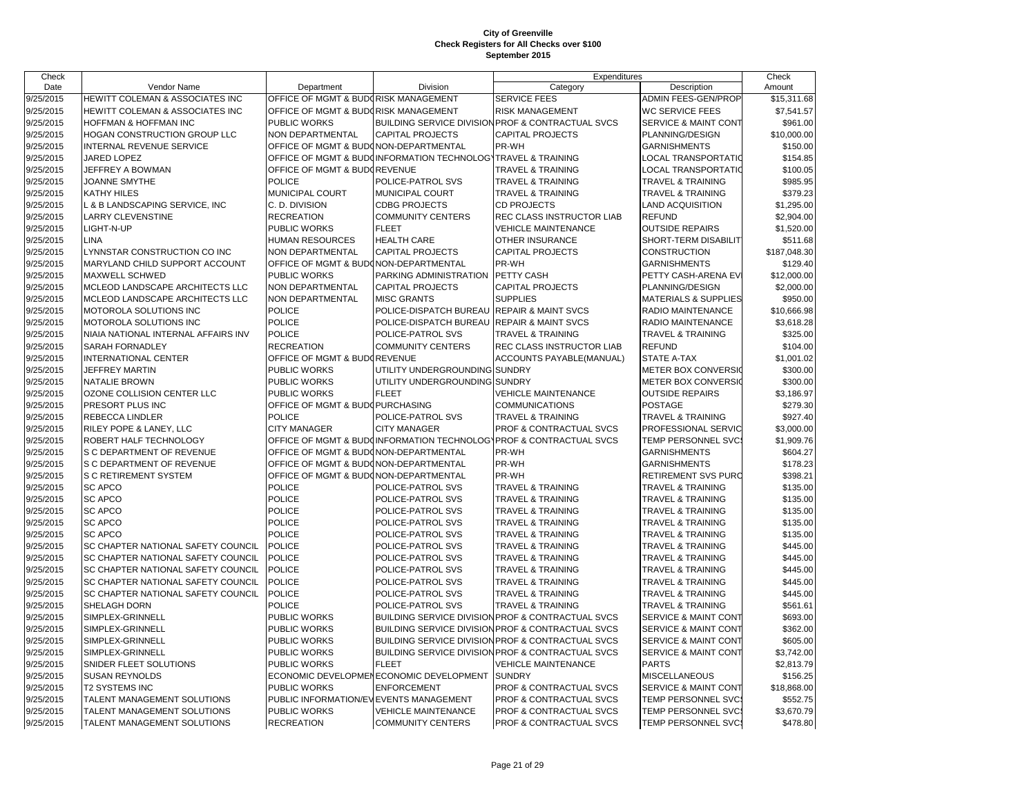# City of Greenville
## Check Registers for All Checks over $100
### September 2015

| Check Date | Vendor Name | Department | Division | Expenditures Category | Expenditures Description | Check Amount |
|---|---|---|---|---|---|---|
| 9/25/2015 | HEWITT COLEMAN & ASSOCIATES INC | OFFICE OF MGMT & BUDG | RISK MANAGEMENT | SERVICE FEES | ADMIN FEES-GEN/PROP | $15,311.68 |
| 9/25/2015 | HEWITT COLEMAN & ASSOCIATES INC | OFFICE OF MGMT & BUDG | RISK MANAGEMENT | RISK MANAGEMENT | WC SERVICE FEES | $7,541.57 |
| 9/25/2015 | HOFFMAN & HOFFMAN INC | PUBLIC WORKS | BUILDING SERVICE DIVISION | PROF & CONTRACTUAL SVCS | SERVICE & MAINT CONT | $961.00 |
| 9/25/2015 | HOGAN CONSTRUCTION GROUP LLC | NON DEPARTMENTAL | CAPITAL PROJECTS | CAPITAL PROJECTS | PLANNING/DESIGN | $10,000.00 |
| 9/25/2015 | INTERNAL REVENUE SERVICE | OFFICE OF MGMT & BUDG | NON-DEPARTMENTAL | PR-WH | GARNISHMENTS | $150.00 |
| 9/25/2015 | JARED LOPEZ | OFFICE OF MGMT & BUDG | INFORMATION TECHNOLOGY | TRAVEL & TRAINING | LOCAL TRANSPORTATIO | $154.85 |
| 9/25/2015 | JEFFREY A BOWMAN | OFFICE OF MGMT & BUDG | REVENUE | TRAVEL & TRAINING | LOCAL TRANSPORTATIO | $100.05 |
| 9/25/2015 | JOANNE SMYTHE | POLICE | POLICE-PATROL SVS | TRAVEL & TRAINING | TRAVEL & TRAINING | $985.95 |
| 9/25/2015 | KATHY HILES | MUNICIPAL COURT | MUNICIPAL COURT | TRAVEL & TRAINING | TRAVEL & TRAINING | $379.23 |
| 9/25/2015 | L & B LANDSCAPING SERVICE, INC | C. D. DIVISION | CDBG PROJECTS | CD PROJECTS | LAND ACQUISITION | $1,295.00 |
| 9/25/2015 | LARRY CLEVENSTINE | RECREATION | COMMUNITY CENTERS | REC CLASS INSTRUCTOR LIAB | REFUND | $2,904.00 |
| 9/25/2015 | LIGHT-N-UP | PUBLIC WORKS | FLEET | VEHICLE MAINTENANCE | OUTSIDE REPAIRS | $1,520.00 |
| 9/25/2015 | LINA | HUMAN RESOURCES | HEALTH CARE | OTHER INSURANCE | SHORT-TERM DISABILIT | $511.68 |
| 9/25/2015 | LYNNSTAR CONSTRUCTION CO INC | NON DEPARTMENTAL | CAPITAL PROJECTS | CAPITAL PROJECTS | CONSTRUCTION | $187,048.30 |
| 9/25/2015 | MARYLAND CHILD SUPPORT ACCOUNT | OFFICE OF MGMT & BUDG | NON-DEPARTMENTAL | PR-WH | GARNISHMENTS | $129.40 |
| 9/25/2015 | MAXWELL SCHWED | PUBLIC WORKS | PARKING ADMINISTRATION | PETTY CASH | PETTY CASH-ARENA EV | $12,000.00 |
| 9/25/2015 | MCLEOD LANDSCAPE ARCHITECTS LLC | NON DEPARTMENTAL | CAPITAL PROJECTS | CAPITAL PROJECTS | PLANNING/DESIGN | $2,000.00 |
| 9/25/2015 | MCLEOD LANDSCAPE ARCHITECTS LLC | NON DEPARTMENTAL | MISC GRANTS | SUPPLIES | MATERIALS & SUPPLIES | $950.00 |
| 9/25/2015 | MOTOROLA SOLUTIONS INC | POLICE | POLICE-DISPATCH BUREAU | REPAIR & MAINT SVCS | RADIO MAINTENANCE | $10,666.98 |
| 9/25/2015 | MOTOROLA SOLUTIONS INC | POLICE | POLICE-DISPATCH BUREAU | REPAIR & MAINT SVCS | RADIO MAINTENANCE | $3,618.28 |
| 9/25/2015 | NIAIA NATIONAL INTERNAL AFFAIRS INV | POLICE | POLICE-PATROL SVS | TRAVEL & TRAINING | TRAVEL & TRAINING | $325.00 |
| 9/25/2015 | SARAH FORNADLEY | RECREATION | COMMUNITY CENTERS | REC CLASS INSTRUCTOR LIAB | REFUND | $104.00 |
| 9/25/2015 | INTERNATIONAL CENTER | OFFICE OF MGMT & BUDG | REVENUE | ACCOUNTS PAYABLE(MANUAL) | STATE A-TAX | $1,001.02 |
| 9/25/2015 | JEFFREY MARTIN | PUBLIC WORKS | UTILITY UNDERGROUNDING | SUNDRY | METER BOX CONVERSIO | $300.00 |
| 9/25/2015 | NATALIE BROWN | PUBLIC WORKS | UTILITY UNDERGROUNDING | SUNDRY | METER BOX CONVERSIO | $300.00 |
| 9/25/2015 | OZONE COLLISION CENTER LLC | PUBLIC WORKS | FLEET | VEHICLE MAINTENANCE | OUTSIDE REPAIRS | $3,186.97 |
| 9/25/2015 | PRESORT PLUS INC | OFFICE OF MGMT & BUDG | PURCHASING | COMMUNICATIONS | POSTAGE | $279.30 |
| 9/25/2015 | REBECCA LINDLER | POLICE | POLICE-PATROL SVS | TRAVEL & TRAINING | TRAVEL & TRAINING | $927.40 |
| 9/25/2015 | RILEY POPE & LANEY, LLC | CITY MANAGER | CITY MANAGER | PROF & CONTRACTUAL SVCS | PROFESSIONAL SERVIC | $3,000.00 |
| 9/25/2015 | ROBERT HALF TECHNOLOGY | OFFICE OF MGMT & BUDG | INFORMATION TECHNOLOGY | PROF & CONTRACTUAL SVCS | TEMP PERSONNEL SVCS | $1,909.76 |
| 9/25/2015 | S C DEPARTMENT OF REVENUE | OFFICE OF MGMT & BUDG | NON-DEPARTMENTAL | PR-WH | GARNISHMENTS | $604.27 |
| 9/25/2015 | S C DEPARTMENT OF REVENUE | OFFICE OF MGMT & BUDG | NON-DEPARTMENTAL | PR-WH | GARNISHMENTS | $178.23 |
| 9/25/2015 | S C RETIREMENT SYSTEM | OFFICE OF MGMT & BUDG | NON-DEPARTMENTAL | PR-WH | RETIREMENT SVS PURC | $398.21 |
| 9/25/2015 | SC APCO | POLICE | POLICE-PATROL SVS | TRAVEL & TRAINING | TRAVEL & TRAINING | $135.00 |
| 9/25/2015 | SC APCO | POLICE | POLICE-PATROL SVS | TRAVEL & TRAINING | TRAVEL & TRAINING | $135.00 |
| 9/25/2015 | SC APCO | POLICE | POLICE-PATROL SVS | TRAVEL & TRAINING | TRAVEL & TRAINING | $135.00 |
| 9/25/2015 | SC APCO | POLICE | POLICE-PATROL SVS | TRAVEL & TRAINING | TRAVEL & TRAINING | $135.00 |
| 9/25/2015 | SC APCO | POLICE | POLICE-PATROL SVS | TRAVEL & TRAINING | TRAVEL & TRAINING | $135.00 |
| 9/25/2015 | SC CHAPTER NATIONAL SAFETY COUNCIL | POLICE | POLICE-PATROL SVS | TRAVEL & TRAINING | TRAVEL & TRAINING | $445.00 |
| 9/25/2015 | SC CHAPTER NATIONAL SAFETY COUNCIL | POLICE | POLICE-PATROL SVS | TRAVEL & TRAINING | TRAVEL & TRAINING | $445.00 |
| 9/25/2015 | SC CHAPTER NATIONAL SAFETY COUNCIL | POLICE | POLICE-PATROL SVS | TRAVEL & TRAINING | TRAVEL & TRAINING | $445.00 |
| 9/25/2015 | SC CHAPTER NATIONAL SAFETY COUNCIL | POLICE | POLICE-PATROL SVS | TRAVEL & TRAINING | TRAVEL & TRAINING | $445.00 |
| 9/25/2015 | SC CHAPTER NATIONAL SAFETY COUNCIL | POLICE | POLICE-PATROL SVS | TRAVEL & TRAINING | TRAVEL & TRAINING | $445.00 |
| 9/25/2015 | SHELAGH DORN | POLICE | POLICE-PATROL SVS | TRAVEL & TRAINING | TRAVEL & TRAINING | $561.61 |
| 9/25/2015 | SIMPLEX-GRINNELL | PUBLIC WORKS | BUILDING SERVICE DIVISION | PROF & CONTRACTUAL SVCS | SERVICE & MAINT CONT | $693.00 |
| 9/25/2015 | SIMPLEX-GRINNELL | PUBLIC WORKS | BUILDING SERVICE DIVISION | PROF & CONTRACTUAL SVCS | SERVICE & MAINT CONT | $362.00 |
| 9/25/2015 | SIMPLEX-GRINNELL | PUBLIC WORKS | BUILDING SERVICE DIVISION | PROF & CONTRACTUAL SVCS | SERVICE & MAINT CONT | $605.00 |
| 9/25/2015 | SIMPLEX-GRINNELL | PUBLIC WORKS | BUILDING SERVICE DIVISION | PROF & CONTRACTUAL SVCS | SERVICE & MAINT CONT | $3,742.00 |
| 9/25/2015 | SNIDER FLEET SOLUTIONS | PUBLIC WORKS | FLEET | VEHICLE MAINTENANCE | PARTS | $2,813.79 |
| 9/25/2015 | SUSAN REYNOLDS | ECONOMIC DEVELOPMENT | ECONOMIC DEVELOPMENT | SUNDRY | MISCELLANEOUS | $156.25 |
| 9/25/2015 | T2 SYSTEMS INC | PUBLIC WORKS | ENFORCEMENT | PROF & CONTRACTUAL SVCS | SERVICE & MAINT CONT | $18,868.00 |
| 9/25/2015 | TALENT MANAGEMENT SOLUTIONS | PUBLIC INFORMATION/EV | EVENTS MANAGEMENT | PROF & CONTRACTUAL SVCS | TEMP PERSONNEL SVCS | $552.75 |
| 9/25/2015 | TALENT MANAGEMENT SOLUTIONS | PUBLIC WORKS | VEHICLE MAINTENANCE | PROF & CONTRACTUAL SVCS | TEMP PERSONNEL SVCS | $3,670.79 |
| 9/25/2015 | TALENT MANAGEMENT SOLUTIONS | RECREATION | COMMUNITY CENTERS | PROF & CONTRACTUAL SVCS | TEMP PERSONNEL SVCS | $478.80 |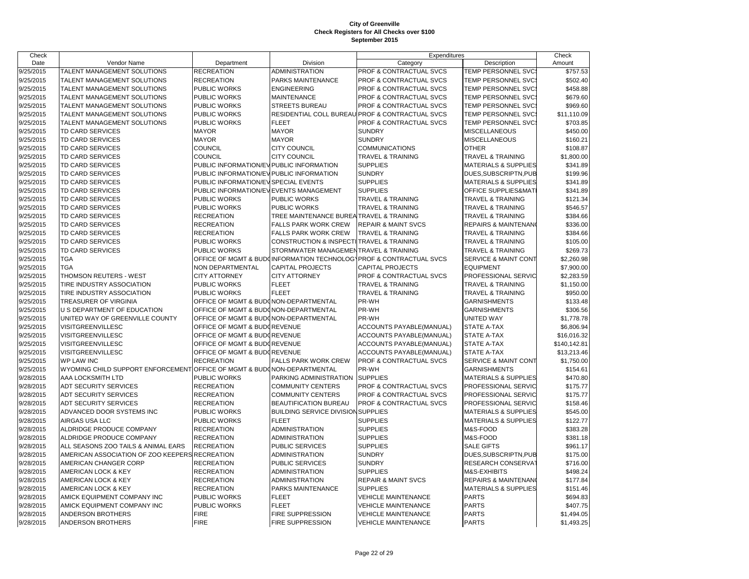# City of Greenville
## Check Registers for All Checks over $100
### September 2015

| Check Date | Vendor Name | Department | Division | Expenditures Category | Description | Check Amount |
|---|---|---|---|---|---|---|
| 9/25/2015 | TALENT MANAGEMENT SOLUTIONS | RECREATION | ADMINISTRATION | PROF & CONTRACTUAL SVCS | TEMP PERSONNEL SVCS | $757.53 |
| 9/25/2015 | TALENT MANAGEMENT SOLUTIONS | RECREATION | PARKS MAINTENANCE | PROF & CONTRACTUAL SVCS | TEMP PERSONNEL SVCS | $502.40 |
| 9/25/2015 | TALENT MANAGEMENT SOLUTIONS | PUBLIC WORKS | ENGINEERING | PROF & CONTRACTUAL SVCS | TEMP PERSONNEL SVCS | $458.88 |
| 9/25/2015 | TALENT MANAGEMENT SOLUTIONS | PUBLIC WORKS | MAINTENANCE | PROF & CONTRACTUAL SVCS | TEMP PERSONNEL SVCS | $679.60 |
| 9/25/2015 | TALENT MANAGEMENT SOLUTIONS | PUBLIC WORKS | STREETS BUREAU | PROF & CONTRACTUAL SVCS | TEMP PERSONNEL SVCS | $969.60 |
| 9/25/2015 | TALENT MANAGEMENT SOLUTIONS | PUBLIC WORKS | RESIDENTIAL COLL BUREAU | PROF & CONTRACTUAL SVCS | TEMP PERSONNEL SVCS | $11,110.09 |
| 9/25/2015 | TALENT MANAGEMENT SOLUTIONS | PUBLIC WORKS | FLEET | PROF & CONTRACTUAL SVCS | TEMP PERSONNEL SVCS | $703.85 |
| 9/25/2015 | TD CARD SERVICES | MAYOR | MAYOR | SUNDRY | MISCELLANEOUS | $450.00 |
| 9/25/2015 | TD CARD SERVICES | MAYOR | MAYOR | SUNDRY | MISCELLANEOUS | $160.21 |
| 9/25/2015 | TD CARD SERVICES | COUNCIL | CITY COUNCIL | COMMUNICATIONS | OTHER | $108.87 |
| 9/25/2015 | TD CARD SERVICES | COUNCIL | CITY COUNCIL | TRAVEL & TRAINING | TRAVEL & TRAINING | $1,800.00 |
| 9/25/2015 | TD CARD SERVICES | PUBLIC INFORMATION/EV | PUBLIC INFORMATION | SUPPLIES | MATERIALS & SUPPLIES | $341.89 |
| 9/25/2015 | TD CARD SERVICES | PUBLIC INFORMATION/EV | PUBLIC INFORMATION | SUNDRY | DUES,SUBSCRIPTN,PUB | $199.96 |
| 9/25/2015 | TD CARD SERVICES | PUBLIC INFORMATION/EV | SPECIAL EVENTS | SUPPLIES | MATERIALS & SUPPLIES | $341.89 |
| 9/25/2015 | TD CARD SERVICES | PUBLIC INFORMATION/EV | EVENTS MANAGEMENT | SUPPLIES | OFFICE SUPPLIES&MATI | $341.89 |
| 9/25/2015 | TD CARD SERVICES | PUBLIC WORKS | PUBLIC WORKS | TRAVEL & TRAINING | TRAVEL & TRAINING | $121.34 |
| 9/25/2015 | TD CARD SERVICES | PUBLIC WORKS | PUBLIC WORKS | TRAVEL & TRAINING | TRAVEL & TRAINING | $546.57 |
| 9/25/2015 | TD CARD SERVICES | RECREATION | TREE MAINTENANCE BUREA | TRAVEL & TRAINING | TRAVEL & TRAINING | $384.66 |
| 9/25/2015 | TD CARD SERVICES | RECREATION | FALLS PARK WORK CREW | REPAIR & MAINT SVCS | REPAIRS & MAINTENANC | $336.00 |
| 9/25/2015 | TD CARD SERVICES | RECREATION | FALLS PARK WORK CREW | TRAVEL & TRAINING | TRAVEL & TRAINING | $384.66 |
| 9/25/2015 | TD CARD SERVICES | PUBLIC WORKS | CONSTRUCTION & INSPECTI | TRAVEL & TRAINING | TRAVEL & TRAINING | $105.00 |
| 9/25/2015 | TD CARD SERVICES | PUBLIC WORKS | STORMWATER MANAGEMEN | TRAVEL & TRAINING | TRAVEL & TRAINING | $269.73 |
| 9/25/2015 | TGA | OFFICE OF MGMT & BUDG | INFORMATION TECHNOLOGY | PROF & CONTRACTUAL SVCS | SERVICE & MAINT CONT | $2,260.98 |
| 9/25/2015 | TGA | NON DEPARTMENTAL | CAPITAL PROJECTS | CAPITAL PROJECTS | EQUIPMENT | $7,900.00 |
| 9/25/2015 | THOMSON REUTERS - WEST | CITY ATTORNEY | CITY ATTORNEY | PROF & CONTRACTUAL SVCS | PROFESSIONAL SERVIC | $2,283.59 |
| 9/25/2015 | TIRE INDUSTRY ASSOCIATION | PUBLIC WORKS | FLEET | TRAVEL & TRAINING | TRAVEL & TRAINING | $1,150.00 |
| 9/25/2015 | TIRE INDUSTRY ASSOCIATION | PUBLIC WORKS | FLEET | TRAVEL & TRAINING | TRAVEL & TRAINING | $950.00 |
| 9/25/2015 | TREASURER OF VIRGINIA | OFFICE OF MGMT & BUDG | NON-DEPARTMENTAL | PR-WH | GARNISHMENTS | $133.48 |
| 9/25/2015 | U S DEPARTMENT OF EDUCATION | OFFICE OF MGMT & BUDG | NON-DEPARTMENTAL | PR-WH | GARNISHMENTS | $306.56 |
| 9/25/2015 | UNITED WAY OF GREENVILLE COUNTY | OFFICE OF MGMT & BUDG | NON-DEPARTMENTAL | PR-WH | UNITED WAY | $1,778.78 |
| 9/25/2015 | VISITGREENVILLESC | OFFICE OF MGMT & BUDG | REVENUE | ACCOUNTS PAYABLE(MANUAL) | STATE A-TAX | $6,806.94 |
| 9/25/2015 | VISITGREENVILLESC | OFFICE OF MGMT & BUDG | REVENUE | ACCOUNTS PAYABLE(MANUAL) | STATE A-TAX | $16,016.32 |
| 9/25/2015 | VISITGREENVILLESC | OFFICE OF MGMT & BUDG | REVENUE | ACCOUNTS PAYABLE(MANUAL) | STATE A-TAX | $140,142.81 |
| 9/25/2015 | VISITGREENVILLESC | OFFICE OF MGMT & BUDG | REVENUE | ACCOUNTS PAYABLE(MANUAL) | STATE A-TAX | $13,213.46 |
| 9/25/2015 | WP LAW INC | RECREATION | FALLS PARK WORK CREW | PROF & CONTRACTUAL SVCS | SERVICE & MAINT CONT | $1,750.00 |
| 9/25/2015 | WYOMING CHILD SUPPORT ENFORCEMENT | OFFICE OF MGMT & BUDG | NON-DEPARTMENTAL | PR-WH | GARNISHMENTS | $154.61 |
| 9/28/2015 | AAA LOCKSMITH LTD | PUBLIC WORKS | PARKING ADMINISTRATION | SUPPLIES | MATERIALS & SUPPLIES | $470.80 |
| 9/28/2015 | ADT SECURITY SERVICES | RECREATION | COMMUNITY CENTERS | PROF & CONTRACTUAL SVCS | PROFESSIONAL SERVIC | $175.77 |
| 9/28/2015 | ADT SECURITY SERVICES | RECREATION | COMMUNITY CENTERS | PROF & CONTRACTUAL SVCS | PROFESSIONAL SERVIC | $175.77 |
| 9/28/2015 | ADT SECURITY SERVICES | RECREATION | BEAUTIFICATION BUREAU | PROF & CONTRACTUAL SVCS | PROFESSIONAL SERVIC | $158.46 |
| 9/28/2015 | ADVANCED DOOR SYSTEMS INC | PUBLIC WORKS | BUILDING SERVICE DIVISION | SUPPLIES | MATERIALS & SUPPLIES | $545.00 |
| 9/28/2015 | AIRGAS USA LLC | PUBLIC WORKS | FLEET | SUPPLIES | MATERIALS & SUPPLIES | $122.77 |
| 9/28/2015 | ALDRIDGE PRODUCE COMPANY | RECREATION | ADMINISTRATION | SUPPLIES | M&S-FOOD | $383.28 |
| 9/28/2015 | ALDRIDGE PRODUCE COMPANY | RECREATION | ADMINISTRATION | SUPPLIES | M&S-FOOD | $381.18 |
| 9/28/2015 | ALL SEASONS ZOO TAILS & ANIMAL EARS | RECREATION | PUBLIC SERVICES | SUPPLIES | SALE GIFTS | $961.17 |
| 9/28/2015 | AMERICAN ASSOCIATION OF ZOO KEEPERS | RECREATION | ADMINISTRATION | SUNDRY | DUES,SUBSCRIPTN,PUB | $175.00 |
| 9/28/2015 | AMERICAN CHANGER CORP | RECREATION | PUBLIC SERVICES | SUNDRY | RESEARCH CONSERVAT | $716.00 |
| 9/28/2015 | AMERICAN LOCK & KEY | RECREATION | ADMINISTRATION | SUPPLIES | M&S-EXHIBITS | $498.24 |
| 9/28/2015 | AMERICAN LOCK & KEY | RECREATION | ADMINISTRATION | REPAIR & MAINT SVCS | REPAIRS & MAINTENANC | $177.84 |
| 9/28/2015 | AMERICAN LOCK & KEY | RECREATION | PARKS MAINTENANCE | SUPPLIES | MATERIALS & SUPPLIES | $151.46 |
| 9/28/2015 | AMICK EQUIPMENT COMPANY INC | PUBLIC WORKS | FLEET | VEHICLE MAINTENANCE | PARTS | $694.83 |
| 9/28/2015 | AMICK EQUIPMENT COMPANY INC | PUBLIC WORKS | FLEET | VEHICLE MAINTENANCE | PARTS | $407.75 |
| 9/28/2015 | ANDERSON BROTHERS | FIRE | FIRE SUPPRESSION | VEHICLE MAINTENANCE | PARTS | $1,494.05 |
| 9/28/2015 | ANDERSON BROTHERS | FIRE | FIRE SUPPRESSION | VEHICLE MAINTENANCE | PARTS | $1,493.25 |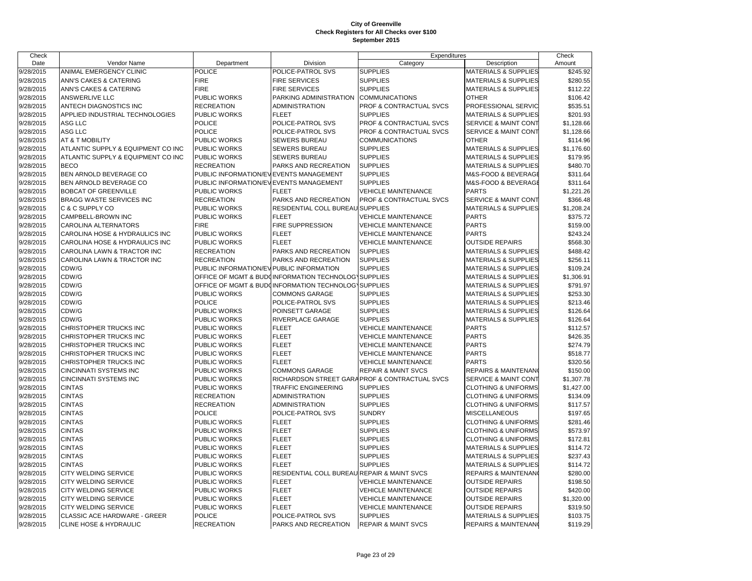# City of Greenville
## Check Registers for All Checks over $100
### September 2015

| Check Date | Vendor Name | Department | Division | Expenditures Category | Description | Check Amount |
|---|---|---|---|---|---|---|
| 9/28/2015 | ANIMAL EMERGENCY CLINIC | POLICE | POLICE-PATROL SVS | SUPPLIES | MATERIALS & SUPPLIES | $245.92 |
| 9/28/2015 | ANN'S CAKES & CATERING | FIRE | FIRE SERVICES | SUPPLIES | MATERIALS & SUPPLIES | $280.55 |
| 9/28/2015 | ANN'S CAKES & CATERING | FIRE | FIRE SERVICES | SUPPLIES | MATERIALS & SUPPLIES | $112.22 |
| 9/28/2015 | ANSWERLIVE LLC | PUBLIC WORKS | PARKING ADMINISTRATION | COMMUNICATIONS | OTHER | $106.42 |
| 9/28/2015 | ANTECH DIAGNOSTICS INC | RECREATION | ADMINISTRATION | PROF & CONTRACTUAL SVCS | PROFESSIONAL SERVIC | $535.51 |
| 9/28/2015 | APPLIED INDUSTRIAL TECHNOLOGIES | PUBLIC WORKS | FLEET | SUPPLIES | MATERIALS & SUPPLIES | $201.93 |
| 9/28/2015 | ASG LLC | POLICE | POLICE-PATROL SVS | PROF & CONTRACTUAL SVCS | SERVICE & MAINT CONT | $1,128.66 |
| 9/28/2015 | ASG LLC | POLICE | POLICE-PATROL SVS | PROF & CONTRACTUAL SVCS | SERVICE & MAINT CONT | $1,128.66 |
| 9/28/2015 | AT & T MOBILITY | PUBLIC WORKS | SEWERS BUREAU | COMMUNICATIONS | OTHER | $114.96 |
| 9/28/2015 | ATLANTIC SUPPLY & EQUIPMENT CO INC | PUBLIC WORKS | SEWERS BUREAU | SUPPLIES | MATERIALS & SUPPLIES | $1,176.60 |
| 9/28/2015 | ATLANTIC SUPPLY & EQUIPMENT CO INC | PUBLIC WORKS | SEWERS BUREAU | SUPPLIES | MATERIALS & SUPPLIES | $179.95 |
| 9/28/2015 | BECO | RECREATION | PARKS AND RECREATION | SUPPLIES | MATERIALS & SUPPLIES | $480.70 |
| 9/28/2015 | BEN ARNOLD BEVERAGE CO | PUBLIC INFORMATION/EV | EVENTS MANAGEMENT | SUPPLIES | M&S-FOOD & BEVERAGE | $311.64 |
| 9/28/2015 | BEN ARNOLD BEVERAGE CO | PUBLIC INFORMATION/EV | EVENTS MANAGEMENT | SUPPLIES | M&S-FOOD & BEVERAGE | $311.64 |
| 9/28/2015 | BOBCAT OF GREENVILLE | PUBLIC WORKS | FLEET | VEHICLE MAINTENANCE | PARTS | $1,221.26 |
| 9/28/2015 | BRAGG WASTE SERVICES INC | RECREATION | PARKS AND RECREATION | PROF & CONTRACTUAL SVCS | SERVICE & MAINT CONT | $366.48 |
| 9/28/2015 | C & C SUPPLY CO | PUBLIC WORKS | RESIDENTIAL COLL BUREAU | SUPPLIES | MATERIALS & SUPPLIES | $1,208.24 |
| 9/28/2015 | CAMPBELL-BROWN INC | PUBLIC WORKS | FLEET | VEHICLE MAINTENANCE | PARTS | $375.72 |
| 9/28/2015 | CAROLINA ALTERNATORS | FIRE | FIRE SUPPRESSION | VEHICLE MAINTENANCE | PARTS | $159.00 |
| 9/28/2015 | CAROLINA HOSE & HYDRAULICS INC | PUBLIC WORKS | FLEET | VEHICLE MAINTENANCE | PARTS | $243.24 |
| 9/28/2015 | CAROLINA HOSE & HYDRAULICS INC | PUBLIC WORKS | FLEET | VEHICLE MAINTENANCE | OUTSIDE REPAIRS | $568.30 |
| 9/28/2015 | CAROLINA LAWN & TRACTOR INC | RECREATION | PARKS AND RECREATION | SUPPLIES | MATERIALS & SUPPLIES | $488.42 |
| 9/28/2015 | CAROLINA LAWN & TRACTOR INC | RECREATION | PARKS AND RECREATION | SUPPLIES | MATERIALS & SUPPLIES | $256.11 |
| 9/28/2015 | CDW/G | PUBLIC INFORMATION/EV | PUBLIC INFORMATION | SUPPLIES | MATERIALS & SUPPLIES | $109.24 |
| 9/28/2015 | CDW/G | OFFICE OF MGMT & BUD | INFORMATION TECHNOLOG | SUPPLIES | MATERIALS & SUPPLIES | $1,306.91 |
| 9/28/2015 | CDW/G | OFFICE OF MGMT & BUD | INFORMATION TECHNOLOG | SUPPLIES | MATERIALS & SUPPLIES | $791.97 |
| 9/28/2015 | CDW/G | PUBLIC WORKS | COMMONS GARAGE | SUPPLIES | MATERIALS & SUPPLIES | $253.30 |
| 9/28/2015 | CDW/G | POLICE | POLICE-PATROL SVS | SUPPLIES | MATERIALS & SUPPLIES | $213.46 |
| 9/28/2015 | CDW/G | PUBLIC WORKS | POINSETT GARAGE | SUPPLIES | MATERIALS & SUPPLIES | $126.64 |
| 9/28/2015 | CDW/G | PUBLIC WORKS | RIVERPLACE GARAGE | SUPPLIES | MATERIALS & SUPPLIES | $126.64 |
| 9/28/2015 | CHRISTOPHER TRUCKS INC | PUBLIC WORKS | FLEET | VEHICLE MAINTENANCE | PARTS | $112.57 |
| 9/28/2015 | CHRISTOPHER TRUCKS INC | PUBLIC WORKS | FLEET | VEHICLE MAINTENANCE | PARTS | $426.35 |
| 9/28/2015 | CHRISTOPHER TRUCKS INC | PUBLIC WORKS | FLEET | VEHICLE MAINTENANCE | PARTS | $274.79 |
| 9/28/2015 | CHRISTOPHER TRUCKS INC | PUBLIC WORKS | FLEET | VEHICLE MAINTENANCE | PARTS | $518.77 |
| 9/28/2015 | CHRISTOPHER TRUCKS INC | PUBLIC WORKS | FLEET | VEHICLE MAINTENANCE | PARTS | $320.56 |
| 9/28/2015 | CINCINNATI SYSTEMS INC | PUBLIC WORKS | COMMONS GARAGE | REPAIR & MAINT SVCS | REPAIRS & MAINTENAN | $150.00 |
| 9/28/2015 | CINCINNATI SYSTEMS INC | PUBLIC WORKS | RICHARDSON STREET GARA | PROF & CONTRACTUAL SVCS | SERVICE & MAINT CONT | $1,307.78 |
| 9/28/2015 | CINTAS | PUBLIC WORKS | TRAFFIC ENGINEERING | SUPPLIES | CLOTHING & UNIFORMS | $1,427.00 |
| 9/28/2015 | CINTAS | RECREATION | ADMINISTRATION | SUPPLIES | CLOTHING & UNIFORMS | $134.09 |
| 9/28/2015 | CINTAS | RECREATION | ADMINISTRATION | SUPPLIES | CLOTHING & UNIFORMS | $117.57 |
| 9/28/2015 | CINTAS | POLICE | POLICE-PATROL SVS | SUNDRY | MISCELLANEOUS | $197.65 |
| 9/28/2015 | CINTAS | PUBLIC WORKS | FLEET | SUPPLIES | CLOTHING & UNIFORMS | $281.46 |
| 9/28/2015 | CINTAS | PUBLIC WORKS | FLEET | SUPPLIES | CLOTHING & UNIFORMS | $573.97 |
| 9/28/2015 | CINTAS | PUBLIC WORKS | FLEET | SUPPLIES | CLOTHING & UNIFORMS | $172.81 |
| 9/28/2015 | CINTAS | PUBLIC WORKS | FLEET | SUPPLIES | MATERIALS & SUPPLIES | $114.72 |
| 9/28/2015 | CINTAS | PUBLIC WORKS | FLEET | SUPPLIES | MATERIALS & SUPPLIES | $237.43 |
| 9/28/2015 | CINTAS | PUBLIC WORKS | FLEET | SUPPLIES | MATERIALS & SUPPLIES | $114.72 |
| 9/28/2015 | CITY WELDING SERVICE | PUBLIC WORKS | RESIDENTIAL COLL BUREAU | REPAIR & MAINT SVCS | REPAIRS & MAINTENAN | $280.00 |
| 9/28/2015 | CITY WELDING SERVICE | PUBLIC WORKS | FLEET | VEHICLE MAINTENANCE | OUTSIDE REPAIRS | $198.50 |
| 9/28/2015 | CITY WELDING SERVICE | PUBLIC WORKS | FLEET | VEHICLE MAINTENANCE | OUTSIDE REPAIRS | $420.00 |
| 9/28/2015 | CITY WELDING SERVICE | PUBLIC WORKS | FLEET | VEHICLE MAINTENANCE | OUTSIDE REPAIRS | $1,320.00 |
| 9/28/2015 | CITY WELDING SERVICE | PUBLIC WORKS | FLEET | VEHICLE MAINTENANCE | OUTSIDE REPAIRS | $319.50 |
| 9/28/2015 | CLASSIC ACE HARDWARE - GREER | POLICE | POLICE-PATROL SVS | SUPPLIES | MATERIALS & SUPPLIES | $103.75 |
| 9/28/2015 | CLINE HOSE & HYDRAULIC | RECREATION | PARKS AND RECREATION | REPAIR & MAINT SVCS | REPAIRS & MAINTENAN | $119.29 |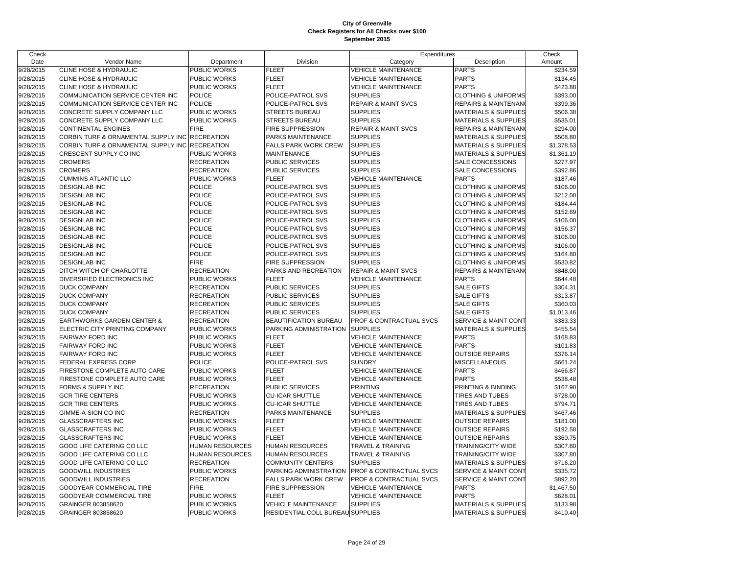# City of Greenville
## Check Registers for All Checks over $100
### September 2015

| Check Date | Vendor Name | Department | Division | Expenditures Category | Expenditures Description | Check Amount |
|---|---|---|---|---|---|---|
| 9/28/2015 | CLINE HOSE & HYDRAULIC | PUBLIC WORKS | FLEET | VEHICLE MAINTENANCE | PARTS | $234.59 |
| 9/28/2015 | CLINE HOSE & HYDRAULIC | PUBLIC WORKS | FLEET | VEHICLE MAINTENANCE | PARTS | $134.45 |
| 9/28/2015 | CLINE HOSE & HYDRAULIC | PUBLIC WORKS | FLEET | VEHICLE MAINTENANCE | PARTS | $423.88 |
| 9/28/2015 | COMMUNICATION SERVICE CENTER INC | POLICE | POLICE-PATROL SVS | SUPPLIES | CLOTHING & UNIFORMS | $393.00 |
| 9/28/2015 | COMMUNICATION SERVICE CENTER INC | POLICE | POLICE-PATROL SVS | REPAIR & MAINT SVCS | REPAIRS & MAINTENANC | $399.36 |
| 9/28/2015 | CONCRETE SUPPLY COMPANY LLC | PUBLIC WORKS | STREETS BUREAU | SUPPLIES | MATERIALS & SUPPLIES | $506.38 |
| 9/28/2015 | CONCRETE SUPPLY COMPANY LLC | PUBLIC WORKS | STREETS BUREAU | SUPPLIES | MATERIALS & SUPPLIES | $535.01 |
| 9/28/2015 | CONTINENTAL ENGINES | FIRE | FIRE SUPPRESSION | REPAIR & MAINT SVCS | REPAIRS & MAINTENANC | $294.00 |
| 9/28/2015 | CORBIN TURF & ORNAMENTAL SUPPLY INC | RECREATION | PARKS MAINTENANCE | SUPPLIES | MATERIALS & SUPPLIES | $508.80 |
| 9/28/2015 | CORBIN TURF & ORNAMENTAL SUPPLY INC | RECREATION | FALLS PARK WORK CREW | SUPPLIES | MATERIALS & SUPPLIES | $1,378.53 |
| 9/28/2015 | CRESCENT SUPPLY CO INC | PUBLIC WORKS | MAINTENANCE | SUPPLIES | MATERIALS & SUPPLIES | $1,361.19 |
| 9/28/2015 | CROMERS | RECREATION | PUBLIC SERVICES | SUPPLIES | SALE CONCESSIONS | $277.97 |
| 9/28/2015 | CROMERS | RECREATION | PUBLIC SERVICES | SUPPLIES | SALE CONCESSIONS | $392.86 |
| 9/28/2015 | CUMMINS ATLANTIC LLC | PUBLIC WORKS | FLEET | VEHICLE MAINTENANCE | PARTS | $187.46 |
| 9/28/2015 | DESIGNLAB INC | POLICE | POLICE-PATROL SVS | SUPPLIES | CLOTHING & UNIFORMS | $106.00 |
| 9/28/2015 | DESIGNLAB INC | POLICE | POLICE-PATROL SVS | SUPPLIES | CLOTHING & UNIFORMS | $212.00 |
| 9/28/2015 | DESIGNLAB INC | POLICE | POLICE-PATROL SVS | SUPPLIES | CLOTHING & UNIFORMS | $184.44 |
| 9/28/2015 | DESIGNLAB INC | POLICE | POLICE-PATROL SVS | SUPPLIES | CLOTHING & UNIFORMS | $152.89 |
| 9/28/2015 | DESIGNLAB INC | POLICE | POLICE-PATROL SVS | SUPPLIES | CLOTHING & UNIFORMS | $106.00 |
| 9/28/2015 | DESIGNLAB INC | POLICE | POLICE-PATROL SVS | SUPPLIES | CLOTHING & UNIFORMS | $156.37 |
| 9/28/2015 | DESIGNLAB INC | POLICE | POLICE-PATROL SVS | SUPPLIES | CLOTHING & UNIFORMS | $106.00 |
| 9/28/2015 | DESIGNLAB INC | POLICE | POLICE-PATROL SVS | SUPPLIES | CLOTHING & UNIFORMS | $106.00 |
| 9/28/2015 | DESIGNLAB INC | POLICE | POLICE-PATROL SVS | SUPPLIES | CLOTHING & UNIFORMS | $164.80 |
| 9/28/2015 | DESIGNLAB INC | FIRE | FIRE SUPPRESSION | SUPPLIES | CLOTHING & UNIFORMS | $530.82 |
| 9/28/2015 | DITCH WITCH OF CHARLOTTE | RECREATION | PARKS AND RECREATION | REPAIR & MAINT SVCS | REPAIRS & MAINTENANC | $848.00 |
| 9/28/2015 | DIVERSIFIED ELECTRONICS INC | PUBLIC WORKS | FLEET | VEHICLE MAINTENANCE | PARTS | $644.48 |
| 9/28/2015 | DUCK COMPANY | RECREATION | PUBLIC SERVICES | SUPPLIES | SALE GIFTS | $304.31 |
| 9/28/2015 | DUCK COMPANY | RECREATION | PUBLIC SERVICES | SUPPLIES | SALE GIFTS | $313.87 |
| 9/28/2015 | DUCK COMPANY | RECREATION | PUBLIC SERVICES | SUPPLIES | SALE GIFTS | $360.03 |
| 9/28/2015 | DUCK COMPANY | RECREATION | PUBLIC SERVICES | SUPPLIES | SALE GIFTS | $1,013.46 |
| 9/28/2015 | EARTHWORKS GARDEN CENTER & | RECREATION | BEAUTIFICATION BUREAU | PROF & CONTRACTUAL SVCS | SERVICE & MAINT CONT | $383.33 |
| 9/28/2015 | ELECTRIC CITY PRINTING COMPANY | PUBLIC WORKS | PARKING ADMINISTRATION | SUPPLIES | MATERIALS & SUPPLIES | $455.54 |
| 9/28/2015 | FAIRWAY FORD INC | PUBLIC WORKS | FLEET | VEHICLE MAINTENANCE | PARTS | $168.83 |
| 9/28/2015 | FAIRWAY FORD INC | PUBLIC WORKS | FLEET | VEHICLE MAINTENANCE | PARTS | $101.83 |
| 9/28/2015 | FAIRWAY FORD INC | PUBLIC WORKS | FLEET | VEHICLE MAINTENANCE | OUTSIDE REPAIRS | $376.14 |
| 9/28/2015 | FEDERAL EXPRESS CORP | POLICE | POLICE-PATROL SVS | SUNDRY | MISCELLANEOUS | $661.24 |
| 9/28/2015 | FIRESTONE COMPLETE AUTO CARE | PUBLIC WORKS | FLEET | VEHICLE MAINTENANCE | PARTS | $466.87 |
| 9/28/2015 | FIRESTONE COMPLETE AUTO CARE | PUBLIC WORKS | FLEET | VEHICLE MAINTENANCE | PARTS | $538.48 |
| 9/28/2015 | FORMS & SUPPLY INC | RECREATION | PUBLIC SERVICES | PRINTING | PRINTING & BINDING | $167.90 |
| 9/28/2015 | GCR TIRE CENTERS | PUBLIC WORKS | CU-ICAR SHUTTLE | VEHICLE MAINTENANCE | TIRES AND TUBES | $728.00 |
| 9/28/2015 | GCR TIRE CENTERS | PUBLIC WORKS | CU-ICAR SHUTTLE | VEHICLE MAINTENANCE | TIRES AND TUBES | $794.71 |
| 9/28/2015 | GIMME-A-SIGN CO INC | RECREATION | PARKS MAINTENANCE | SUPPLIES | MATERIALS & SUPPLIES | $467.46 |
| 9/28/2015 | GLASSCRAFTERS INC | PUBLIC WORKS | FLEET | VEHICLE MAINTENANCE | OUTSIDE REPAIRS | $181.00 |
| 9/28/2015 | GLASSCRAFTERS INC | PUBLIC WORKS | FLEET | VEHICLE MAINTENANCE | OUTSIDE REPAIRS | $192.58 |
| 9/28/2015 | GLASSCRAFTERS INC | PUBLIC WORKS | FLEET | VEHICLE MAINTENANCE | OUTSIDE REPAIRS | $360.75 |
| 9/28/2015 | GOOD LIFE CATERING CO LLC | HUMAN RESOURCES | HUMAN RESOURCES | TRAVEL & TRAINING | TRAINING/CITY WIDE | $307.80 |
| 9/28/2015 | GOOD LIFE CATERING CO LLC | HUMAN RESOURCES | HUMAN RESOURCES | TRAVEL & TRAINING | TRAINING/CITY WIDE | $307.80 |
| 9/28/2015 | GOOD LIFE CATERING CO LLC | RECREATION | COMMUNITY CENTERS | SUPPLIES | MATERIALS & SUPPLIES | $716.20 |
| 9/28/2015 | GOODWILL INDUSTRIES | PUBLIC WORKS | PARKING ADMINISTRATION | PROF & CONTRACTUAL SVCS | SERVICE & MAINT CONT | $335.72 |
| 9/28/2015 | GOODWILL INDUSTRIES | RECREATION | FALLS PARK WORK CREW | PROF & CONTRACTUAL SVCS | SERVICE & MAINT CONT | $892.20 |
| 9/28/2015 | GOODYEAR COMMERCIAL TIRE | FIRE | FIRE SUPPRESSION | VEHICLE MAINTENANCE | PARTS | $1,467.50 |
| 9/28/2015 | GOODYEAR COMMERCIAL TIRE | PUBLIC WORKS | FLEET | VEHICLE MAINTENANCE | PARTS | $628.01 |
| 9/28/2015 | GRAINGER 803858620 | PUBLIC WORKS | VEHICLE MAINTENANCE | SUPPLIES | MATERIALS & SUPPLIES | $133.98 |
| 9/28/2015 | GRAINGER 803858620 | PUBLIC WORKS | RESIDENTIAL COLL BUREAU | SUPPLIES | MATERIALS & SUPPLIES | $410.40 |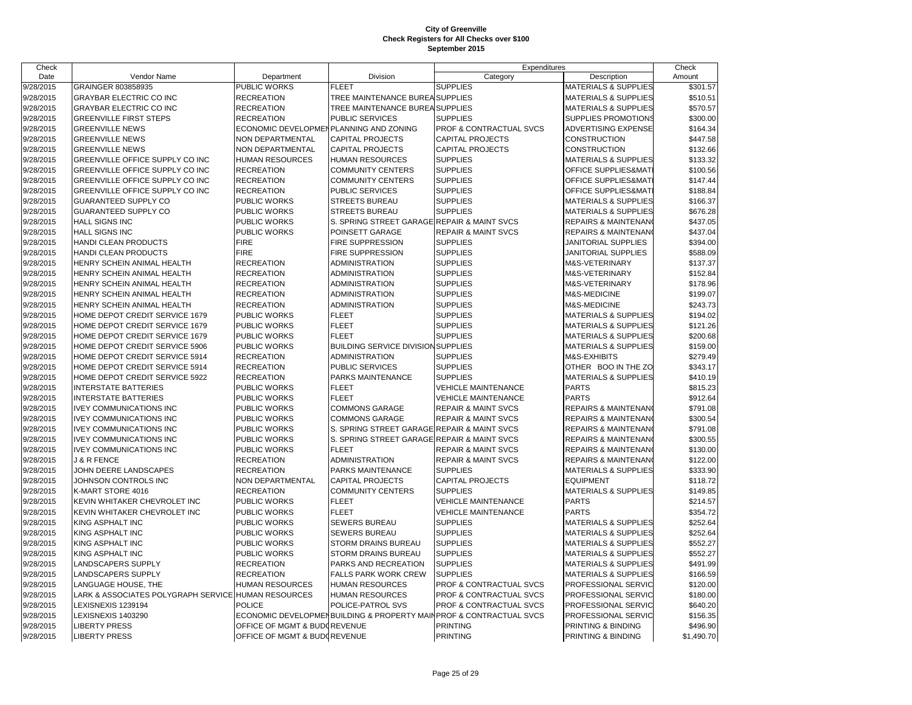# City of Greenville
## Check Registers for All Checks over $100
### September 2015

| Check Date | Vendor Name | Department | Division | Expenditures Category | Expenditures Description | Check Amount |
|---|---|---|---|---|---|---|
| 9/28/2015 | GRAINGER 803858935 | PUBLIC WORKS | FLEET | SUPPLIES | MATERIALS & SUPPLIES | $301.57 |
| 9/28/2015 | GRAYBAR ELECTRIC CO INC | RECREATION | TREE MAINTENANCE BUREA | SUPPLIES | MATERIALS & SUPPLIES | $510.51 |
| 9/28/2015 | GRAYBAR ELECTRIC CO INC | RECREATION | TREE MAINTENANCE BUREA | SUPPLIES | MATERIALS & SUPPLIES | $570.57 |
| 9/28/2015 | GREENVILLE FIRST STEPS | RECREATION | PUBLIC SERVICES | SUPPLIES | SUPPLIES PROMOTIONS | $300.00 |
| 9/28/2015 | GREENVILLE NEWS | ECONOMIC DEVELOPMEN | PLANNING AND ZONING | PROF & CONTRACTUAL SVCS | ADVERTISING EXPENSE | $164.34 |
| 9/28/2015 | GREENVILLE NEWS | NON DEPARTMENTAL | CAPITAL PROJECTS | CAPITAL PROJECTS | CONSTRUCTION | $447.58 |
| 9/28/2015 | GREENVILLE NEWS | NON DEPARTMENTAL | CAPITAL PROJECTS | CAPITAL PROJECTS | CONSTRUCTION | $132.66 |
| 9/28/2015 | GREENVILLE OFFICE SUPPLY CO INC | HUMAN RESOURCES | HUMAN RESOURCES | SUPPLIES | MATERIALS & SUPPLIES | $133.32 |
| 9/28/2015 | GREENVILLE OFFICE SUPPLY CO INC | RECREATION | COMMUNITY CENTERS | SUPPLIES | OFFICE SUPPLIES&MAT | $100.56 |
| 9/28/2015 | GREENVILLE OFFICE SUPPLY CO INC | RECREATION | COMMUNITY CENTERS | SUPPLIES | OFFICE SUPPLIES&MAT | $147.44 |
| 9/28/2015 | GREENVILLE OFFICE SUPPLY CO INC | RECREATION | PUBLIC SERVICES | SUPPLIES | OFFICE SUPPLIES&MAT | $188.84 |
| 9/28/2015 | GUARANTEED SUPPLY CO | PUBLIC WORKS | STREETS BUREAU | SUPPLIES | MATERIALS & SUPPLIES | $166.37 |
| 9/28/2015 | GUARANTEED SUPPLY CO | PUBLIC WORKS | STREETS BUREAU | SUPPLIES | MATERIALS & SUPPLIES | $676.28 |
| 9/28/2015 | HALL SIGNS INC | PUBLIC WORKS | S. SPRING STREET GARAGE | REPAIR & MAINT SVCS | REPAIRS & MAINTENAN | $437.05 |
| 9/28/2015 | HALL SIGNS INC | PUBLIC WORKS | POINSETT GARAGE | REPAIR & MAINT SVCS | REPAIRS & MAINTENAN | $437.04 |
| 9/28/2015 | HANDI CLEAN PRODUCTS | FIRE | FIRE SUPPRESSION | SUPPLIES | JANITORIAL SUPPLIES | $394.00 |
| 9/28/2015 | HANDI CLEAN PRODUCTS | FIRE | FIRE SUPPRESSION | SUPPLIES | JANITORIAL SUPPLIES | $588.09 |
| 9/28/2015 | HENRY SCHEIN ANIMAL HEALTH | RECREATION | ADMINISTRATION | SUPPLIES | M&S-VETERINARY | $137.37 |
| 9/28/2015 | HENRY SCHEIN ANIMAL HEALTH | RECREATION | ADMINISTRATION | SUPPLIES | M&S-VETERINARY | $152.84 |
| 9/28/2015 | HENRY SCHEIN ANIMAL HEALTH | RECREATION | ADMINISTRATION | SUPPLIES | M&S-VETERINARY | $178.96 |
| 9/28/2015 | HENRY SCHEIN ANIMAL HEALTH | RECREATION | ADMINISTRATION | SUPPLIES | M&S-MEDICINE | $199.07 |
| 9/28/2015 | HENRY SCHEIN ANIMAL HEALTH | RECREATION | ADMINISTRATION | SUPPLIES | M&S-MEDICINE | $243.73 |
| 9/28/2015 | HOME DEPOT CREDIT SERVICE 1679 | PUBLIC WORKS | FLEET | SUPPLIES | MATERIALS & SUPPLIES | $194.02 |
| 9/28/2015 | HOME DEPOT CREDIT SERVICE 1679 | PUBLIC WORKS | FLEET | SUPPLIES | MATERIALS & SUPPLIES | $121.26 |
| 9/28/2015 | HOME DEPOT CREDIT SERVICE 1679 | PUBLIC WORKS | FLEET | SUPPLIES | MATERIALS & SUPPLIES | $200.68 |
| 9/28/2015 | HOME DEPOT CREDIT SERVICE 5906 | PUBLIC WORKS | BUILDING SERVICE DIVISION | SUPPLIES | MATERIALS & SUPPLIES | $159.00 |
| 9/28/2015 | HOME DEPOT CREDIT SERVICE 5914 | RECREATION | ADMINISTRATION | SUPPLIES | M&S-EXHIBITS | $279.49 |
| 9/28/2015 | HOME DEPOT CREDIT SERVICE 5914 | RECREATION | PUBLIC SERVICES | SUPPLIES | OTHER BOO IN THE ZO | $343.17 |
| 9/28/2015 | HOME DEPOT CREDIT SERVICE 5922 | RECREATION | PARKS MAINTENANCE | SUPPLIES | MATERIALS & SUPPLIES | $410.19 |
| 9/28/2015 | INTERSTATE BATTERIES | PUBLIC WORKS | FLEET | VEHICLE MAINTENANCE | PARTS | $815.23 |
| 9/28/2015 | INTERSTATE BATTERIES | PUBLIC WORKS | FLEET | VEHICLE MAINTENANCE | PARTS | $912.64 |
| 9/28/2015 | IVEY COMMUNICATIONS INC | PUBLIC WORKS | COMMONS GARAGE | REPAIR & MAINT SVCS | REPAIRS & MAINTENAN | $791.08 |
| 9/28/2015 | IVEY COMMUNICATIONS INC | PUBLIC WORKS | COMMONS GARAGE | REPAIR & MAINT SVCS | REPAIRS & MAINTENAN | $300.54 |
| 9/28/2015 | IVEY COMMUNICATIONS INC | PUBLIC WORKS | S. SPRING STREET GARAGE | REPAIR & MAINT SVCS | REPAIRS & MAINTENAN | $791.08 |
| 9/28/2015 | IVEY COMMUNICATIONS INC | PUBLIC WORKS | S. SPRING STREET GARAGE | REPAIR & MAINT SVCS | REPAIRS & MAINTENAN | $300.55 |
| 9/28/2015 | IVEY COMMUNICATIONS INC | PUBLIC WORKS | FLEET | REPAIR & MAINT SVCS | REPAIRS & MAINTENAN | $130.00 |
| 9/28/2015 | J & R FENCE | RECREATION | ADMINISTRATION | REPAIR & MAINT SVCS | REPAIRS & MAINTENAN | $122.00 |
| 9/28/2015 | JOHN DEERE LANDSCAPES | RECREATION | PARKS MAINTENANCE | SUPPLIES | MATERIALS & SUPPLIES | $333.90 |
| 9/28/2015 | JOHNSON CONTROLS INC | NON DEPARTMENTAL | CAPITAL PROJECTS | CAPITAL PROJECTS | EQUIPMENT | $118.72 |
| 9/28/2015 | K-MART STORE 4016 | RECREATION | COMMUNITY CENTERS | SUPPLIES | MATERIALS & SUPPLIES | $149.85 |
| 9/28/2015 | KEVIN WHITAKER CHEVROLET INC | PUBLIC WORKS | FLEET | VEHICLE MAINTENANCE | PARTS | $214.57 |
| 9/28/2015 | KEVIN WHITAKER CHEVROLET INC | PUBLIC WORKS | FLEET | VEHICLE MAINTENANCE | PARTS | $354.72 |
| 9/28/2015 | KING ASPHALT INC | PUBLIC WORKS | SEWERS BUREAU | SUPPLIES | MATERIALS & SUPPLIES | $252.64 |
| 9/28/2015 | KING ASPHALT INC | PUBLIC WORKS | SEWERS BUREAU | SUPPLIES | MATERIALS & SUPPLIES | $252.64 |
| 9/28/2015 | KING ASPHALT INC | PUBLIC WORKS | STORM DRAINS BUREAU | SUPPLIES | MATERIALS & SUPPLIES | $552.27 |
| 9/28/2015 | KING ASPHALT INC | PUBLIC WORKS | STORM DRAINS BUREAU | SUPPLIES | MATERIALS & SUPPLIES | $552.27 |
| 9/28/2015 | LANDSCAPERS SUPPLY | RECREATION | PARKS AND RECREATION | SUPPLIES | MATERIALS & SUPPLIES | $491.99 |
| 9/28/2015 | LANDSCAPERS SUPPLY | RECREATION | FALLS PARK WORK CREW | SUPPLIES | MATERIALS & SUPPLIES | $166.59 |
| 9/28/2015 | LANGUAGE HOUSE, THE | HUMAN RESOURCES | HUMAN RESOURCES | PROF & CONTRACTUAL SVCS | PROFESSIONAL SERVIC | $120.00 |
| 9/28/2015 | LARK & ASSOCIATES POLYGRAPH SERVICE | HUMAN RESOURCES | HUMAN RESOURCES | PROF & CONTRACTUAL SVCS | PROFESSIONAL SERVIC | $180.00 |
| 9/28/2015 | LEXISNEXIS 1239194 | POLICE | POLICE-PATROL SVS | PROF & CONTRACTUAL SVCS | PROFESSIONAL SERVIC | $640.20 |
| 9/28/2015 | LEXISNEXIS 1403290 | ECONOMIC DEVELOPMEN | BUILDING & PROPERTY MAIN | PROF & CONTRACTUAL SVCS | PROFESSIONAL SERVIC | $156.35 |
| 9/28/2015 | LIBERTY PRESS | OFFICE OF MGMT & BUDG | REVENUE | PRINTING | PRINTING & BINDING | $496.90 |
| 9/28/2015 | LIBERTY PRESS | OFFICE OF MGMT & BUDG | REVENUE | PRINTING | PRINTING & BINDING | $1,490.70 |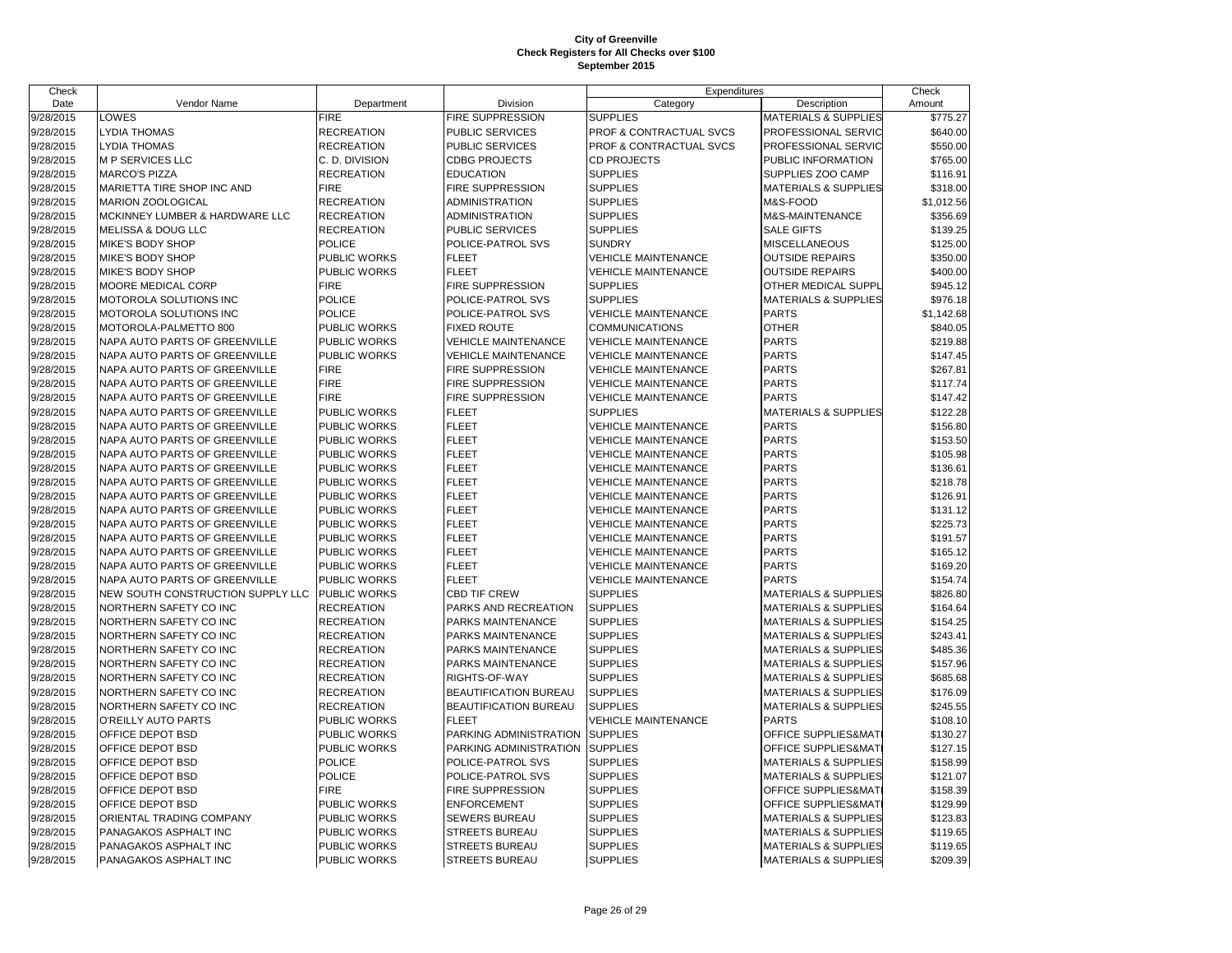# City of Greenville
## Check Registers for All Checks over $100
### September 2015

| Check Date | Vendor Name | Department | Division | Expenditures Category | Description | Check Amount |
|---|---|---|---|---|---|---|
| 9/28/2015 | LOWES | FIRE | FIRE SUPPRESSION | SUPPLIES | MATERIALS & SUPPLIES | $775.27 |
| 9/28/2015 | LYDIA THOMAS | RECREATION | PUBLIC SERVICES | PROF & CONTRACTUAL SVCS | PROFESSIONAL SERVIC | $640.00 |
| 9/28/2015 | LYDIA THOMAS | RECREATION | PUBLIC SERVICES | PROF & CONTRACTUAL SVCS | PROFESSIONAL SERVIC | $550.00 |
| 9/28/2015 | M P SERVICES LLC | C. D. DIVISION | CDBG PROJECTS | CD PROJECTS | PUBLIC INFORMATION | $765.00 |
| 9/28/2015 | MARCO'S PIZZA | RECREATION | EDUCATION | SUPPLIES | SUPPLIES ZOO CAMP | $116.91 |
| 9/28/2015 | MARIETTA TIRE SHOP INC AND | FIRE | FIRE SUPPRESSION | SUPPLIES | MATERIALS & SUPPLIES | $318.00 |
| 9/28/2015 | MARION ZOOLOGICAL | RECREATION | ADMINISTRATION | SUPPLIES | M&S-FOOD | $1,012.56 |
| 9/28/2015 | MCKINNEY LUMBER & HARDWARE LLC | RECREATION | ADMINISTRATION | SUPPLIES | M&S-MAINTENANCE | $356.69 |
| 9/28/2015 | MELISSA & DOUG LLC | RECREATION | PUBLIC SERVICES | SUPPLIES | SALE GIFTS | $139.25 |
| 9/28/2015 | MIKE'S BODY SHOP | POLICE | POLICE-PATROL SVS | SUNDRY | MISCELLANEOUS | $125.00 |
| 9/28/2015 | MIKE'S BODY SHOP | PUBLIC WORKS | FLEET | VEHICLE MAINTENANCE | OUTSIDE REPAIRS | $350.00 |
| 9/28/2015 | MIKE'S BODY SHOP | PUBLIC WORKS | FLEET | VEHICLE MAINTENANCE | OUTSIDE REPAIRS | $400.00 |
| 9/28/2015 | MOORE MEDICAL CORP | FIRE | FIRE SUPPRESSION | SUPPLIES | OTHER MEDICAL SUPPL | $945.12 |
| 9/28/2015 | MOTOROLA SOLUTIONS INC | POLICE | POLICE-PATROL SVS | SUPPLIES | MATERIALS & SUPPLIES | $976.18 |
| 9/28/2015 | MOTOROLA SOLUTIONS INC | POLICE | POLICE-PATROL SVS | VEHICLE MAINTENANCE | PARTS | $1,142.68 |
| 9/28/2015 | MOTOROLA-PALMETTO 800 | PUBLIC WORKS | FIXED ROUTE | COMMUNICATIONS | OTHER | $840.05 |
| 9/28/2015 | NAPA AUTO PARTS OF GREENVILLE | PUBLIC WORKS | VEHICLE MAINTENANCE | VEHICLE MAINTENANCE | PARTS | $219.88 |
| 9/28/2015 | NAPA AUTO PARTS OF GREENVILLE | PUBLIC WORKS | VEHICLE MAINTENANCE | VEHICLE MAINTENANCE | PARTS | $147.45 |
| 9/28/2015 | NAPA AUTO PARTS OF GREENVILLE | FIRE | FIRE SUPPRESSION | VEHICLE MAINTENANCE | PARTS | $267.81 |
| 9/28/2015 | NAPA AUTO PARTS OF GREENVILLE | FIRE | FIRE SUPPRESSION | VEHICLE MAINTENANCE | PARTS | $117.74 |
| 9/28/2015 | NAPA AUTO PARTS OF GREENVILLE | FIRE | FIRE SUPPRESSION | VEHICLE MAINTENANCE | PARTS | $147.42 |
| 9/28/2015 | NAPA AUTO PARTS OF GREENVILLE | PUBLIC WORKS | FLEET | SUPPLIES | MATERIALS & SUPPLIES | $122.28 |
| 9/28/2015 | NAPA AUTO PARTS OF GREENVILLE | PUBLIC WORKS | FLEET | VEHICLE MAINTENANCE | PARTS | $156.80 |
| 9/28/2015 | NAPA AUTO PARTS OF GREENVILLE | PUBLIC WORKS | FLEET | VEHICLE MAINTENANCE | PARTS | $153.50 |
| 9/28/2015 | NAPA AUTO PARTS OF GREENVILLE | PUBLIC WORKS | FLEET | VEHICLE MAINTENANCE | PARTS | $105.98 |
| 9/28/2015 | NAPA AUTO PARTS OF GREENVILLE | PUBLIC WORKS | FLEET | VEHICLE MAINTENANCE | PARTS | $136.61 |
| 9/28/2015 | NAPA AUTO PARTS OF GREENVILLE | PUBLIC WORKS | FLEET | VEHICLE MAINTENANCE | PARTS | $218.78 |
| 9/28/2015 | NAPA AUTO PARTS OF GREENVILLE | PUBLIC WORKS | FLEET | VEHICLE MAINTENANCE | PARTS | $126.91 |
| 9/28/2015 | NAPA AUTO PARTS OF GREENVILLE | PUBLIC WORKS | FLEET | VEHICLE MAINTENANCE | PARTS | $131.12 |
| 9/28/2015 | NAPA AUTO PARTS OF GREENVILLE | PUBLIC WORKS | FLEET | VEHICLE MAINTENANCE | PARTS | $225.73 |
| 9/28/2015 | NAPA AUTO PARTS OF GREENVILLE | PUBLIC WORKS | FLEET | VEHICLE MAINTENANCE | PARTS | $191.57 |
| 9/28/2015 | NAPA AUTO PARTS OF GREENVILLE | PUBLIC WORKS | FLEET | VEHICLE MAINTENANCE | PARTS | $165.12 |
| 9/28/2015 | NAPA AUTO PARTS OF GREENVILLE | PUBLIC WORKS | FLEET | VEHICLE MAINTENANCE | PARTS | $169.20 |
| 9/28/2015 | NAPA AUTO PARTS OF GREENVILLE | PUBLIC WORKS | FLEET | VEHICLE MAINTENANCE | PARTS | $154.74 |
| 9/28/2015 | NEW SOUTH CONSTRUCTION SUPPLY LLC | PUBLIC WORKS | CBD TIF CREW | SUPPLIES | MATERIALS & SUPPLIES | $826.80 |
| 9/28/2015 | NORTHERN SAFETY CO INC | RECREATION | PARKS AND RECREATION | SUPPLIES | MATERIALS & SUPPLIES | $164.64 |
| 9/28/2015 | NORTHERN SAFETY CO INC | RECREATION | PARKS MAINTENANCE | SUPPLIES | MATERIALS & SUPPLIES | $154.25 |
| 9/28/2015 | NORTHERN SAFETY CO INC | RECREATION | PARKS MAINTENANCE | SUPPLIES | MATERIALS & SUPPLIES | $243.41 |
| 9/28/2015 | NORTHERN SAFETY CO INC | RECREATION | PARKS MAINTENANCE | SUPPLIES | MATERIALS & SUPPLIES | $485.36 |
| 9/28/2015 | NORTHERN SAFETY CO INC | RECREATION | PARKS MAINTENANCE | SUPPLIES | MATERIALS & SUPPLIES | $157.96 |
| 9/28/2015 | NORTHERN SAFETY CO INC | RECREATION | RIGHTS-OF-WAY | SUPPLIES | MATERIALS & SUPPLIES | $685.68 |
| 9/28/2015 | NORTHERN SAFETY CO INC | RECREATION | BEAUTIFICATION BUREAU | SUPPLIES | MATERIALS & SUPPLIES | $176.09 |
| 9/28/2015 | NORTHERN SAFETY CO INC | RECREATION | BEAUTIFICATION BUREAU | SUPPLIES | MATERIALS & SUPPLIES | $245.55 |
| 9/28/2015 | O'REILLY AUTO PARTS | PUBLIC WORKS | FLEET | VEHICLE MAINTENANCE | PARTS | $108.10 |
| 9/28/2015 | OFFICE DEPOT BSD | PUBLIC WORKS | PARKING ADMINISTRATION | SUPPLIES | OFFICE SUPPLIES&MAT | $130.27 |
| 9/28/2015 | OFFICE DEPOT BSD | PUBLIC WORKS | PARKING ADMINISTRATION | SUPPLIES | OFFICE SUPPLIES&MAT | $127.15 |
| 9/28/2015 | OFFICE DEPOT BSD | POLICE | POLICE-PATROL SVS | SUPPLIES | MATERIALS & SUPPLIES | $158.99 |
| 9/28/2015 | OFFICE DEPOT BSD | POLICE | POLICE-PATROL SVS | SUPPLIES | MATERIALS & SUPPLIES | $121.07 |
| 9/28/2015 | OFFICE DEPOT BSD | FIRE | FIRE SUPPRESSION | SUPPLIES | OFFICE SUPPLIES&MAT | $158.39 |
| 9/28/2015 | OFFICE DEPOT BSD | PUBLIC WORKS | ENFORCEMENT | SUPPLIES | OFFICE SUPPLIES&MAT | $129.99 |
| 9/28/2015 | ORIENTAL TRADING COMPANY | PUBLIC WORKS | SEWERS BUREAU | SUPPLIES | MATERIALS & SUPPLIES | $123.83 |
| 9/28/2015 | PANAGAKOS ASPHALT INC | PUBLIC WORKS | STREETS BUREAU | SUPPLIES | MATERIALS & SUPPLIES | $119.65 |
| 9/28/2015 | PANAGAKOS ASPHALT INC | PUBLIC WORKS | STREETS BUREAU | SUPPLIES | MATERIALS & SUPPLIES | $119.65 |
| 9/28/2015 | PANAGAKOS ASPHALT INC | PUBLIC WORKS | STREETS BUREAU | SUPPLIES | MATERIALS & SUPPLIES | $209.39 |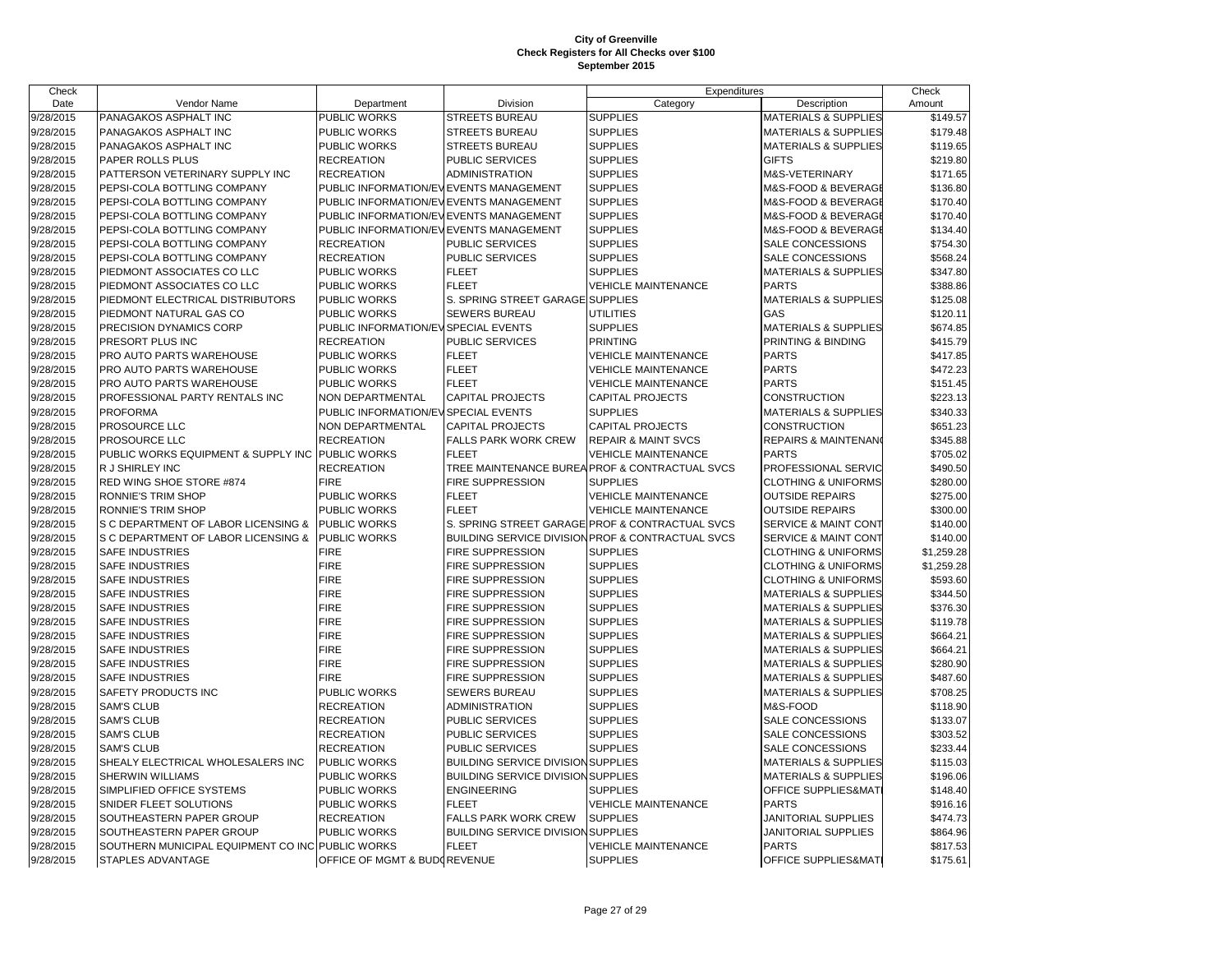# City of Greenville
## Check Registers for All Checks over $100
### September 2015

| Check Date | Vendor Name | Department | Division | Expenditures Category | Description | Check Amount |
|---|---|---|---|---|---|---|
| 9/28/2015 | PANAGAKOS ASPHALT INC | PUBLIC WORKS | STREETS BUREAU | SUPPLIES | MATERIALS & SUPPLIES | $149.57 |
| 9/28/2015 | PANAGAKOS ASPHALT INC | PUBLIC WORKS | STREETS BUREAU | SUPPLIES | MATERIALS & SUPPLIES | $179.48 |
| 9/28/2015 | PANAGAKOS ASPHALT INC | PUBLIC WORKS | STREETS BUREAU | SUPPLIES | MATERIALS & SUPPLIES | $119.65 |
| 9/28/2015 | PAPER ROLLS PLUS | RECREATION | PUBLIC SERVICES | SUPPLIES | GIFTS | $219.80 |
| 9/28/2015 | PATTERSON VETERINARY SUPPLY INC | RECREATION | ADMINISTRATION | SUPPLIES | M&S-VETERINARY | $171.65 |
| 9/28/2015 | PEPSI-COLA BOTTLING COMPANY | PUBLIC INFORMATION/EV | EVENTS MANAGEMENT | SUPPLIES | M&S-FOOD & BEVERAGE | $136.80 |
| 9/28/2015 | PEPSI-COLA BOTTLING COMPANY | PUBLIC INFORMATION/EV | EVENTS MANAGEMENT | SUPPLIES | M&S-FOOD & BEVERAGE | $170.40 |
| 9/28/2015 | PEPSI-COLA BOTTLING COMPANY | PUBLIC INFORMATION/EV | EVENTS MANAGEMENT | SUPPLIES | M&S-FOOD & BEVERAGE | $170.40 |
| 9/28/2015 | PEPSI-COLA BOTTLING COMPANY | PUBLIC INFORMATION/EV | EVENTS MANAGEMENT | SUPPLIES | M&S-FOOD & BEVERAGE | $134.40 |
| 9/28/2015 | PEPSI-COLA BOTTLING COMPANY | RECREATION | PUBLIC SERVICES | SUPPLIES | SALE CONCESSIONS | $754.30 |
| 9/28/2015 | PEPSI-COLA BOTTLING COMPANY | RECREATION | PUBLIC SERVICES | SUPPLIES | SALE CONCESSIONS | $568.24 |
| 9/28/2015 | PIEDMONT ASSOCIATES CO LLC | PUBLIC WORKS | FLEET | SUPPLIES | MATERIALS & SUPPLIES | $347.80 |
| 9/28/2015 | PIEDMONT ASSOCIATES CO LLC | PUBLIC WORKS | FLEET | VEHICLE MAINTENANCE | PARTS | $388.86 |
| 9/28/2015 | PIEDMONT ELECTRICAL DISTRIBUTORS | PUBLIC WORKS | S. SPRING STREET GARAGE | SUPPLIES | MATERIALS & SUPPLIES | $125.08 |
| 9/28/2015 | PIEDMONT NATURAL GAS CO | PUBLIC WORKS | SEWERS BUREAU | UTILITIES | GAS | $120.11 |
| 9/28/2015 | PRECISION DYNAMICS CORP | PUBLIC INFORMATION/EV | SPECIAL EVENTS | SUPPLIES | MATERIALS & SUPPLIES | $674.85 |
| 9/28/2015 | PRESORT PLUS INC | RECREATION | PUBLIC SERVICES | PRINTING | PRINTING & BINDING | $415.79 |
| 9/28/2015 | PRO AUTO PARTS WAREHOUSE | PUBLIC WORKS | FLEET | VEHICLE MAINTENANCE | PARTS | $417.85 |
| 9/28/2015 | PRO AUTO PARTS WAREHOUSE | PUBLIC WORKS | FLEET | VEHICLE MAINTENANCE | PARTS | $472.23 |
| 9/28/2015 | PRO AUTO PARTS WAREHOUSE | PUBLIC WORKS | FLEET | VEHICLE MAINTENANCE | PARTS | $151.45 |
| 9/28/2015 | PROFESSIONAL PARTY RENTALS INC | NON DEPARTMENTAL | CAPITAL PROJECTS | CAPITAL PROJECTS | CONSTRUCTION | $223.13 |
| 9/28/2015 | PROFORMA | PUBLIC INFORMATION/EV | SPECIAL EVENTS | SUPPLIES | MATERIALS & SUPPLIES | $340.33 |
| 9/28/2015 | PROSOURCE LLC | NON DEPARTMENTAL | CAPITAL PROJECTS | CAPITAL PROJECTS | CONSTRUCTION | $651.23 |
| 9/28/2015 | PROSOURCE LLC | RECREATION | FALLS PARK WORK CREW | REPAIR & MAINT SVCS | REPAIRS & MAINTENANC | $345.88 |
| 9/28/2015 | PUBLIC WORKS EQUIPMENT & SUPPLY INC | PUBLIC WORKS | FLEET | VEHICLE MAINTENANCE | PARTS | $705.02 |
| 9/28/2015 | R J SHIRLEY INC | RECREATION | TREE MAINTENANCE BUREA | PROF & CONTRACTUAL SVCS | PROFESSIONAL SERVIC | $490.50 |
| 9/28/2015 | RED WING SHOE STORE #874 | FIRE | FIRE SUPPRESSION | SUPPLIES | CLOTHING & UNIFORMS | $280.00 |
| 9/28/2015 | RONNIE'S TRIM SHOP | PUBLIC WORKS | FLEET | VEHICLE MAINTENANCE | OUTSIDE REPAIRS | $275.00 |
| 9/28/2015 | RONNIE'S TRIM SHOP | PUBLIC WORKS | FLEET | VEHICLE MAINTENANCE | OUTSIDE REPAIRS | $300.00 |
| 9/28/2015 | S C DEPARTMENT OF LABOR LICENSING & | PUBLIC WORKS | S. SPRING STREET GARAGE | PROF & CONTRACTUAL SVCS | SERVICE & MAINT CONT | $140.00 |
| 9/28/2015 | S C DEPARTMENT OF LABOR LICENSING & | PUBLIC WORKS | BUILDING SERVICE DIVISION | PROF & CONTRACTUAL SVCS | SERVICE & MAINT CONT | $140.00 |
| 9/28/2015 | SAFE INDUSTRIES | FIRE | FIRE SUPPRESSION | SUPPLIES | CLOTHING & UNIFORMS | $1,259.28 |
| 9/28/2015 | SAFE INDUSTRIES | FIRE | FIRE SUPPRESSION | SUPPLIES | CLOTHING & UNIFORMS | $1,259.28 |
| 9/28/2015 | SAFE INDUSTRIES | FIRE | FIRE SUPPRESSION | SUPPLIES | CLOTHING & UNIFORMS | $593.60 |
| 9/28/2015 | SAFE INDUSTRIES | FIRE | FIRE SUPPRESSION | SUPPLIES | MATERIALS & SUPPLIES | $344.50 |
| 9/28/2015 | SAFE INDUSTRIES | FIRE | FIRE SUPPRESSION | SUPPLIES | MATERIALS & SUPPLIES | $376.30 |
| 9/28/2015 | SAFE INDUSTRIES | FIRE | FIRE SUPPRESSION | SUPPLIES | MATERIALS & SUPPLIES | $119.78 |
| 9/28/2015 | SAFE INDUSTRIES | FIRE | FIRE SUPPRESSION | SUPPLIES | MATERIALS & SUPPLIES | $664.21 |
| 9/28/2015 | SAFE INDUSTRIES | FIRE | FIRE SUPPRESSION | SUPPLIES | MATERIALS & SUPPLIES | $664.21 |
| 9/28/2015 | SAFE INDUSTRIES | FIRE | FIRE SUPPRESSION | SUPPLIES | MATERIALS & SUPPLIES | $280.90 |
| 9/28/2015 | SAFE INDUSTRIES | FIRE | FIRE SUPPRESSION | SUPPLIES | MATERIALS & SUPPLIES | $487.60 |
| 9/28/2015 | SAFETY PRODUCTS INC | PUBLIC WORKS | SEWERS BUREAU | SUPPLIES | MATERIALS & SUPPLIES | $708.25 |
| 9/28/2015 | SAM'S CLUB | RECREATION | ADMINISTRATION | SUPPLIES | M&S-FOOD | $118.90 |
| 9/28/2015 | SAM'S CLUB | RECREATION | PUBLIC SERVICES | SUPPLIES | SALE CONCESSIONS | $133.07 |
| 9/28/2015 | SAM'S CLUB | RECREATION | PUBLIC SERVICES | SUPPLIES | SALE CONCESSIONS | $303.52 |
| 9/28/2015 | SAM'S CLUB | RECREATION | PUBLIC SERVICES | SUPPLIES | SALE CONCESSIONS | $233.44 |
| 9/28/2015 | SHEALY ELECTRICAL WHOLESALERS INC | PUBLIC WORKS | BUILDING SERVICE DIVISION | SUPPLIES | MATERIALS & SUPPLIES | $115.03 |
| 9/28/2015 | SHERWIN WILLIAMS | PUBLIC WORKS | BUILDING SERVICE DIVISION | SUPPLIES | MATERIALS & SUPPLIES | $196.06 |
| 9/28/2015 | SIMPLIFIED OFFICE SYSTEMS | PUBLIC WORKS | ENGINEERING | SUPPLIES | OFFICE SUPPLIES&MATI | $148.40 |
| 9/28/2015 | SNIDER FLEET SOLUTIONS | PUBLIC WORKS | FLEET | VEHICLE MAINTENANCE | PARTS | $916.16 |
| 9/28/2015 | SOUTHEASTERN PAPER GROUP | RECREATION | FALLS PARK WORK CREW | SUPPLIES | JANITORIAL SUPPLIES | $474.73 |
| 9/28/2015 | SOUTHEASTERN PAPER GROUP | PUBLIC WORKS | BUILDING SERVICE DIVISION | SUPPLIES | JANITORIAL SUPPLIES | $864.96 |
| 9/28/2015 | SOUTHERN MUNICIPAL EQUIPMENT CO INC | PUBLIC WORKS | FLEET | VEHICLE MAINTENANCE | PARTS | $817.53 |
| 9/28/2015 | STAPLES ADVANTAGE | OFFICE OF MGMT & BUDG | REVENUE | SUPPLIES | OFFICE SUPPLIES&MATI | $175.61 |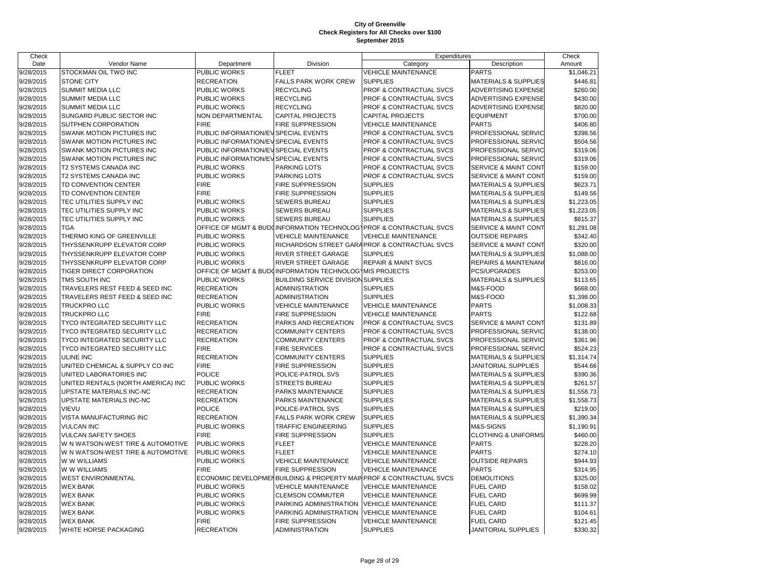# City of Greenville
## Check Registers for All Checks over $100
## September 2015

| Check Date | Vendor Name | Department | Division | Expenditures Category | Expenditures Description | Check Amount |
|---|---|---|---|---|---|---|
| 9/28/2015 | STOCKMAN OIL TWO INC | PUBLIC WORKS | FLEET | VEHICLE MAINTENANCE | PARTS | $1,046.21 |
| 9/28/2015 | STONE CITY | RECREATION | FALLS PARK WORK CREW | SUPPLIES | MATERIALS & SUPPLIES | $446.81 |
| 9/28/2015 | SUMMIT MEDIA LLC | PUBLIC WORKS | RECYCLING | PROF & CONTRACTUAL SVCS | ADVERTISING EXPENSE | $260.00 |
| 9/28/2015 | SUMMIT MEDIA LLC | PUBLIC WORKS | RECYCLING | PROF & CONTRACTUAL SVCS | ADVERTISING EXPENSE | $430.00 |
| 9/28/2015 | SUMMIT MEDIA LLC | PUBLIC WORKS | RECYCLING | PROF & CONTRACTUAL SVCS | ADVERTISING EXPENSE | $820.00 |
| 9/28/2015 | SUNGARD PUBLIC SECTOR INC | NON DEPARTMENTAL | CAPITAL PROJECTS | CAPITAL PROJECTS | EQUIPMENT | $700.00 |
| 9/28/2015 | SUTPHEN CORPORATION | FIRE | FIRE SUPPRESSION | VEHICLE MAINTENANCE | PARTS | $406.80 |
| 9/28/2015 | SWANK MOTION PICTURES INC | PUBLIC INFORMATION/EV | SPECIAL EVENTS | PROF & CONTRACTUAL SVCS | PROFESSIONAL SERVIC | $398.56 |
| 9/28/2015 | SWANK MOTION PICTURES INC | PUBLIC INFORMATION/EV | SPECIAL EVENTS | PROF & CONTRACTUAL SVCS | PROFESSIONAL SERVIC | $504.56 |
| 9/28/2015 | SWANK MOTION PICTURES INC | PUBLIC INFORMATION/EV | SPECIAL EVENTS | PROF & CONTRACTUAL SVCS | PROFESSIONAL SERVIC | $319.06 |
| 9/28/2015 | SWANK MOTION PICTURES INC | PUBLIC INFORMATION/EV | SPECIAL EVENTS | PROF & CONTRACTUAL SVCS | PROFESSIONAL SERVIC | $319.06 |
| 9/28/2015 | T2 SYSTEMS CANADA INC | PUBLIC WORKS | PARKING LOTS | PROF & CONTRACTUAL SVCS | SERVICE & MAINT CONT | $159.00 |
| 9/28/2015 | T2 SYSTEMS CANADA INC | PUBLIC WORKS | PARKING LOTS | PROF & CONTRACTUAL SVCS | SERVICE & MAINT CONT | $159.00 |
| 9/28/2015 | TD CONVENTION CENTER | FIRE | FIRE SUPPRESSION | SUPPLIES | MATERIALS & SUPPLIES | $623.71 |
| 9/28/2015 | TD CONVENTION CENTER | FIRE | FIRE SUPPRESSION | SUPPLIES | MATERIALS & SUPPLIES | $149.56 |
| 9/28/2015 | TEC UTILITIES SUPPLY INC | PUBLIC WORKS | SEWERS BUREAU | SUPPLIES | MATERIALS & SUPPLIES | $1,223.05 |
| 9/28/2015 | TEC UTILITIES SUPPLY INC | PUBLIC WORKS | SEWERS BUREAU | SUPPLIES | MATERIALS & SUPPLIES | $1,223.05 |
| 9/28/2015 | TEC UTILITIES SUPPLY INC | PUBLIC WORKS | SEWERS BUREAU | SUPPLIES | MATERIALS & SUPPLIES | $815.37 |
| 9/28/2015 | TGA | OFFICE OF MGMT & BUD | INFORMATION TECHNOLOGY | PROF & CONTRACTUAL SVCS | SERVICE & MAINT CONT | $1,291.08 |
| 9/28/2015 | THERMO KING OF GREENVILLE | PUBLIC WORKS | VEHICLE MAINTENANCE | VEHICLE MAINTENANCE | OUTSIDE REPAIRS | $342.40 |
| 9/28/2015 | THYSSENKRUPP ELEVATOR CORP | PUBLIC WORKS | RICHARDSON STREET GARA | PROF & CONTRACTUAL SVCS | SERVICE & MAINT CONT | $320.00 |
| 9/28/2015 | THYSSENKRUPP ELEVATOR CORP | PUBLIC WORKS | RIVER STREET GARAGE | SUPPLIES | MATERIALS & SUPPLIES | $1,088.00 |
| 9/28/2015 | THYSSENKRUPP ELEVATOR CORP | PUBLIC WORKS | RIVER STREET GARAGE | REPAIR & MAINT SVCS | REPAIRS & MAINTENAN | $816.00 |
| 9/28/2015 | TIGER DIRECT CORPORATION | OFFICE OF MGMT & BUD | INFORMATION TECHNOLOGY | MIS PROJECTS | PCS/UPGRADES | $253.00 |
| 9/28/2015 | TMS SOUTH INC | PUBLIC WORKS | BUILDING SERVICE DIVISION | SUPPLIES | MATERIALS & SUPPLIES | $113.65 |
| 9/28/2015 | TRAVELERS REST FEED & SEED INC | RECREATION | ADMINISTRATION | SUPPLIES | M&S-FOOD | $668.00 |
| 9/28/2015 | TRAVELERS REST FEED & SEED INC | RECREATION | ADMINISTRATION | SUPPLIES | M&S-FOOD | $1,398.00 |
| 9/28/2015 | TRUCKPRO LLC | PUBLIC WORKS | VEHICLE MAINTENANCE | VEHICLE MAINTENANCE | PARTS | $1,008.33 |
| 9/28/2015 | TRUCKPRO LLC | FIRE | FIRE SUPPRESSION | VEHICLE MAINTENANCE | PARTS | $122.68 |
| 9/28/2015 | TYCO INTEGRATED SECURITY LLC | RECREATION | PARKS AND RECREATION | PROF & CONTRACTUAL SVCS | SERVICE & MAINT CONT | $131.89 |
| 9/28/2015 | TYCO INTEGRATED SECURITY LLC | RECREATION | COMMUNITY CENTERS | PROF & CONTRACTUAL SVCS | PROFESSIONAL SERVIC | $138.00 |
| 9/28/2015 | TYCO INTEGRATED SECURITY LLC | RECREATION | COMMUNITY CENTERS | PROF & CONTRACTUAL SVCS | PROFESSIONAL SERVIC | $361.96 |
| 9/28/2015 | TYCO INTEGRATED SECURITY LLC | FIRE | FIRE SERVICES | PROF & CONTRACTUAL SVCS | PROFESSIONAL SERVIC | $524.23 |
| 9/28/2015 | ULINE INC | RECREATION | COMMUNITY CENTERS | SUPPLIES | MATERIALS & SUPPLIES | $1,314.74 |
| 9/28/2015 | UNITED CHEMICAL & SUPPLY CO INC | FIRE | FIRE SUPPRESSION | SUPPLIES | JANITORIAL SUPPLIES | $544.66 |
| 9/28/2015 | UNITED LABORATORIES INC | POLICE | POLICE-PATROL SVS | SUPPLIES | MATERIALS & SUPPLIES | $390.36 |
| 9/28/2015 | UNITED RENTALS (NORTH AMERICA) INC | PUBLIC WORKS | STREETS BUREAU | SUPPLIES | MATERIALS & SUPPLIES | $261.57 |
| 9/28/2015 | UPSTATE MATERIALS INC-NC | RECREATION | PARKS MAINTENANCE | SUPPLIES | MATERIALS & SUPPLIES | $1,558.73 |
| 9/28/2015 | UPSTATE MATERIALS INC-NC | RECREATION | PARKS MAINTENANCE | SUPPLIES | MATERIALS & SUPPLIES | $1,558.73 |
| 9/28/2015 | VIEVU | POLICE | POLICE-PATROL SVS | SUPPLIES | MATERIALS & SUPPLIES | $219.00 |
| 9/28/2015 | VISTA MANUFACTURING INC | RECREATION | FALLS PARK WORK CREW | SUPPLIES | MATERIALS & SUPPLIES | $1,390.34 |
| 9/28/2015 | VULCAN INC | PUBLIC WORKS | TRAFFIC ENGINEERING | SUPPLIES | M&S-SIGNS | $1,190.91 |
| 9/28/2015 | VULCAN SAFETY SHOES | FIRE | FIRE SUPPRESSION | SUPPLIES | CLOTHING & UNIFORMS | $460.00 |
| 9/28/2015 | W N WATSON-WEST TIRE & AUTOMOTIVE | PUBLIC WORKS | FLEET | VEHICLE MAINTENANCE | PARTS | $228.20 |
| 9/28/2015 | W N WATSON-WEST TIRE & AUTOMOTIVE | PUBLIC WORKS | FLEET | VEHICLE MAINTENANCE | PARTS | $274.10 |
| 9/28/2015 | W W WILLIAMS | PUBLIC WORKS | VEHICLE MAINTENANCE | VEHICLE MAINTENANCE | OUTSIDE REPAIRS | $944.93 |
| 9/28/2015 | W W WILLIAMS | FIRE | FIRE SUPPRESSION | VEHICLE MAINTENANCE | PARTS | $314.95 |
| 9/28/2015 | WEST ENVIRONMENTAL | ECONOMIC DEVELOPMEN | BUILDING & PROPERTY MAIN | PROF & CONTRACTUAL SVCS | DEMOLITIONS | $325.00 |
| 9/28/2015 | WEX BANK | PUBLIC WORKS | VEHICLE MAINTENANCE | VEHICLE MAINTENANCE | FUEL CARD | $158.02 |
| 9/28/2015 | WEX BANK | PUBLIC WORKS | CLEMSON COMMUTER | VEHICLE MAINTENANCE | FUEL CARD | $699.99 |
| 9/28/2015 | WEX BANK | PUBLIC WORKS | PARKING ADMINISTRATION | VEHICLE MAINTENANCE | FUEL CARD | $111.37 |
| 9/28/2015 | WEX BANK | PUBLIC WORKS | PARKING ADMINISTRATION | VEHICLE MAINTENANCE | FUEL CARD | $104.61 |
| 9/28/2015 | WEX BANK | FIRE | FIRE SUPPRESSION | VEHICLE MAINTENANCE | FUEL CARD | $121.45 |
| 9/28/2015 | WHITE HORSE PACKAGING | RECREATION | ADMINISTRATION | SUPPLIES | JANITORIAL SUPPLIES | $330.32 |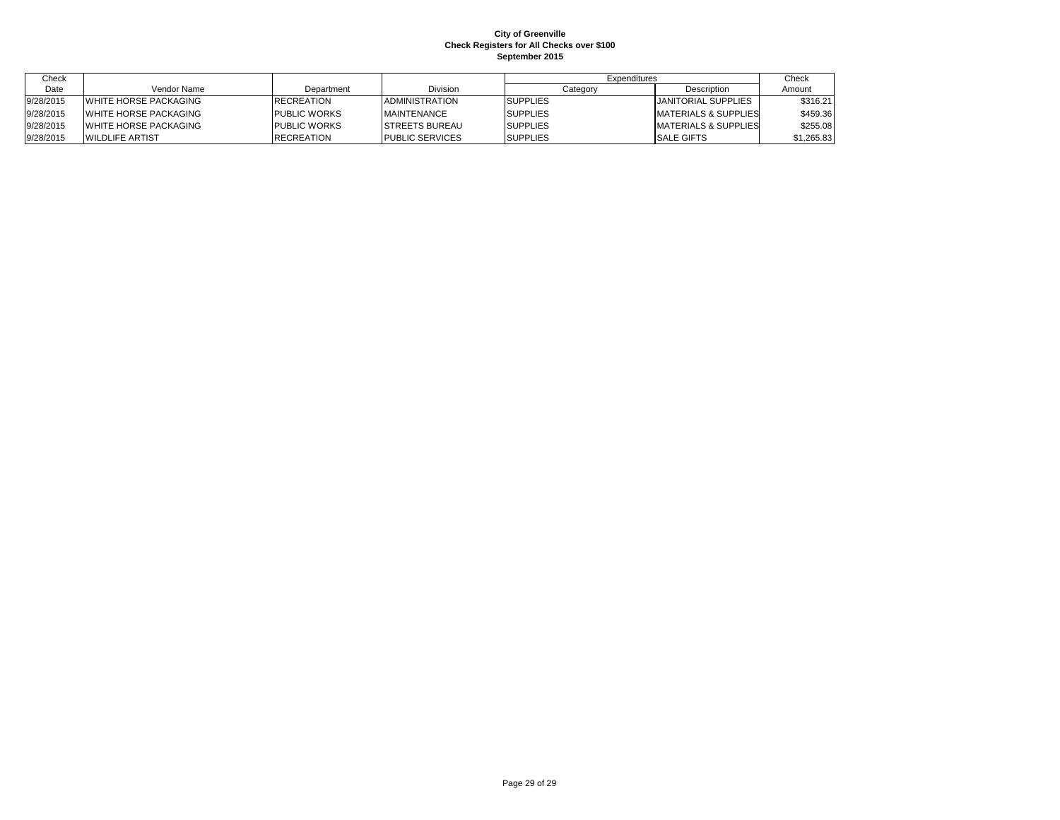**City of Greenville**
**Check Registers for All Checks over $100**
**September 2015**

| Check Date | Vendor Name | Department | Division | Expenditures Category | Description | Check Amount |
|---|---|---|---|---|---|---|
| 9/28/2015 | WHITE HORSE PACKAGING | RECREATION | ADMINISTRATION | SUPPLIES | JANITORIAL SUPPLIES | $316.21 |
| 9/28/2015 | WHITE HORSE PACKAGING | PUBLIC WORKS | MAINTENANCE | SUPPLIES | MATERIALS & SUPPLIES | $459.36 |
| 9/28/2015 | WHITE HORSE PACKAGING | PUBLIC WORKS | STREETS BUREAU | SUPPLIES | MATERIALS & SUPPLIES | $255.08 |
| 9/28/2015 | WILDLIFE ARTIST | RECREATION | PUBLIC SERVICES | SUPPLIES | SALE GIFTS | $1,265.83 |